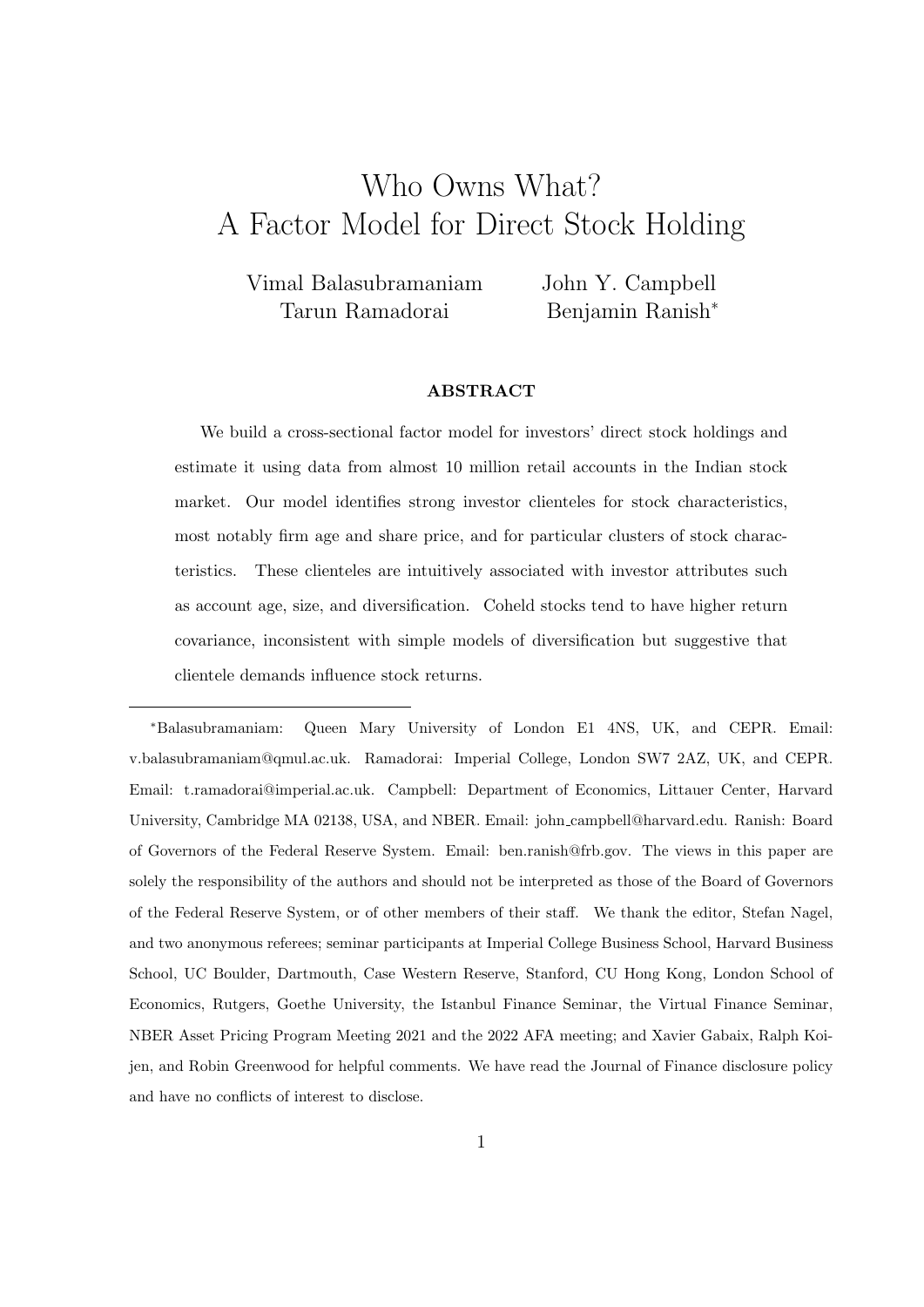# Who Owns What?
# A Factor Model for Direct Stock Holding

Vimal Balasubramaniam  John Y. Campbell
Tarun Ramadorai  Benjamin Ranish*

**ABSTRACT**

We build a cross-sectional factor model for investors' direct stock holdings and estimate it using data from almost 10 million retail accounts in the Indian stock market. Our model identifies strong investor clienteles for stock characteristics, most notably firm age and share price, and for particular clusters of stock characteristics. These clienteles are intuitively associated with investor attributes such as account age, size, and diversification. Coheld stocks tend to have higher return covariance, inconsistent with simple models of diversification but suggestive that clientele demands influence stock returns.

---

*Balasubramaniam: Queen Mary University of London E1 4NS, UK, and CEPR. Email: v.balasubramaniam@qmul.ac.uk. Ramadorai: Imperial College, London SW7 2AZ, UK, and CEPR. Email: t.ramadorai@imperial.ac.uk. Campbell: Department of Economics, Littauer Center, Harvard University, Cambridge MA 02138, USA, and NBER. Email: john_campbell@harvard.edu. Ranish: Board of Governors of the Federal Reserve System. Email: ben.ranish@frb.gov. The views in this paper are solely the responsibility of the authors and should not be interpreted as those of the Board of Governors of the Federal Reserve System, or of other members of their staff. We thank the editor, Stefan Nagel, and two anonymous referees; seminar participants at Imperial College Business School, Harvard Business School, UC Boulder, Dartmouth, Case Western Reserve, Stanford, CU Hong Kong, London School of Economics, Rutgers, Goethe University, the Istanbul Finance Seminar, the Virtual Finance Seminar, NBER Asset Pricing Program Meeting 2021 and the 2022 AFA meeting; and Xavier Gabaix, Ralph Koijen, and Robin Greenwood for helpful comments. We have read the Journal of Finance disclosure policy and have no conflicts of interest to disclose.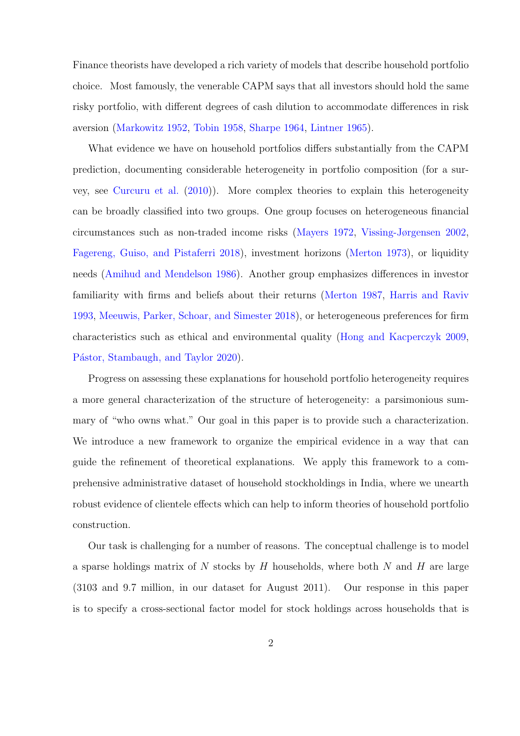Finance theorists have developed a rich variety of models that describe household portfolio choice. Most famously, the venerable CAPM says that all investors should hold the same risky portfolio, with different degrees of cash dilution to accommodate differences in risk aversion (Markowitz 1952, Tobin 1958, Sharpe 1964, Lintner 1965).

What evidence we have on household portfolios differs substantially from the CAPM prediction, documenting considerable heterogeneity in portfolio composition (for a survey, see Curcuru et al. (2010)). More complex theories to explain this heterogeneity can be broadly classified into two groups. One group focuses on heterogeneous financial circumstances such as non-traded income risks (Mayers 1972, Vissing-Jørgensen 2002, Fagereng, Guiso, and Pistaferri 2018), investment horizons (Merton 1973), or liquidity needs (Amihud and Mendelson 1986). Another group emphasizes differences in investor familiarity with firms and beliefs about their returns (Merton 1987, Harris and Raviv 1993, Meeuwis, Parker, Schoar, and Simester 2018), or heterogeneous preferences for firm characteristics such as ethical and environmental quality (Hong and Kacperczyk 2009, Pástor, Stambaugh, and Taylor 2020).

Progress on assessing these explanations for household portfolio heterogeneity requires a more general characterization of the structure of heterogeneity: a parsimonious summary of "who owns what." Our goal in this paper is to provide such a characterization. We introduce a new framework to organize the empirical evidence in a way that can guide the refinement of theoretical explanations. We apply this framework to a comprehensive administrative dataset of household stockholdings in India, where we unearth robust evidence of clientele effects which can help to inform theories of household portfolio construction.

Our task is challenging for a number of reasons. The conceptual challenge is to model a sparse holdings matrix of $N$ stocks by $H$ households, where both $N$ and $H$ are large (3103 and 9.7 million, in our dataset for August 2011). Our response in this paper is to specify a cross-sectional factor model for stock holdings across households that is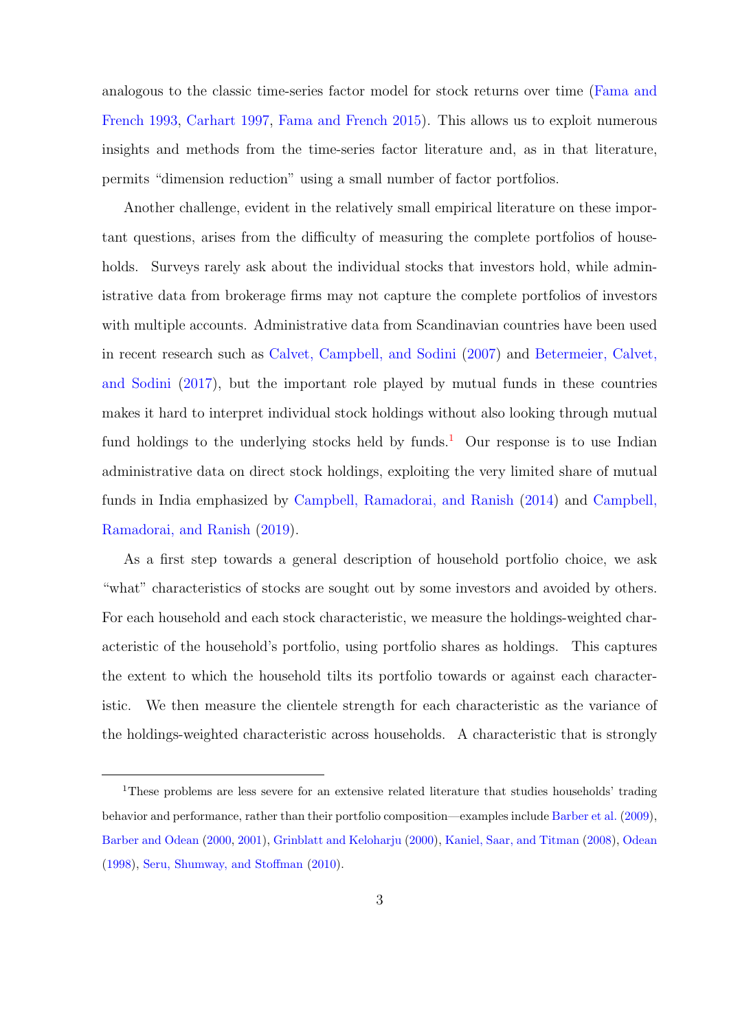analogous to the classic time-series factor model for stock returns over time (Fama and French 1993, Carhart 1997, Fama and French 2015). This allows us to exploit numerous insights and methods from the time-series factor literature and, as in that literature, permits "dimension reduction" using a small number of factor portfolios.

Another challenge, evident in the relatively small empirical literature on these important questions, arises from the difficulty of measuring the complete portfolios of households. Surveys rarely ask about the individual stocks that investors hold, while administrative data from brokerage firms may not capture the complete portfolios of investors with multiple accounts. Administrative data from Scandinavian countries have been used in recent research such as Calvet, Campbell, and Sodini (2007) and Betermeier, Calvet, and Sodini (2017), but the important role played by mutual funds in these countries makes it hard to interpret individual stock holdings without also looking through mutual fund holdings to the underlying stocks held by funds.[1] Our response is to use Indian administrative data on direct stock holdings, exploiting the very limited share of mutual funds in India emphasized by Campbell, Ramadorai, and Ranish (2014) and Campbell, Ramadorai, and Ranish (2019).

As a first step towards a general description of household portfolio choice, we ask "what" characteristics of stocks are sought out by some investors and avoided by others. For each household and each stock characteristic, we measure the holdings-weighted characteristic of the household's portfolio, using portfolio shares as holdings. This captures the extent to which the household tilts its portfolio towards or against each characteristic. We then measure the clientele strength for each characteristic as the variance of the holdings-weighted characteristic across households. A characteristic that is strongly

[1] These problems are less severe for an extensive related literature that studies households' trading behavior and performance, rather than their portfolio composition—examples include Barber et al. (2009), Barber and Odean (2000, 2001), Grinblatt and Keloharju (2000), Kaniel, Saar, and Titman (2008), Odean (1998), Seru, Shumway, and Stoffman (2010).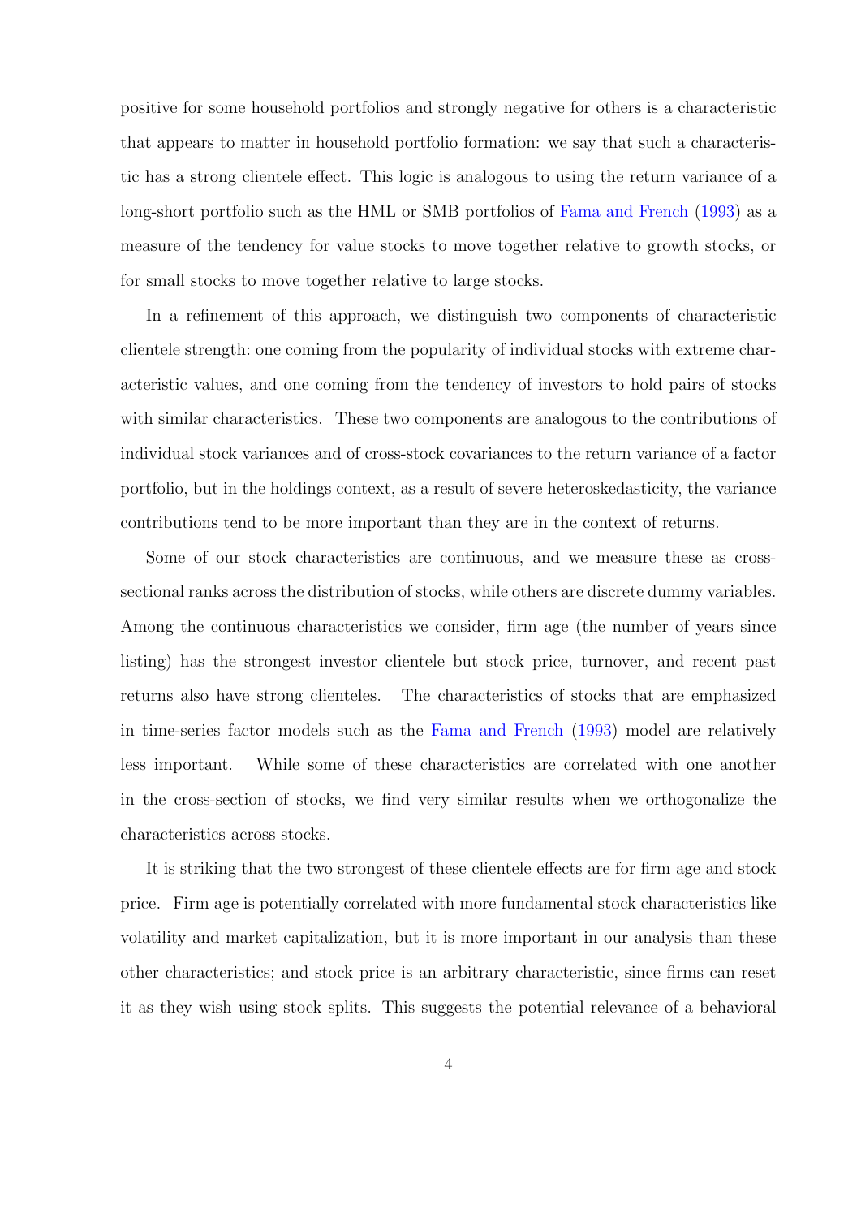positive for some household portfolios and strongly negative for others is a characteristic that appears to matter in household portfolio formation: we say that such a characteristic has a strong clientele effect. This logic is analogous to using the return variance of a long-short portfolio such as the HML or SMB portfolios of Fama and French (1993) as a measure of the tendency for value stocks to move together relative to growth stocks, or for small stocks to move together relative to large stocks.

In a refinement of this approach, we distinguish two components of characteristic clientele strength: one coming from the popularity of individual stocks with extreme characteristic values, and one coming from the tendency of investors to hold pairs of stocks with similar characteristics. These two components are analogous to the contributions of individual stock variances and of cross-stock covariances to the return variance of a factor portfolio, but in the holdings context, as a result of severe heteroskedasticity, the variance contributions tend to be more important than they are in the context of returns.

Some of our stock characteristics are continuous, and we measure these as cross-sectional ranks across the distribution of stocks, while others are discrete dummy variables. Among the continuous characteristics we consider, firm age (the number of years since listing) has the strongest investor clientele but stock price, turnover, and recent past returns also have strong clienteles. The characteristics of stocks that are emphasized in time-series factor models such as the Fama and French (1993) model are relatively less important. While some of these characteristics are correlated with one another in the cross-section of stocks, we find very similar results when we orthogonalize the characteristics across stocks.

It is striking that the two strongest of these clientele effects are for firm age and stock price. Firm age is potentially correlated with more fundamental stock characteristics like volatility and market capitalization, but it is more important in our analysis than these other characteristics; and stock price is an arbitrary characteristic, since firms can reset it as they wish using stock splits. This suggests the potential relevance of a behavioral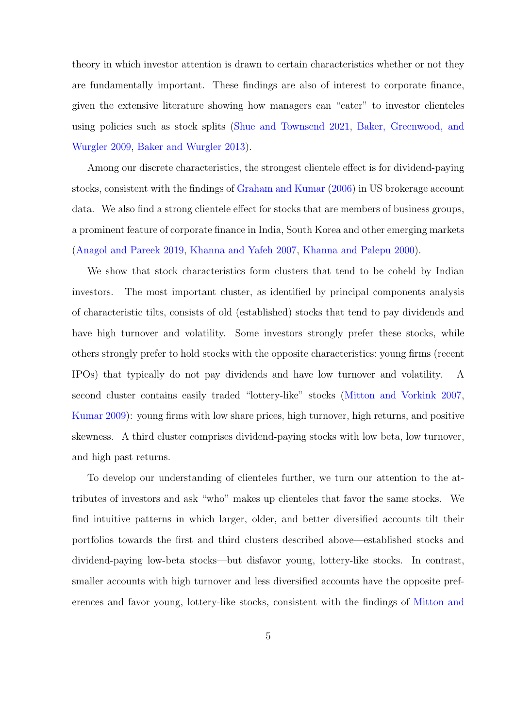theory in which investor attention is drawn to certain characteristics whether or not they are fundamentally important. These findings are also of interest to corporate finance, given the extensive literature showing how managers can "cater" to investor clienteles using policies such as stock splits (Shue and Townsend 2021, Baker, Greenwood, and Wurgler 2009, Baker and Wurgler 2013).

Among our discrete characteristics, the strongest clientele effect is for dividend-paying stocks, consistent with the findings of Graham and Kumar (2006) in US brokerage account data. We also find a strong clientele effect for stocks that are members of business groups, a prominent feature of corporate finance in India, South Korea and other emerging markets (Anagol and Pareek 2019, Khanna and Yafeh 2007, Khanna and Palepu 2000).

We show that stock characteristics form clusters that tend to be coheld by Indian investors. The most important cluster, as identified by principal components analysis of characteristic tilts, consists of old (established) stocks that tend to pay dividends and have high turnover and volatility. Some investors strongly prefer these stocks, while others strongly prefer to hold stocks with the opposite characteristics: young firms (recent IPOs) that typically do not pay dividends and have low turnover and volatility. A second cluster contains easily traded "lottery-like" stocks (Mitton and Vorkink 2007, Kumar 2009): young firms with low share prices, high turnover, high returns, and positive skewness. A third cluster comprises dividend-paying stocks with low beta, low turnover, and high past returns.

To develop our understanding of clienteles further, we turn our attention to the attributes of investors and ask "who" makes up clienteles that favor the same stocks. We find intuitive patterns in which larger, older, and better diversified accounts tilt their portfolios towards the first and third clusters described above—established stocks and dividend-paying low-beta stocks—but disfavor young, lottery-like stocks. In contrast, smaller accounts with high turnover and less diversified accounts have the opposite preferences and favor young, lottery-like stocks, consistent with the findings of Mitton and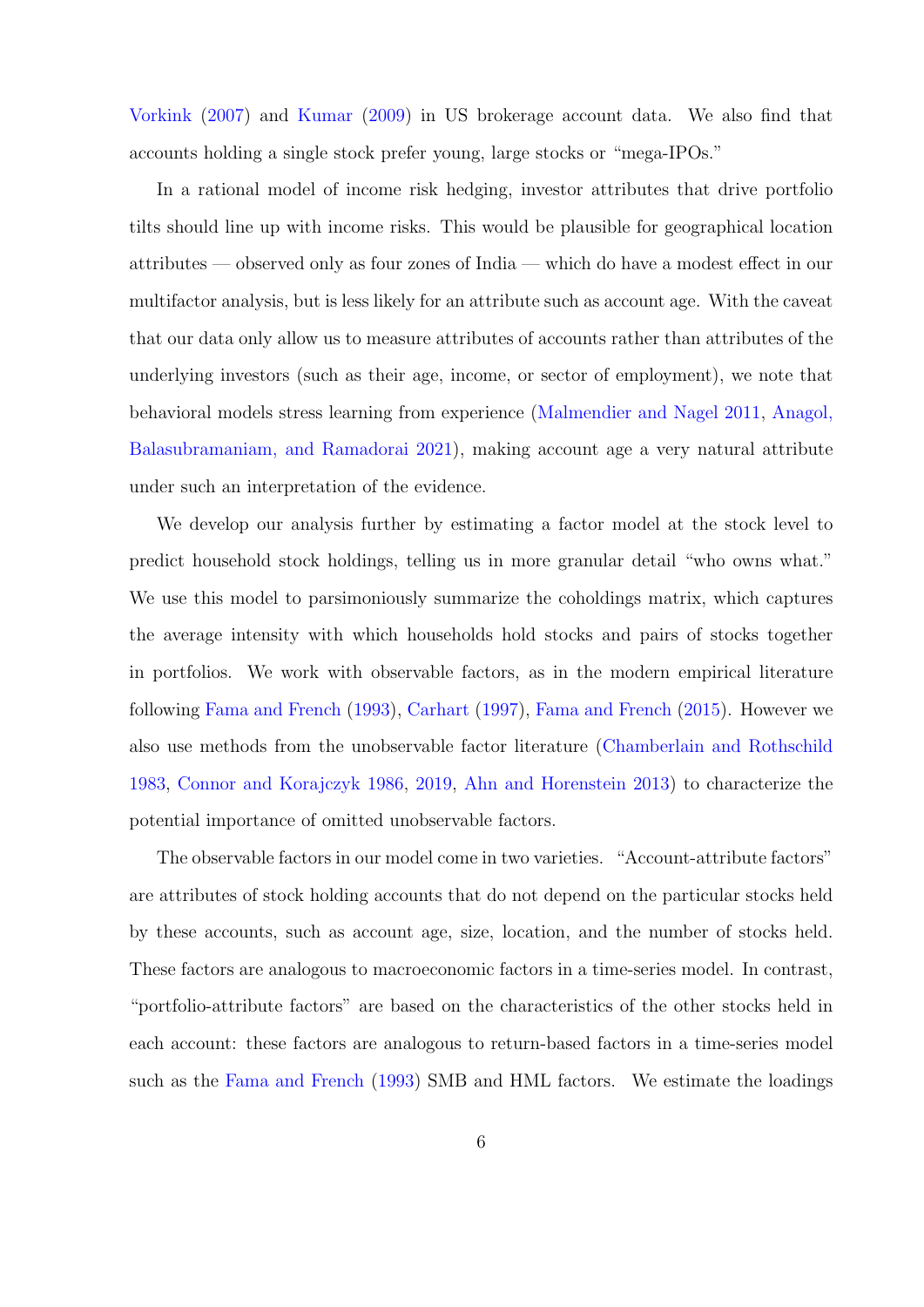Vorkink (2007) and Kumar (2009) in US brokerage account data. We also find that accounts holding a single stock prefer young, large stocks or "mega-IPOs."

In a rational model of income risk hedging, investor attributes that drive portfolio tilts should line up with income risks. This would be plausible for geographical location attributes — observed only as four zones of India — which do have a modest effect in our multifactor analysis, but is less likely for an attribute such as account age. With the caveat that our data only allow us to measure attributes of accounts rather than attributes of the underlying investors (such as their age, income, or sector of employment), we note that behavioral models stress learning from experience (Malmendier and Nagel 2011, Anagol, Balasubramaniam, and Ramadorai 2021), making account age a very natural attribute under such an interpretation of the evidence.

We develop our analysis further by estimating a factor model at the stock level to predict household stock holdings, telling us in more granular detail "who owns what." We use this model to parsimoniously summarize the coholdings matrix, which captures the average intensity with which households hold stocks and pairs of stocks together in portfolios. We work with observable factors, as in the modern empirical literature following Fama and French (1993), Carhart (1997), Fama and French (2015). However we also use methods from the unobservable factor literature (Chamberlain and Rothschild 1983, Connor and Korajczyk 1986, 2019, Ahn and Horenstein 2013) to characterize the potential importance of omitted unobservable factors.

The observable factors in our model come in two varieties. "Account-attribute factors" are attributes of stock holding accounts that do not depend on the particular stocks held by these accounts, such as account age, size, location, and the number of stocks held. These factors are analogous to macroeconomic factors in a time-series model. In contrast, "portfolio-attribute factors" are based on the characteristics of the other stocks held in each account: these factors are analogous to return-based factors in a time-series model such as the Fama and French (1993) SMB and HML factors. We estimate the loadings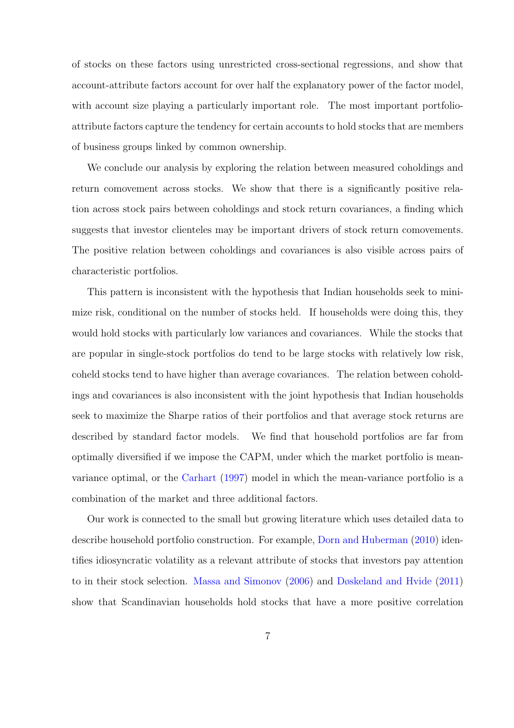of stocks on these factors using unrestricted cross-sectional regressions, and show that account-attribute factors account for over half the explanatory power of the factor model, with account size playing a particularly important role. The most important portfolio-attribute factors capture the tendency for certain accounts to hold stocks that are members of business groups linked by common ownership.

We conclude our analysis by exploring the relation between measured coholdings and return comovement across stocks. We show that there is a significantly positive relation across stock pairs between coholdings and stock return covariances, a finding which suggests that investor clienteles may be important drivers of stock return comovements. The positive relation between coholdings and covariances is also visible across pairs of characteristic portfolios.

This pattern is inconsistent with the hypothesis that Indian households seek to minimize risk, conditional on the number of stocks held. If households were doing this, they would hold stocks with particularly low variances and covariances. While the stocks that are popular in single-stock portfolios do tend to be large stocks with relatively low risk, coheld stocks tend to have higher than average covariances. The relation between coholdings and covariances is also inconsistent with the joint hypothesis that Indian households seek to maximize the Sharpe ratios of their portfolios and that average stock returns are described by standard factor models. We find that household portfolios are far from optimally diversified if we impose the CAPM, under which the market portfolio is mean-variance optimal, or the Carhart (1997) model in which the mean-variance portfolio is a combination of the market and three additional factors.

Our work is connected to the small but growing literature which uses detailed data to describe household portfolio construction. For example, Dorn and Huberman (2010) identifies idiosyncratic volatility as a relevant attribute of stocks that investors pay attention to in their stock selection. Massa and Simonov (2006) and Døskeland and Hvide (2011) show that Scandinavian households hold stocks that have a more positive correlation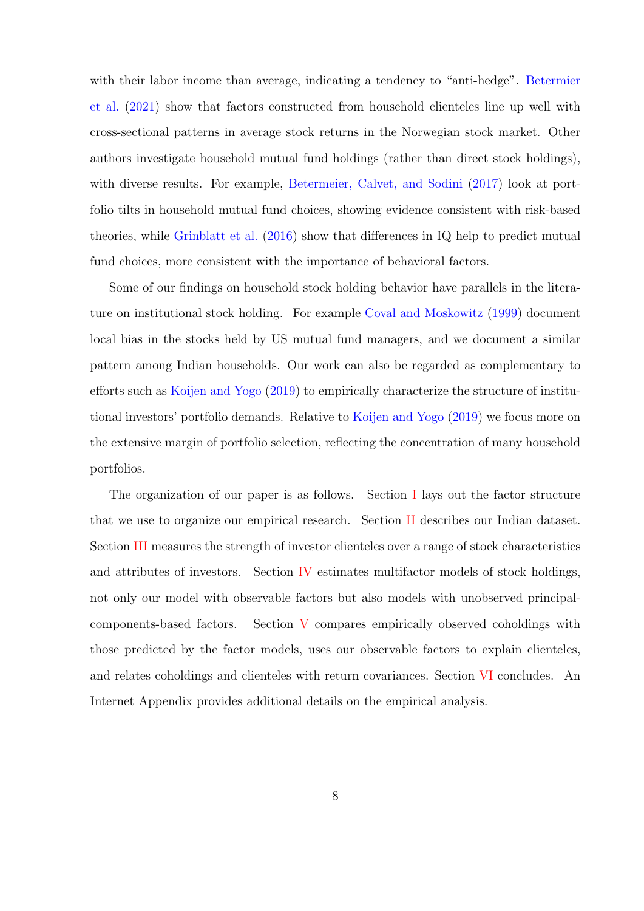with their labor income than average, indicating a tendency to "anti-hedge". Betermier et al. (2021) show that factors constructed from household clienteles line up well with cross-sectional patterns in average stock returns in the Norwegian stock market. Other authors investigate household mutual fund holdings (rather than direct stock holdings), with diverse results. For example, Betermeier, Calvet, and Sodini (2017) look at portfolio tilts in household mutual fund choices, showing evidence consistent with risk-based theories, while Grinblatt et al. (2016) show that differences in IQ help to predict mutual fund choices, more consistent with the importance of behavioral factors.

Some of our findings on household stock holding behavior have parallels in the literature on institutional stock holding. For example Coval and Moskowitz (1999) document local bias in the stocks held by US mutual fund managers, and we document a similar pattern among Indian households. Our work can also be regarded as complementary to efforts such as Koijen and Yogo (2019) to empirically characterize the structure of institutional investors' portfolio demands. Relative to Koijen and Yogo (2019) we focus more on the extensive margin of portfolio selection, reflecting the concentration of many household portfolios.

The organization of our paper is as follows. Section I lays out the factor structure that we use to organize our empirical research. Section II describes our Indian dataset. Section III measures the strength of investor clienteles over a range of stock characteristics and attributes of investors. Section IV estimates multifactor models of stock holdings, not only our model with observable factors but also models with unobserved principal-components-based factors. Section V compares empirically observed coholdings with those predicted by the factor models, uses our observable factors to explain clienteles, and relates coholdings and clienteles with return covariances. Section VI concludes. An Internet Appendix provides additional details on the empirical analysis.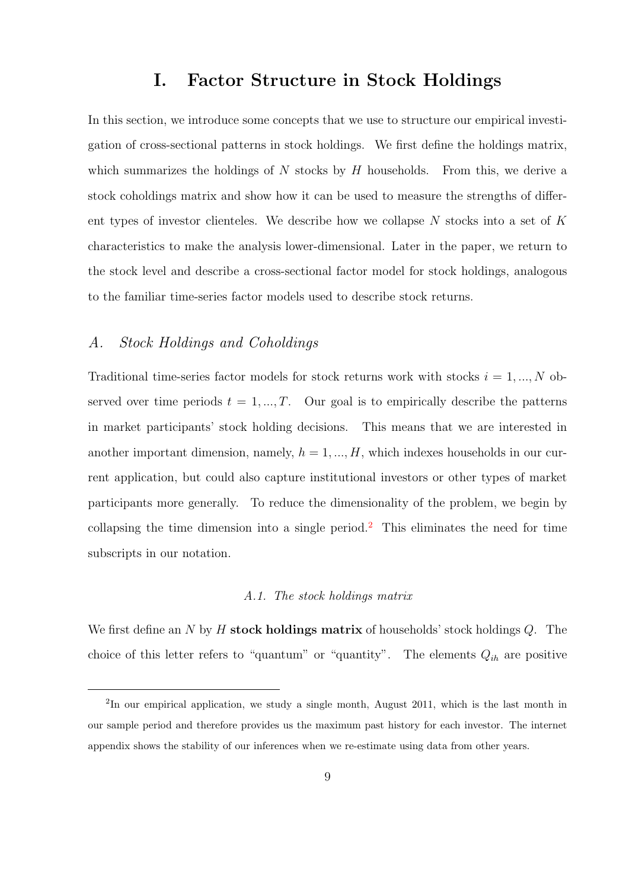# I. Factor Structure in Stock Holdings

In this section, we introduce some concepts that we use to structure our empirical investigation of cross-sectional patterns in stock holdings. We first define the holdings matrix, which summarizes the holdings of $N$ stocks by $H$ households. From this, we derive a stock coholdings matrix and show how it can be used to measure the strengths of different types of investor clienteles. We describe how we collapse $N$ stocks into a set of $K$ characteristics to make the analysis lower-dimensional. Later in the paper, we return to the stock level and describe a cross-sectional factor model for stock holdings, analogous to the familiar time-series factor models used to describe stock returns.

## *A. Stock Holdings and Coholdings*

Traditional time-series factor models for stock returns work with stocks $i = 1, ..., N$ observed over time periods $t = 1, ..., T$. Our goal is to empirically describe the patterns in market participants' stock holding decisions. This means that we are interested in another important dimension, namely, $h = 1, ..., H$, which indexes households in our current application, but could also capture institutional investors or other types of market participants more generally. To reduce the dimensionality of the problem, we begin by collapsing the time dimension into a single period.[2] This eliminates the need for time subscripts in our notation.

### *A.1. The stock holdings matrix*

We first define an $N$ by $H$ **stock holdings matrix** of households' stock holdings $Q$. The choice of this letter refers to "quantum" or "quantity". The elements $Q_{ih}$ are positive

---

[2] In our empirical application, we study a single month, August 2011, which is the last month in our sample period and therefore provides us the maximum past history for each investor. The internet appendix shows the stability of our inferences when we re-estimate using data from other years.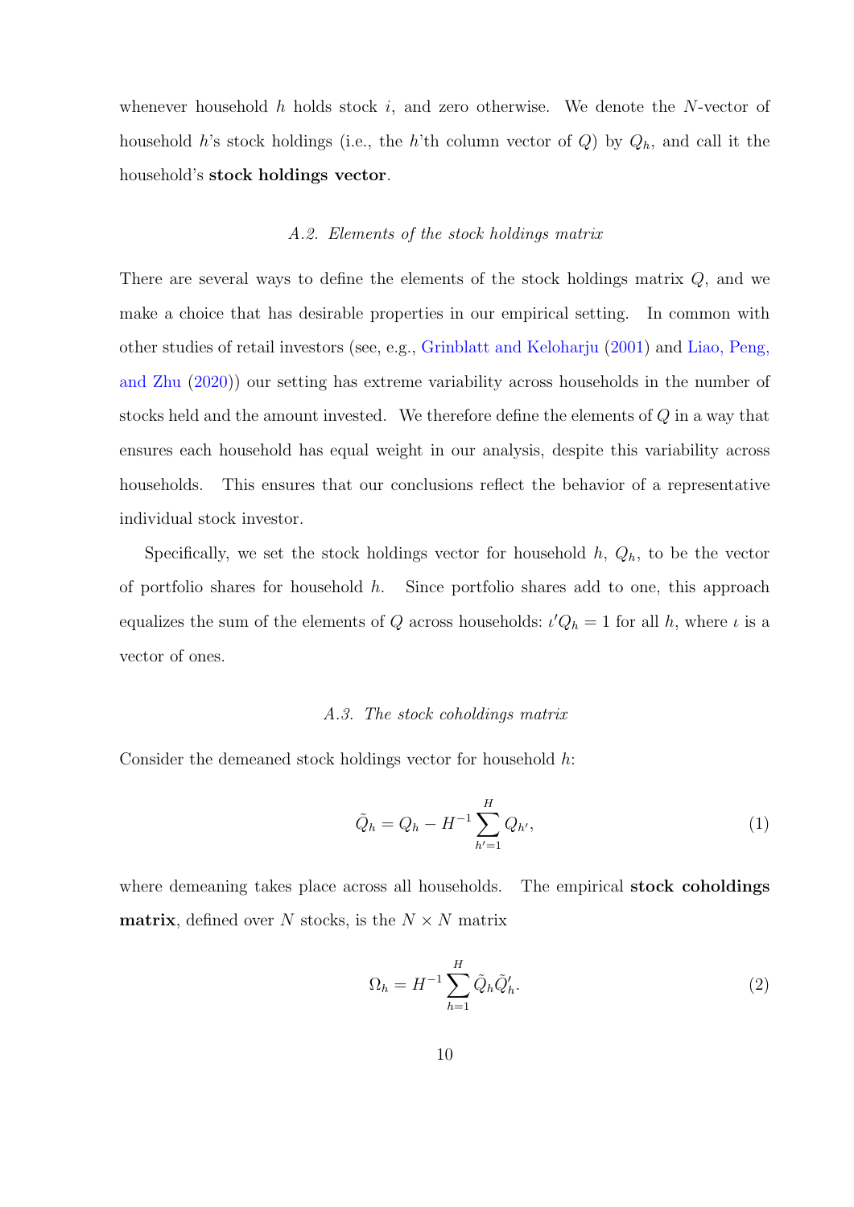whenever household $h$ holds stock $i$, and zero otherwise. We denote the $N$-vector of household $h$'s stock holdings (i.e., the $h$'th column vector of $Q$) by $Q_h$, and call it the household's **stock holdings vector**.

### *A.2. Elements of the stock holdings matrix*

There are several ways to define the elements of the stock holdings matrix $Q$, and we make a choice that has desirable properties in our empirical setting. In common with other studies of retail investors (see, e.g., Grinblatt and Keloharju (2001) and Liao, Peng, and Zhu (2020)) our setting has extreme variability across households in the number of stocks held and the amount invested. We therefore define the elements of $Q$ in a way that ensures each household has equal weight in our analysis, despite this variability across households. This ensures that our conclusions reflect the behavior of a representative individual stock investor.

Specifically, we set the stock holdings vector for household $h$, $Q_h$, to be the vector of portfolio shares for household $h$. Since portfolio shares add to one, this approach equalizes the sum of the elements of $Q$ across households: $\iota' Q_h = 1$ for all $h$, where $\iota$ is a vector of ones.

### *A.3. The stock coholdings matrix*

Consider the demeaned stock holdings vector for household $h$:

$$\tilde{Q}_h = Q_h - H^{-1} \sum_{h'=1}^{H} Q_{h'}, \tag{1}$$

where demeaning takes place across all households. The empirical **stock coholdings matrix**, defined over $N$ stocks, is the $N \times N$ matrix

$$\Omega_h = H^{-1} \sum_{h=1}^{H} \tilde{Q}_h \tilde{Q}_h'. \tag{2}$$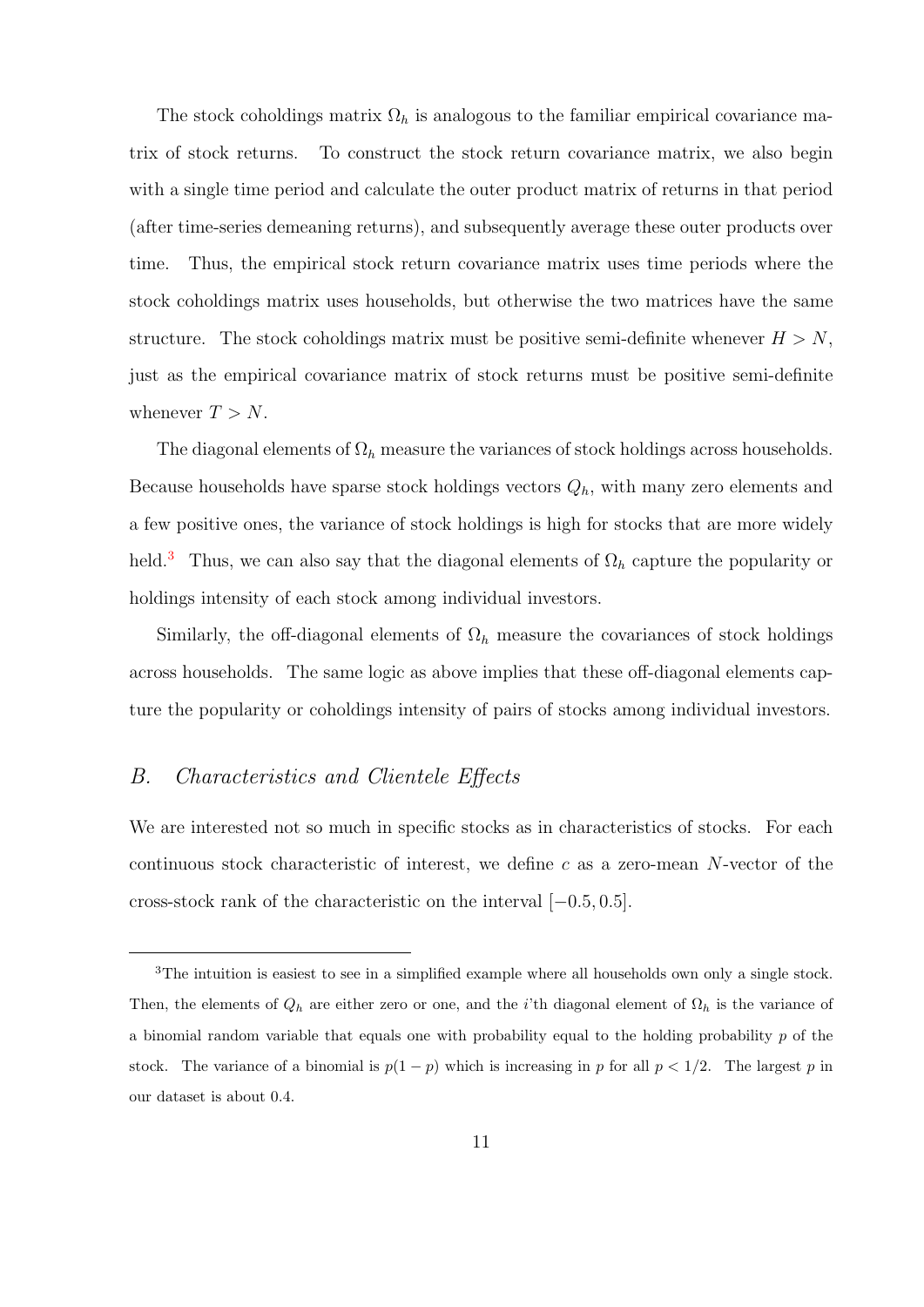The stock coholdings matrix $\Omega_h$ is analogous to the familiar empirical covariance matrix of stock returns. To construct the stock return covariance matrix, we also begin with a single time period and calculate the outer product matrix of returns in that period (after time-series demeaning returns), and subsequently average these outer products over time. Thus, the empirical stock return covariance matrix uses time periods where the stock coholdings matrix uses households, but otherwise the two matrices have the same structure. The stock coholdings matrix must be positive semi-definite whenever $H > N$, just as the empirical covariance matrix of stock returns must be positive semi-definite whenever $T > N$.

The diagonal elements of $\Omega_h$ measure the variances of stock holdings across households. Because households have sparse stock holdings vectors $Q_h$, with many zero elements and a few positive ones, the variance of stock holdings is high for stocks that are more widely held.[3] Thus, we can also say that the diagonal elements of $\Omega_h$ capture the popularity or holdings intensity of each stock among individual investors.

Similarly, the off-diagonal elements of $\Omega_h$ measure the covariances of stock holdings across households. The same logic as above implies that these off-diagonal elements capture the popularity or coholdings intensity of pairs of stocks among individual investors.

## B. *Characteristics and Clientele Effects*

We are interested not so much in specific stocks as in characteristics of stocks. For each continuous stock characteristic of interest, we define $c$ as a zero-mean $N$-vector of the cross-stock rank of the characteristic on the interval $[-0.5, 0.5]$.

---

[3] The intuition is easiest to see in a simplified example where all households own only a single stock. Then, the elements of $Q_h$ are either zero or one, and the $i$'th diagonal element of $\Omega_h$ is the variance of a binomial random variable that equals one with probability equal to the holding probability $p$ of the stock. The variance of a binomial is $p(1-p)$ which is increasing in $p$ for all $p < 1/2$. The largest $p$ in our dataset is about 0.4.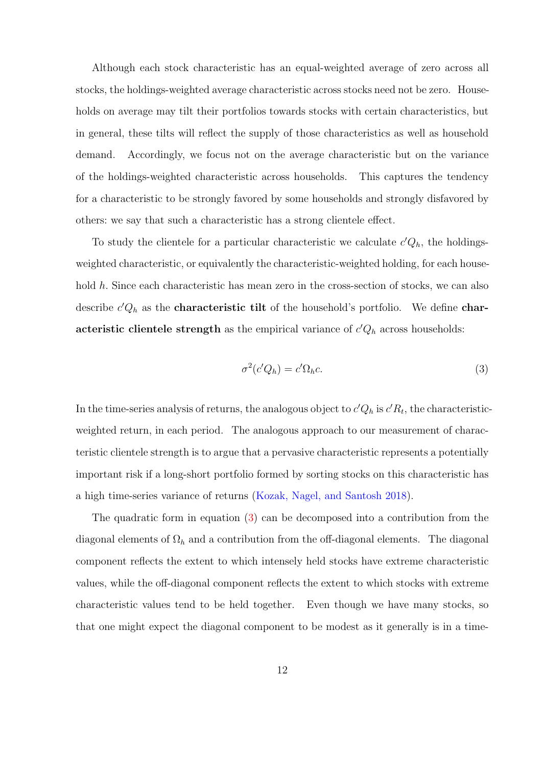Although each stock characteristic has an equal-weighted average of zero across all stocks, the holdings-weighted average characteristic across stocks need not be zero. Households on average may tilt their portfolios towards stocks with certain characteristics, but in general, these tilts will reflect the supply of those characteristics as well as household demand. Accordingly, we focus not on the average characteristic but on the variance of the holdings-weighted characteristic across households. This captures the tendency for a characteristic to be strongly favored by some households and strongly disfavored by others: we say that such a characteristic has a strong clientele effect.

To study the clientele for a particular characteristic we calculate $c'Q_h$, the holdings-weighted characteristic, or equivalently the characteristic-weighted holding, for each household $h$. Since each characteristic has mean zero in the cross-section of stocks, we can also describe $c'Q_h$ as the **characteristic tilt** of the household's portfolio. We define **characteristic clientele strength** as the empirical variance of $c'Q_h$ across households:

$$\sigma^2(c'Q_h) = c'\Omega_h c. \tag{3}$$

In the time-series analysis of returns, the analogous object to $c'Q_h$ is $c'R_t$, the characteristic-weighted return, in each period. The analogous approach to our measurement of characteristic clientele strength is to argue that a pervasive characteristic represents a potentially important risk if a long-short portfolio formed by sorting stocks on this characteristic has a high time-series variance of returns (Kozak, Nagel, and Santosh 2018).

The quadratic form in equation (3) can be decomposed into a contribution from the diagonal elements of $\Omega_h$ and a contribution from the off-diagonal elements. The diagonal component reflects the extent to which intensely held stocks have extreme characteristic values, while the off-diagonal component reflects the extent to which stocks with extreme characteristic values tend to be held together. Even though we have many stocks, so that one might expect the diagonal component to be modest as it generally is in a time-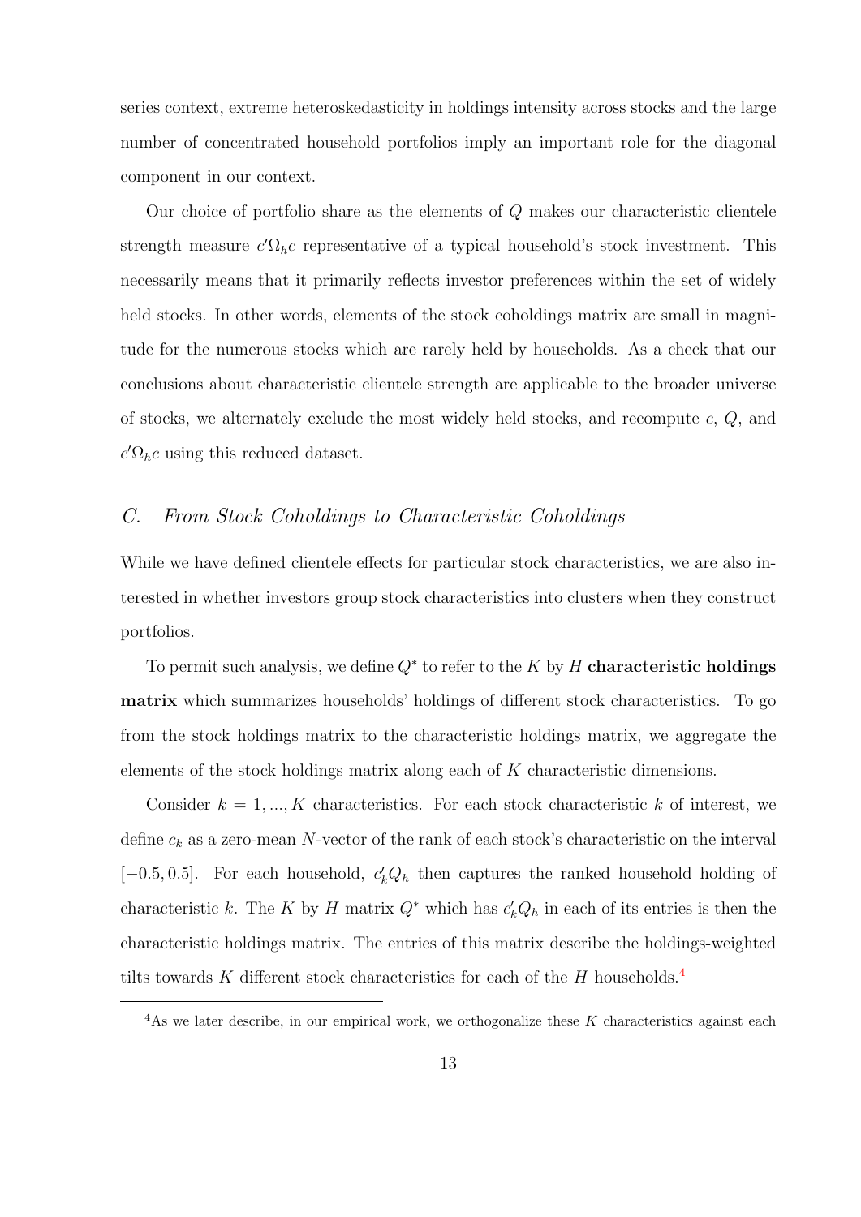series context, extreme heteroskedasticity in holdings intensity across stocks and the large number of concentrated household portfolios imply an important role for the diagonal component in our context.

Our choice of portfolio share as the elements of $Q$ makes our characteristic clientele strength measure $c'\Omega_h c$ representative of a typical household's stock investment. This necessarily means that it primarily reflects investor preferences within the set of widely held stocks. In other words, elements of the stock coholdings matrix are small in magnitude for the numerous stocks which are rarely held by households. As a check that our conclusions about characteristic clientele strength are applicable to the broader universe of stocks, we alternately exclude the most widely held stocks, and recompute $c$, $Q$, and $c'\Omega_h c$ using this reduced dataset.

## *C. From Stock Coholdings to Characteristic Coholdings*

While we have defined clientele effects for particular stock characteristics, we are also interested in whether investors group stock characteristics into clusters when they construct portfolios.

To permit such analysis, we define $Q^*$ to refer to the $K$ by $H$ **characteristic holdings matrix** which summarizes households' holdings of different stock characteristics. To go from the stock holdings matrix to the characteristic holdings matrix, we aggregate the elements of the stock holdings matrix along each of $K$ characteristic dimensions.

Consider $k = 1, ..., K$ characteristics. For each stock characteristic $k$ of interest, we define $c_k$ as a zero-mean $N$-vector of the rank of each stock's characteristic on the interval $[-0.5, 0.5]$. For each household, $c_k' Q_h$ then captures the ranked household holding of characteristic $k$. The $K$ by $H$ matrix $Q^*$ which has $c_k' Q_h$ in each of its entries is then the characteristic holdings matrix. The entries of this matrix describe the holdings-weighted tilts towards $K$ different stock characteristics for each of the $H$ households.[4]

[4]As we later describe, in our empirical work, we orthogonalize these $K$ characteristics against each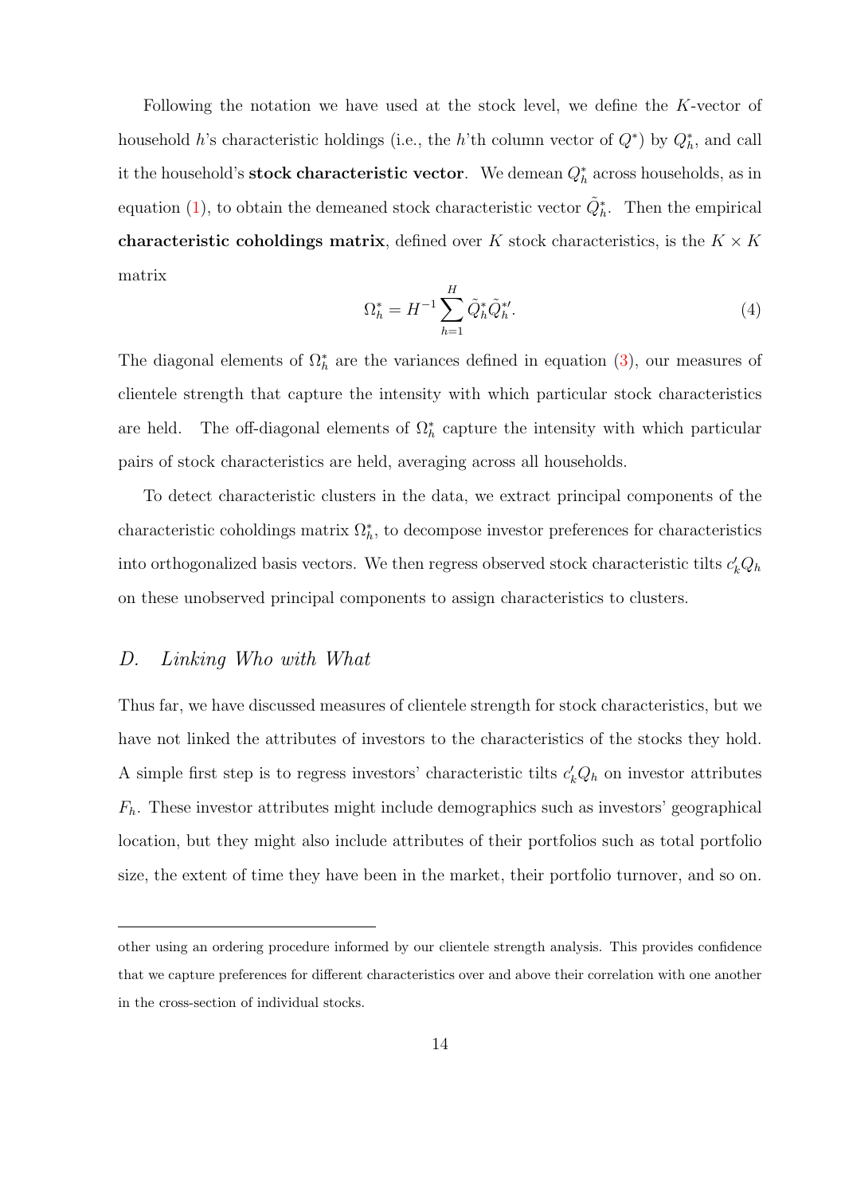Following the notation we have used at the stock level, we define the $K$-vector of household $h$'s characteristic holdings (i.e., the $h$'th column vector of $Q^*$) by $Q^*_h$, and call it the household's **stock characteristic vector**. We demean $Q^*_h$ across households, as in equation (1), to obtain the demeaned stock characteristic vector $\tilde{Q}^*_h$. Then the empirical **characteristic coholdings matrix**, defined over $K$ stock characteristics, is the $K \times K$ matrix

$$\Omega^*_h = H^{-1} \sum_{h=1}^{H} \tilde{Q}^*_h \tilde{Q}^{*\prime}_h. \tag{4}$$

The diagonal elements of $\Omega^*_h$ are the variances defined in equation (3), our measures of clientele strength that capture the intensity with which particular stock characteristics are held. The off-diagonal elements of $\Omega^*_h$ capture the intensity with which particular pairs of stock characteristics are held, averaging across all households.

To detect characteristic clusters in the data, we extract principal components of the characteristic coholdings matrix $\Omega^*_h$, to decompose investor preferences for characteristics into orthogonalized basis vectors. We then regress observed stock characteristic tilts $c_k' Q_h$ on these unobserved principal components to assign characteristics to clusters.

## D. *Linking Who with What*

Thus far, we have discussed measures of clientele strength for stock characteristics, but we have not linked the attributes of investors to the characteristics of the stocks they hold. A simple first step is to regress investors' characteristic tilts $c_k' Q_h$ on investor attributes $F_h$. These investor attributes might include demographics such as investors' geographical location, but they might also include attributes of their portfolios such as total portfolio size, the extent of time they have been in the market, their portfolio turnover, and so on.

---

other using an ordering procedure informed by our clientele strength analysis. This provides confidence that we capture preferences for different characteristics over and above their correlation with one another in the cross-section of individual stocks.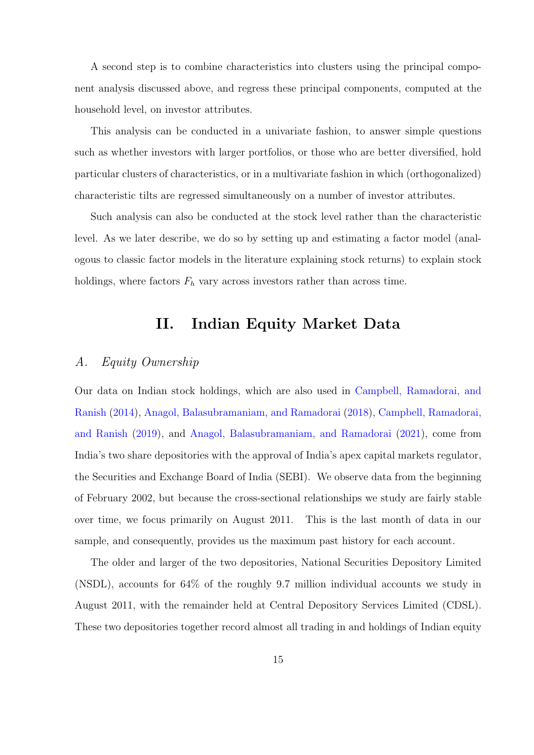A second step is to combine characteristics into clusters using the principal component analysis discussed above, and regress these principal components, computed at the household level, on investor attributes.

This analysis can be conducted in a univariate fashion, to answer simple questions such as whether investors with larger portfolios, or those who are better diversified, hold particular clusters of characteristics, or in a multivariate fashion in which (orthogonalized) characteristic tilts are regressed simultaneously on a number of investor attributes.

Such analysis can also be conducted at the stock level rather than the characteristic level. As we later describe, we do so by setting up and estimating a factor model (analogous to classic factor models in the literature explaining stock returns) to explain stock holdings, where factors $F_h$ vary across investors rather than across time.

# II. Indian Equity Market Data

## *A. Equity Ownership*

Our data on Indian stock holdings, which are also used in Campbell, Ramadorai, and Ranish (2014), Anagol, Balasubramaniam, and Ramadorai (2018), Campbell, Ramadorai, and Ranish (2019), and Anagol, Balasubramaniam, and Ramadorai (2021), come from India's two share depositories with the approval of India's apex capital markets regulator, the Securities and Exchange Board of India (SEBI). We observe data from the beginning of February 2002, but because the cross-sectional relationships we study are fairly stable over time, we focus primarily on August 2011. This is the last month of data in our sample, and consequently, provides us the maximum past history for each account.

The older and larger of the two depositories, National Securities Depository Limited (NSDL), accounts for 64% of the roughly 9.7 million individual accounts we study in August 2011, with the remainder held at Central Depository Services Limited (CDSL). These two depositories together record almost all trading in and holdings of Indian equity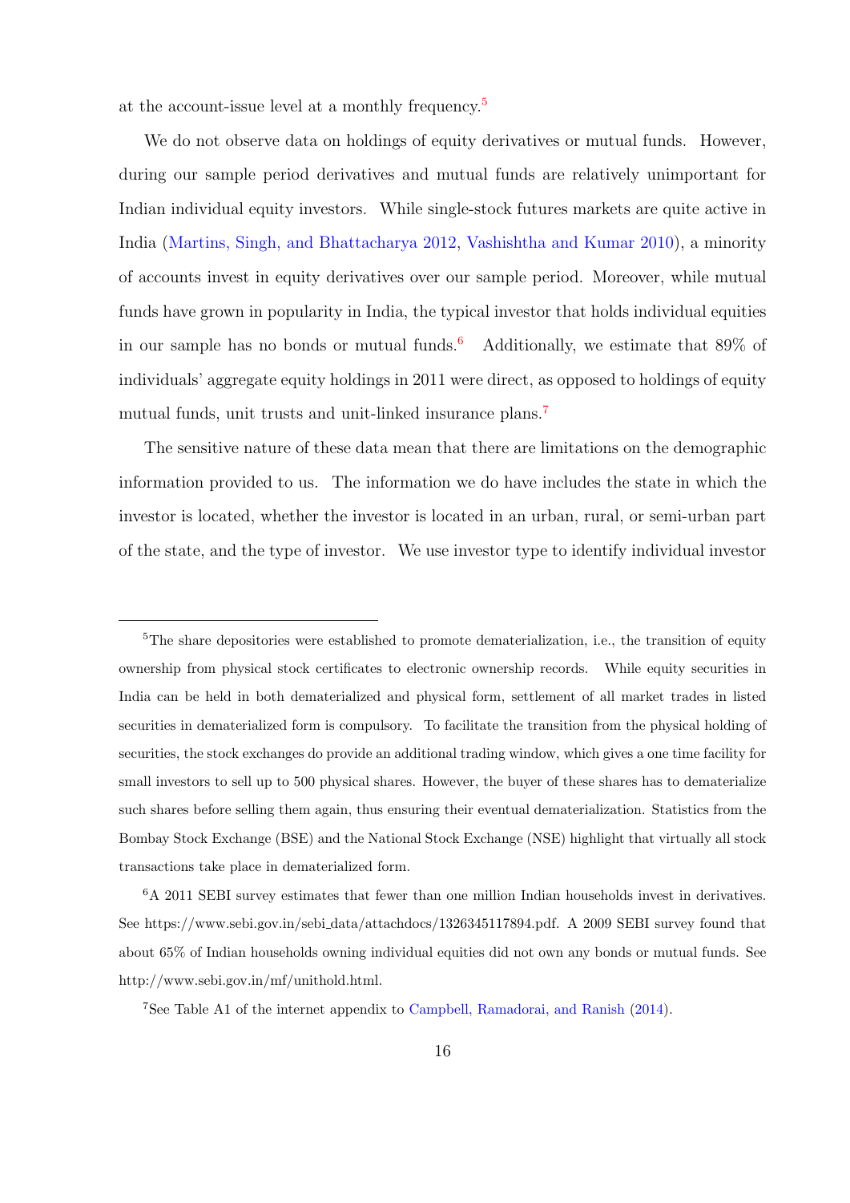at the account-issue level at a monthly frequency.[5]

We do not observe data on holdings of equity derivatives or mutual funds. However, during our sample period derivatives and mutual funds are relatively unimportant for Indian individual equity investors. While single-stock futures markets are quite active in India (Martins, Singh, and Bhattacharya 2012, Vashishtha and Kumar 2010), a minority of accounts invest in equity derivatives over our sample period. Moreover, while mutual funds have grown in popularity in India, the typical investor that holds individual equities in our sample has no bonds or mutual funds.[6] Additionally, we estimate that 89% of individuals' aggregate equity holdings in 2011 were direct, as opposed to holdings of equity mutual funds, unit trusts and unit-linked insurance plans.[7]

The sensitive nature of these data mean that there are limitations on the demographic information provided to us. The information we do have includes the state in which the investor is located, whether the investor is located in an urban, rural, or semi-urban part of the state, and the type of investor. We use investor type to identify individual investor

---

[5] The share depositories were established to promote dematerialization, i.e., the transition of equity ownership from physical stock certificates to electronic ownership records. While equity securities in India can be held in both dematerialized and physical form, settlement of all market trades in listed securities in dematerialized form is compulsory. To facilitate the transition from the physical holding of securities, the stock exchanges do provide an additional trading window, which gives a one time facility for small investors to sell up to 500 physical shares. However, the buyer of these shares has to dematerialize such shares before selling them again, thus ensuring their eventual dematerialization. Statistics from the Bombay Stock Exchange (BSE) and the National Stock Exchange (NSE) highlight that virtually all stock transactions take place in dematerialized form.

[6] A 2011 SEBI survey estimates that fewer than one million Indian households invest in derivatives. See https://www.sebi.gov.in/sebi_data/attachdocs/1326345117894.pdf. A 2009 SEBI survey found that about 65% of Indian households owning individual equities did not own any bonds or mutual funds. See http://www.sebi.gov.in/mf/unithold.html.

[7] See Table A1 of the internet appendix to Campbell, Ramadorai, and Ranish (2014).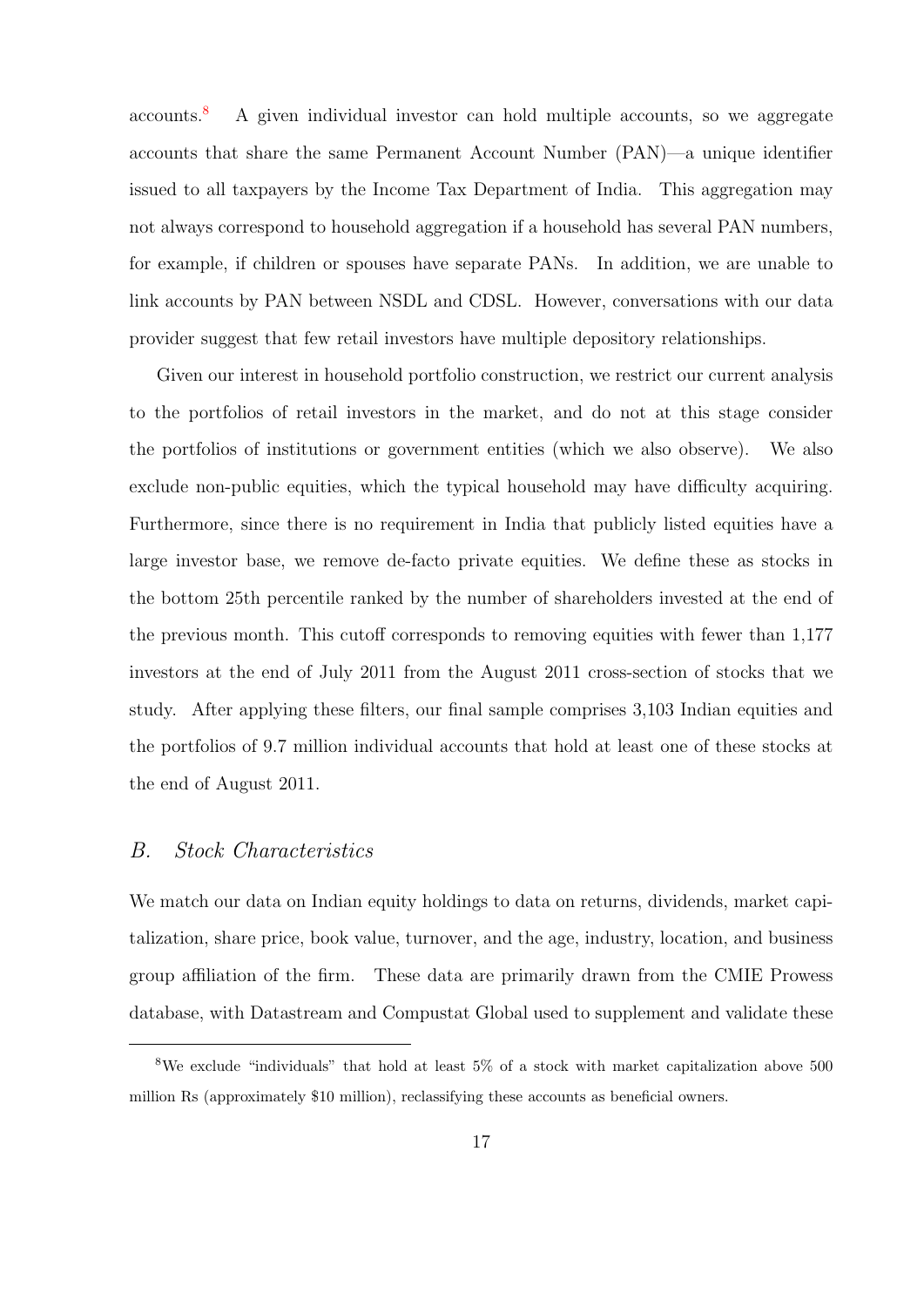accounts.[8] A given individual investor can hold multiple accounts, so we aggregate accounts that share the same Permanent Account Number (PAN)—a unique identifier issued to all taxpayers by the Income Tax Department of India. This aggregation may not always correspond to household aggregation if a household has several PAN numbers, for example, if children or spouses have separate PANs. In addition, we are unable to link accounts by PAN between NSDL and CDSL. However, conversations with our data provider suggest that few retail investors have multiple depository relationships.

Given our interest in household portfolio construction, we restrict our current analysis to the portfolios of retail investors in the market, and do not at this stage consider the portfolios of institutions or government entities (which we also observe). We also exclude non-public equities, which the typical household may have difficulty acquiring. Furthermore, since there is no requirement in India that publicly listed equities have a large investor base, we remove de-facto private equities. We define these as stocks in the bottom 25th percentile ranked by the number of shareholders invested at the end of the previous month. This cutoff corresponds to removing equities with fewer than 1,177 investors at the end of July 2011 from the August 2011 cross-section of stocks that we study. After applying these filters, our final sample comprises 3,103 Indian equities and the portfolios of 9.7 million individual accounts that hold at least one of these stocks at the end of August 2011.

## *B. Stock Characteristics*

We match our data on Indian equity holdings to data on returns, dividends, market capitalization, share price, book value, turnover, and the age, industry, location, and business group affiliation of the firm. These data are primarily drawn from the CMIE Prowess database, with Datastream and Compustat Global used to supplement and validate these

[8] We exclude "individuals" that hold at least 5% of a stock with market capitalization above 500 million Rs (approximately \$10 million), reclassifying these accounts as beneficial owners.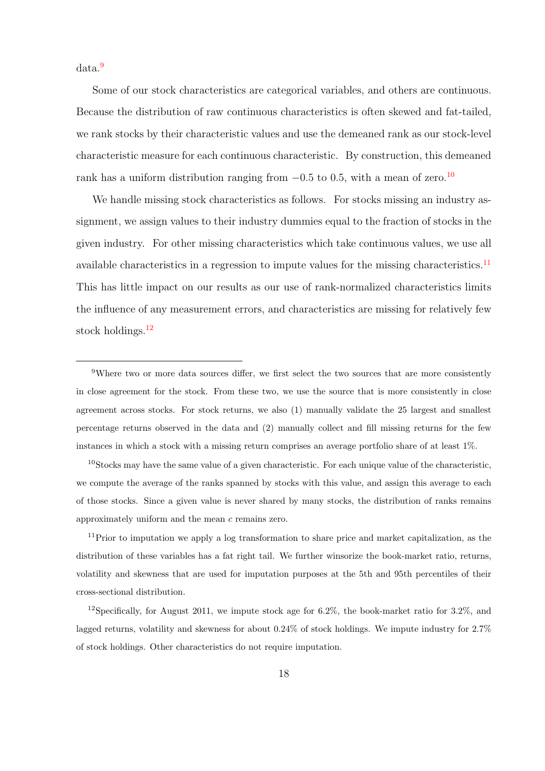data.[9]

Some of our stock characteristics are categorical variables, and others are continuous. Because the distribution of raw continuous characteristics is often skewed and fat-tailed, we rank stocks by their characteristic values and use the demeaned rank as our stock-level characteristic measure for each continuous characteristic. By construction, this demeaned rank has a uniform distribution ranging from $-0.5$ to 0.5, with a mean of zero.[10]

We handle missing stock characteristics as follows. For stocks missing an industry assignment, we assign values to their industry dummies equal to the fraction of stocks in the given industry. For other missing characteristics which take continuous values, we use all available characteristics in a regression to impute values for the missing characteristics.[11] This has little impact on our results as our use of rank-normalized characteristics limits the influence of any measurement errors, and characteristics are missing for relatively few stock holdings.[12]

---

[9] Where two or more data sources differ, we first select the two sources that are more consistently in close agreement for the stock. From these two, we use the source that is more consistently in close agreement across stocks. For stock returns, we also (1) manually validate the 25 largest and smallest percentage returns observed in the data and (2) manually collect and fill missing returns for the few instances in which a stock with a missing return comprises an average portfolio share of at least 1%.

[10] Stocks may have the same value of a given characteristic. For each unique value of the characteristic, we compute the average of the ranks spanned by stocks with this value, and assign this average to each of those stocks. Since a given value is never shared by many stocks, the distribution of ranks remains approximately uniform and the mean $c$ remains zero.

[11] Prior to imputation we apply a log transformation to share price and market capitalization, as the distribution of these variables has a fat right tail. We further winsorize the book-market ratio, returns, volatility and skewness that are used for imputation purposes at the 5th and 95th percentiles of their cross-sectional distribution.

[12] Specifically, for August 2011, we impute stock age for 6.2%, the book-market ratio for 3.2%, and lagged returns, volatility and skewness for about 0.24% of stock holdings. We impute industry for 2.7% of stock holdings. Other characteristics do not require imputation.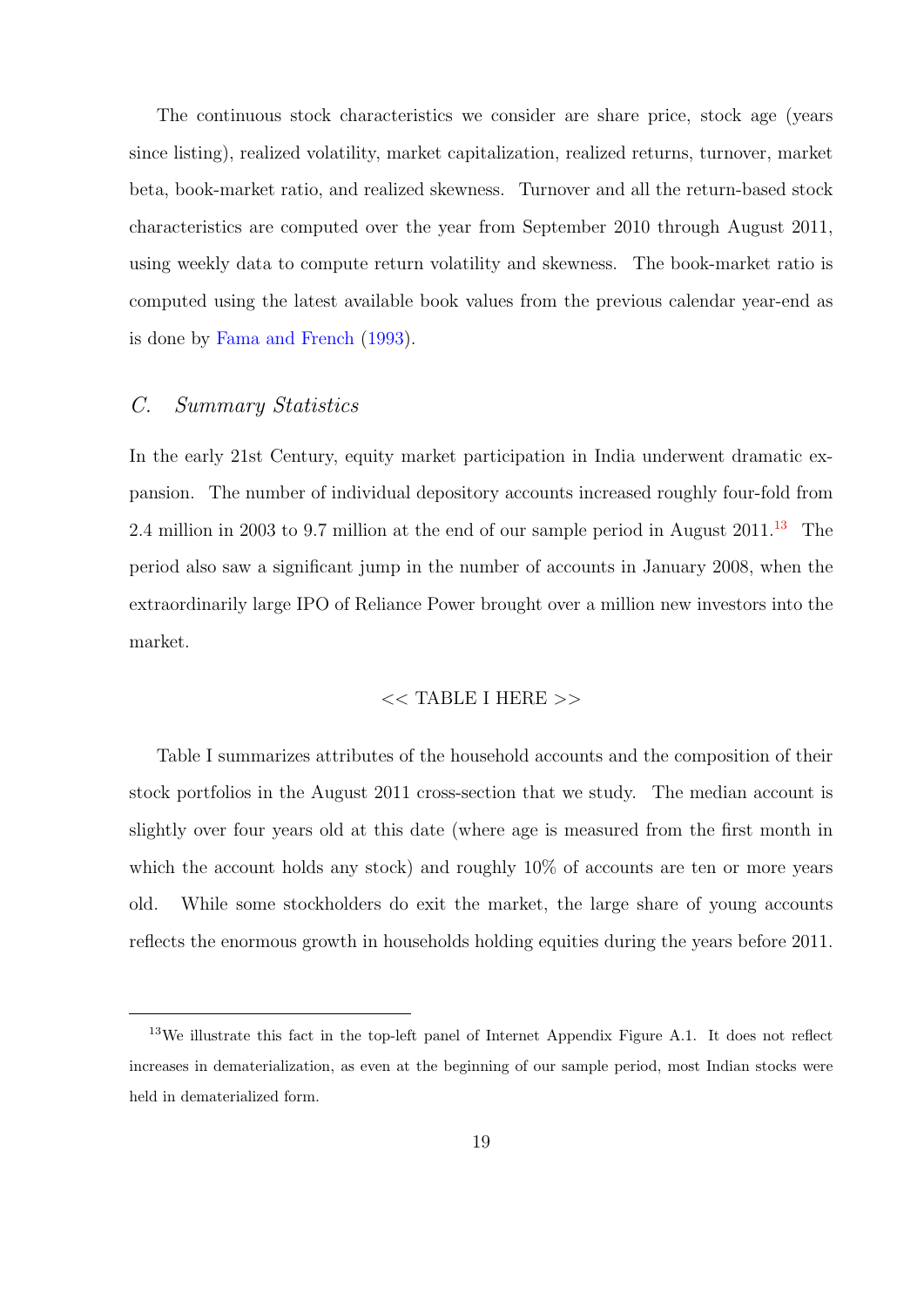The continuous stock characteristics we consider are share price, stock age (years since listing), realized volatility, market capitalization, realized returns, turnover, market beta, book-market ratio, and realized skewness. Turnover and all the return-based stock characteristics are computed over the year from September 2010 through August 2011, using weekly data to compute return volatility and skewness. The book-market ratio is computed using the latest available book values from the previous calendar year-end as is done by Fama and French (1993).

### C. *Summary Statistics*

In the early 21st Century, equity market participation in India underwent dramatic expansion. The number of individual depository accounts increased roughly four-fold from 2.4 million in 2003 to 9.7 million at the end of our sample period in August 2011.[13] The period also saw a significant jump in the number of accounts in January 2008, when the extraordinarily large IPO of Reliance Power brought over a million new investors into the market.

<< TABLE I HERE >>

Table I summarizes attributes of the household accounts and the composition of their stock portfolios in the August 2011 cross-section that we study. The median account is slightly over four years old at this date (where age is measured from the first month in which the account holds any stock) and roughly 10% of accounts are ten or more years old. While some stockholders do exit the market, the large share of young accounts reflects the enormous growth in households holding equities during the years before 2011.

[13] We illustrate this fact in the top-left panel of Internet Appendix Figure A.1. It does not reflect increases in dematerialization, as even at the beginning of our sample period, most Indian stocks were held in dematerialized form.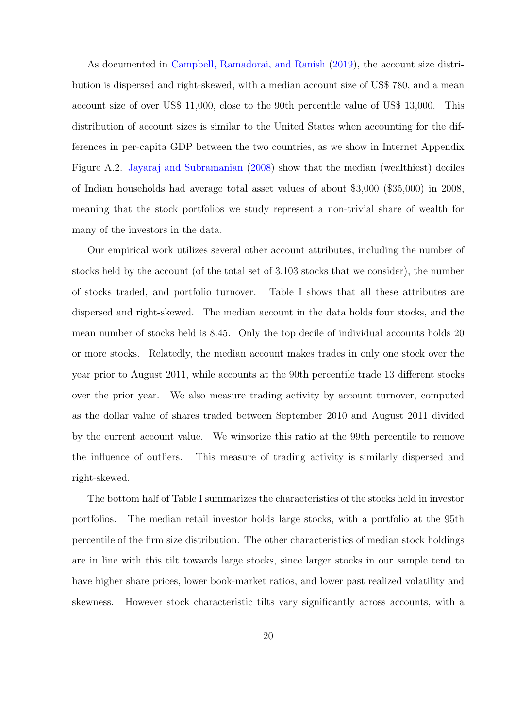As documented in Campbell, Ramadorai, and Ranish (2019), the account size distribution is dispersed and right-skewed, with a median account size of US$ 780, and a mean account size of over US$ 11,000, close to the 90th percentile value of US$ 13,000. This distribution of account sizes is similar to the United States when accounting for the differences in per-capita GDP between the two countries, as we show in Internet Appendix Figure A.2. Jayaraj and Subramanian (2008) show that the median (wealthiest) deciles of Indian households had average total asset values of about $3,000 ($35,000) in 2008, meaning that the stock portfolios we study represent a non-trivial share of wealth for many of the investors in the data.

Our empirical work utilizes several other account attributes, including the number of stocks held by the account (of the total set of 3,103 stocks that we consider), the number of stocks traded, and portfolio turnover. Table I shows that all these attributes are dispersed and right-skewed. The median account in the data holds four stocks, and the mean number of stocks held is 8.45. Only the top decile of individual accounts holds 20 or more stocks. Relatedly, the median account makes trades in only one stock over the year prior to August 2011, while accounts at the 90th percentile trade 13 different stocks over the prior year. We also measure trading activity by account turnover, computed as the dollar value of shares traded between September 2010 and August 2011 divided by the current account value. We winsorize this ratio at the 99th percentile to remove the influence of outliers. This measure of trading activity is similarly dispersed and right-skewed.

The bottom half of Table I summarizes the characteristics of the stocks held in investor portfolios. The median retail investor holds large stocks, with a portfolio at the 95th percentile of the firm size distribution. The other characteristics of median stock holdings are in line with this tilt towards large stocks, since larger stocks in our sample tend to have higher share prices, lower book-market ratios, and lower past realized volatility and skewness. However stock characteristic tilts vary significantly across accounts, with a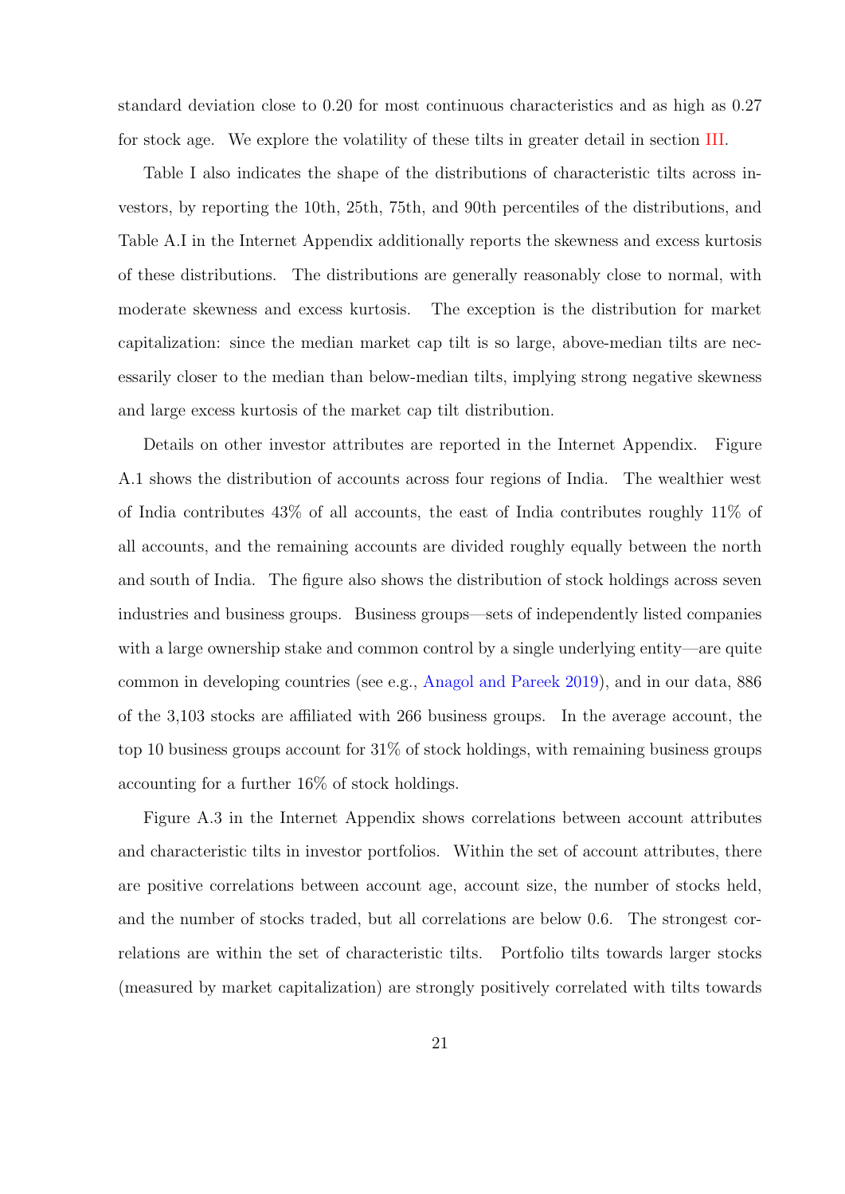standard deviation close to 0.20 for most continuous characteristics and as high as 0.27 for stock age. We explore the volatility of these tilts in greater detail in section III.

Table I also indicates the shape of the distributions of characteristic tilts across investors, by reporting the 10th, 25th, 75th, and 90th percentiles of the distributions, and Table A.I in the Internet Appendix additionally reports the skewness and excess kurtosis of these distributions. The distributions are generally reasonably close to normal, with moderate skewness and excess kurtosis. The exception is the distribution for market capitalization: since the median market cap tilt is so large, above-median tilts are necessarily closer to the median than below-median tilts, implying strong negative skewness and large excess kurtosis of the market cap tilt distribution.

Details on other investor attributes are reported in the Internet Appendix. Figure A.1 shows the distribution of accounts across four regions of India. The wealthier west of India contributes 43% of all accounts, the east of India contributes roughly 11% of all accounts, and the remaining accounts are divided roughly equally between the north and south of India. The figure also shows the distribution of stock holdings across seven industries and business groups. Business groups—sets of independently listed companies with a large ownership stake and common control by a single underlying entity—are quite common in developing countries (see e.g., Anagol and Pareek 2019), and in our data, 886 of the 3,103 stocks are affiliated with 266 business groups. In the average account, the top 10 business groups account for 31% of stock holdings, with remaining business groups accounting for a further 16% of stock holdings.

Figure A.3 in the Internet Appendix shows correlations between account attributes and characteristic tilts in investor portfolios. Within the set of account attributes, there are positive correlations between account age, account size, the number of stocks held, and the number of stocks traded, but all correlations are below 0.6. The strongest correlations are within the set of characteristic tilts. Portfolio tilts towards larger stocks (measured by market capitalization) are strongly positively correlated with tilts towards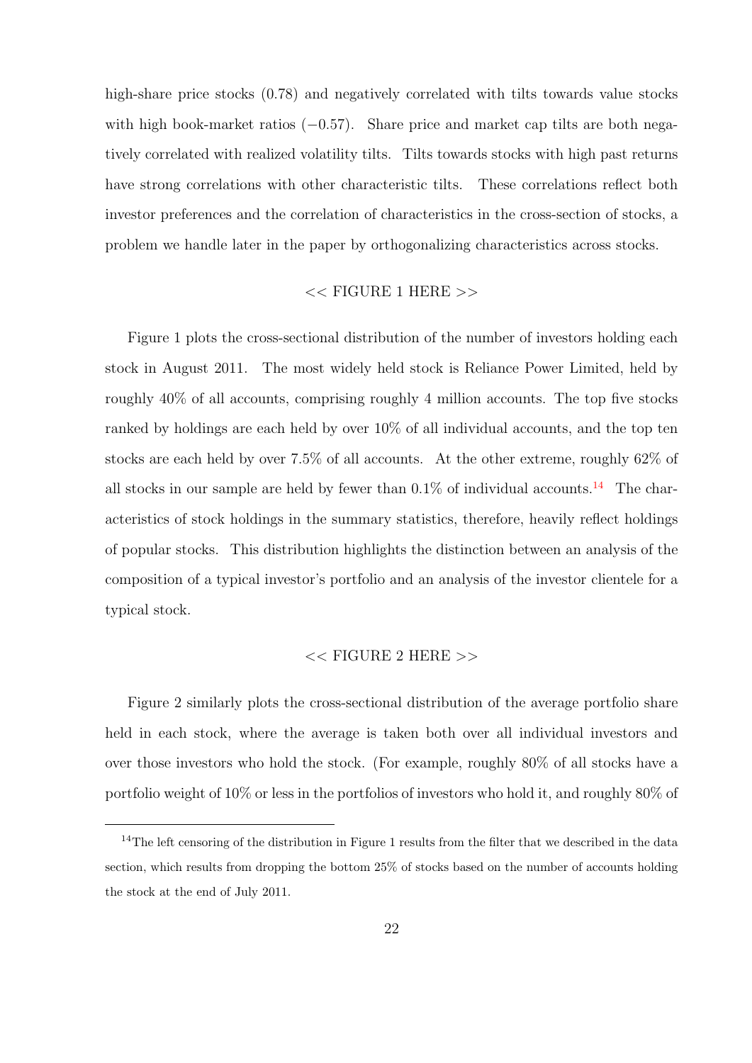high-share price stocks (0.78) and negatively correlated with tilts towards value stocks with high book-market ratios (−0.57). Share price and market cap tilts are both negatively correlated with realized volatility tilts. Tilts towards stocks with high past returns have strong correlations with other characteristic tilts. These correlations reflect both investor preferences and the correlation of characteristics in the cross-section of stocks, a problem we handle later in the paper by orthogonalizing characteristics across stocks.

<< FIGURE 1 HERE >>

Figure 1 plots the cross-sectional distribution of the number of investors holding each stock in August 2011. The most widely held stock is Reliance Power Limited, held by roughly 40% of all accounts, comprising roughly 4 million accounts. The top five stocks ranked by holdings are each held by over 10% of all individual accounts, and the top ten stocks are each held by over 7.5% of all accounts. At the other extreme, roughly 62% of all stocks in our sample are held by fewer than 0.1% of individual accounts.[14] The characteristics of stock holdings in the summary statistics, therefore, heavily reflect holdings of popular stocks. This distribution highlights the distinction between an analysis of the composition of a typical investor's portfolio and an analysis of the investor clientele for a typical stock.

<< FIGURE 2 HERE >>

Figure 2 similarly plots the cross-sectional distribution of the average portfolio share held in each stock, where the average is taken both over all individual investors and over those investors who hold the stock. (For example, roughly 80% of all stocks have a portfolio weight of 10% or less in the portfolios of investors who hold it, and roughly 80% of

[14] The left censoring of the distribution in Figure 1 results from the filter that we described in the data section, which results from dropping the bottom 25% of stocks based on the number of accounts holding the stock at the end of July 2011.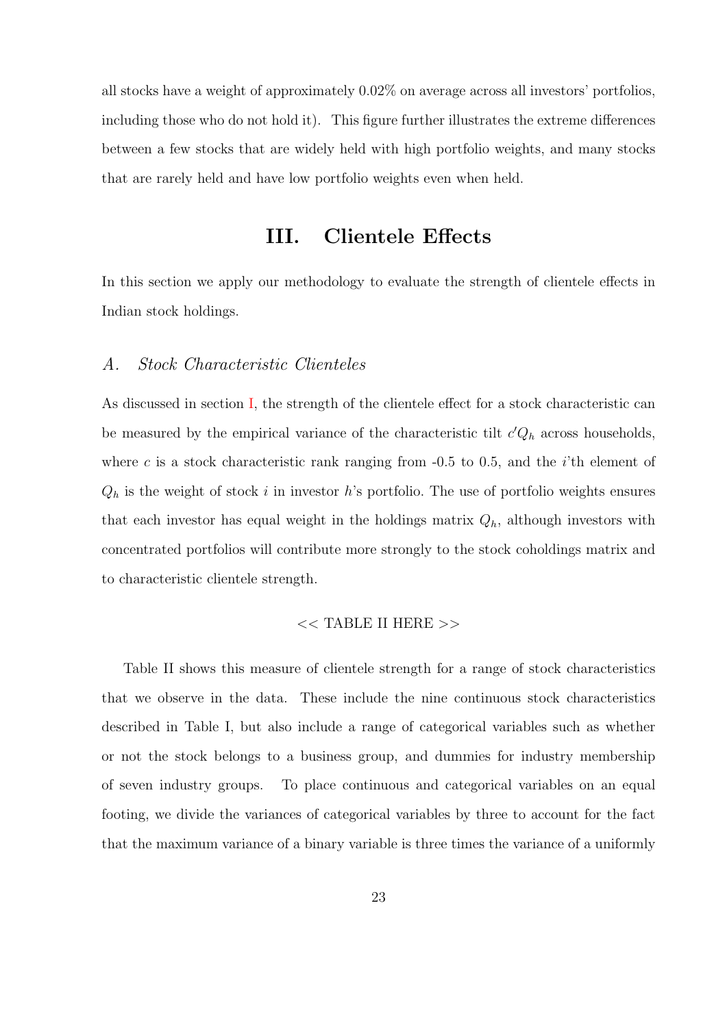all stocks have a weight of approximately 0.02% on average across all investors' portfolios, including those who do not hold it). This figure further illustrates the extreme differences between a few stocks that are widely held with high portfolio weights, and many stocks that are rarely held and have low portfolio weights even when held.

# III. Clientele Effects

In this section we apply our methodology to evaluate the strength of clientele effects in Indian stock holdings.

## *A. Stock Characteristic Clienteles*

As discussed in section I, the strength of the clientele effect for a stock characteristic can be measured by the empirical variance of the characteristic tilt $c'Q_h$ across households, where $c$ is a stock characteristic rank ranging from -0.5 to 0.5, and the $i$'th element of $Q_h$ is the weight of stock $i$ in investor $h$'s portfolio. The use of portfolio weights ensures that each investor has equal weight in the holdings matrix $Q_h$, although investors with concentrated portfolios will contribute more strongly to the stock coholdings matrix and to characteristic clientele strength.

<< TABLE II HERE >>

Table II shows this measure of clientele strength for a range of stock characteristics that we observe in the data. These include the nine continuous stock characteristics described in Table I, but also include a range of categorical variables such as whether or not the stock belongs to a business group, and dummies for industry membership of seven industry groups. To place continuous and categorical variables on an equal footing, we divide the variances of categorical variables by three to account for the fact that the maximum variance of a binary variable is three times the variance of a uniformly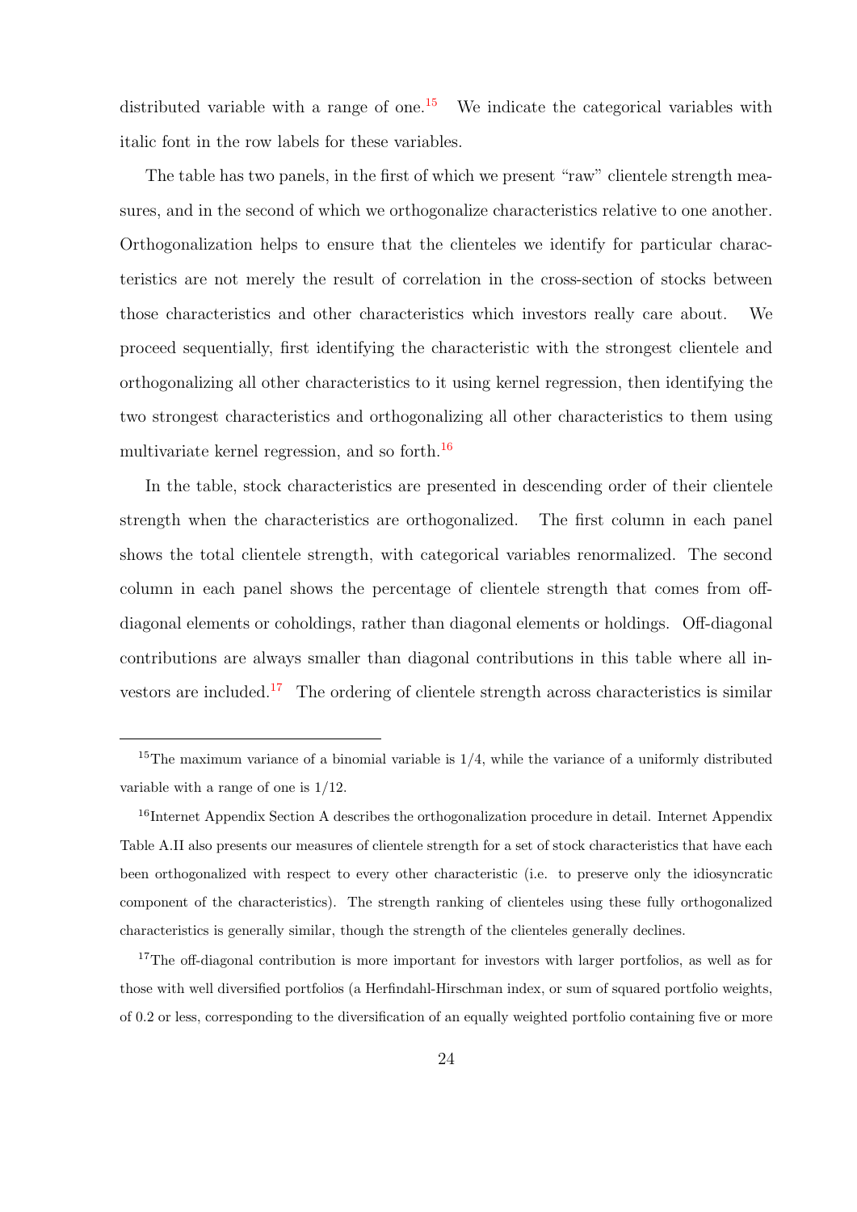distributed variable with a range of one.[15] We indicate the categorical variables with italic font in the row labels for these variables.

The table has two panels, in the first of which we present "raw" clientele strength measures, and in the second of which we orthogonalize characteristics relative to one another. Orthogonalization helps to ensure that the clienteles we identify for particular characteristics are not merely the result of correlation in the cross-section of stocks between those characteristics and other characteristics which investors really care about. We proceed sequentially, first identifying the characteristic with the strongest clientele and orthogonalizing all other characteristics to it using kernel regression, then identifying the two strongest characteristics and orthogonalizing all other characteristics to them using multivariate kernel regression, and so forth.[16]

In the table, stock characteristics are presented in descending order of their clientele strength when the characteristics are orthogonalized. The first column in each panel shows the total clientele strength, with categorical variables renormalized. The second column in each panel shows the percentage of clientele strength that comes from off-diagonal elements or coholdings, rather than diagonal elements or holdings. Off-diagonal contributions are always smaller than diagonal contributions in this table where all investors are included.[17] The ordering of clientele strength across characteristics is similar

---

[15] The maximum variance of a binomial variable is 1/4, while the variance of a uniformly distributed variable with a range of one is 1/12.

[16] Internet Appendix Section A describes the orthogonalization procedure in detail. Internet Appendix Table A.II also presents our measures of clientele strength for a set of stock characteristics that have each been orthogonalized with respect to every other characteristic (i.e. to preserve only the idiosyncratic component of the characteristics). The strength ranking of clienteles using these fully orthogonalized characteristics is generally similar, though the strength of the clienteles generally declines.

[17] The off-diagonal contribution is more important for investors with larger portfolios, as well as for those with well diversified portfolios (a Herfindahl-Hirschman index, or sum of squared portfolio weights, of 0.2 or less, corresponding to the diversification of an equally weighted portfolio containing five or more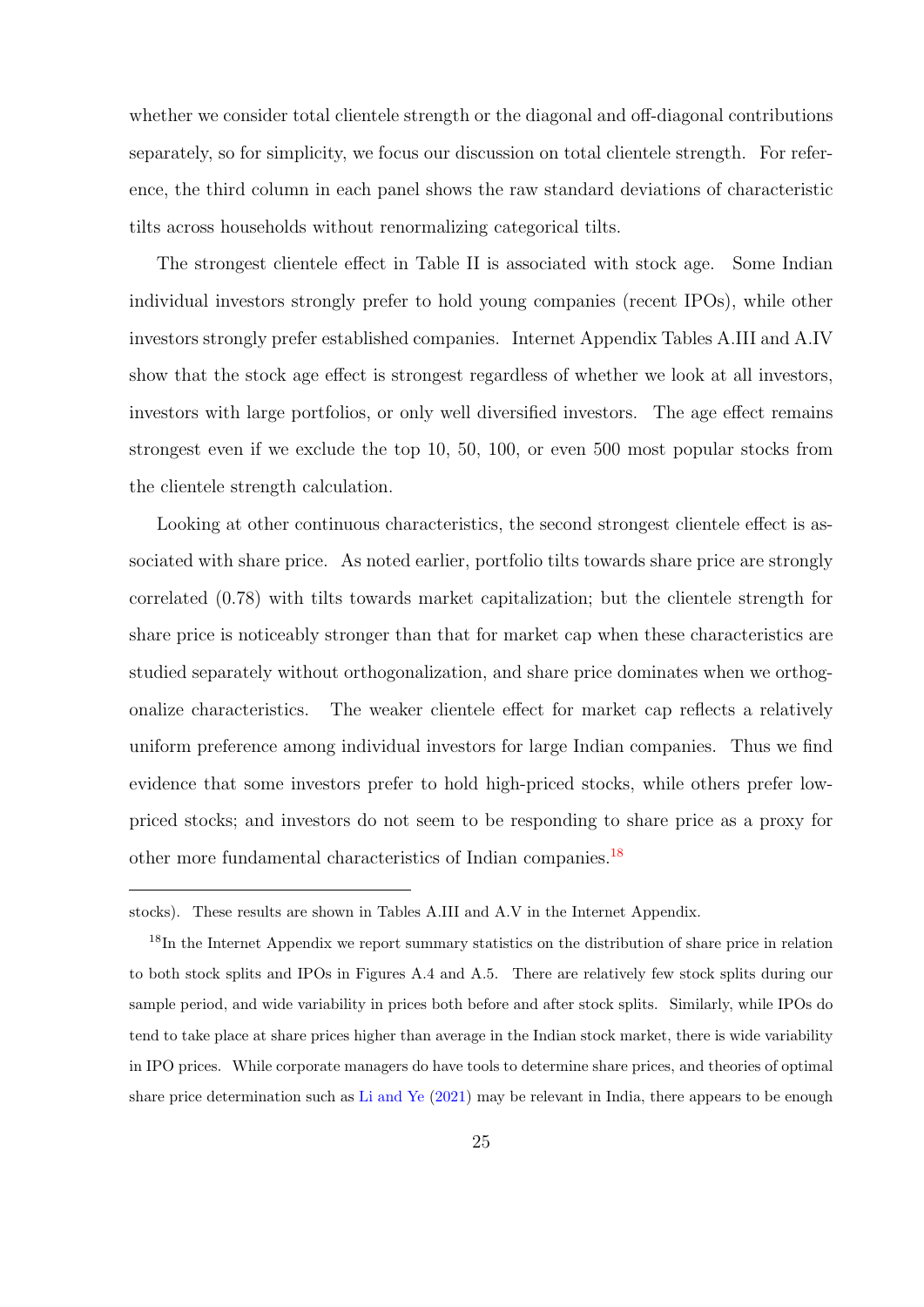whether we consider total clientele strength or the diagonal and off-diagonal contributions separately, so for simplicity, we focus our discussion on total clientele strength. For reference, the third column in each panel shows the raw standard deviations of characteristic tilts across households without renormalizing categorical tilts.

The strongest clientele effect in Table II is associated with stock age. Some Indian individual investors strongly prefer to hold young companies (recent IPOs), while other investors strongly prefer established companies. Internet Appendix Tables A.III and A.IV show that the stock age effect is strongest regardless of whether we look at all investors, investors with large portfolios, or only well diversified investors. The age effect remains strongest even if we exclude the top 10, 50, 100, or even 500 most popular stocks from the clientele strength calculation.

Looking at other continuous characteristics, the second strongest clientele effect is associated with share price. As noted earlier, portfolio tilts towards share price are strongly correlated (0.78) with tilts towards market capitalization; but the clientele strength for share price is noticeably stronger than that for market cap when these characteristics are studied separately without orthogonalization, and share price dominates when we orthogonalize characteristics. The weaker clientele effect for market cap reflects a relatively uniform preference among individual investors for large Indian companies. Thus we find evidence that some investors prefer to hold high-priced stocks, while others prefer low-priced stocks; and investors do not seem to be responding to share price as a proxy for other more fundamental characteristics of Indian companies.[18]

---

stocks). These results are shown in Tables A.III and A.V in the Internet Appendix.

[18] In the Internet Appendix we report summary statistics on the distribution of share price in relation to both stock splits and IPOs in Figures A.4 and A.5. There are relatively few stock splits during our sample period, and wide variability in prices both before and after stock splits. Similarly, while IPOs do tend to take place at share prices higher than average in the Indian stock market, there is wide variability in IPO prices. While corporate managers do have tools to determine share prices, and theories of optimal share price determination such as Li and Ye (2021) may be relevant in India, there appears to be enough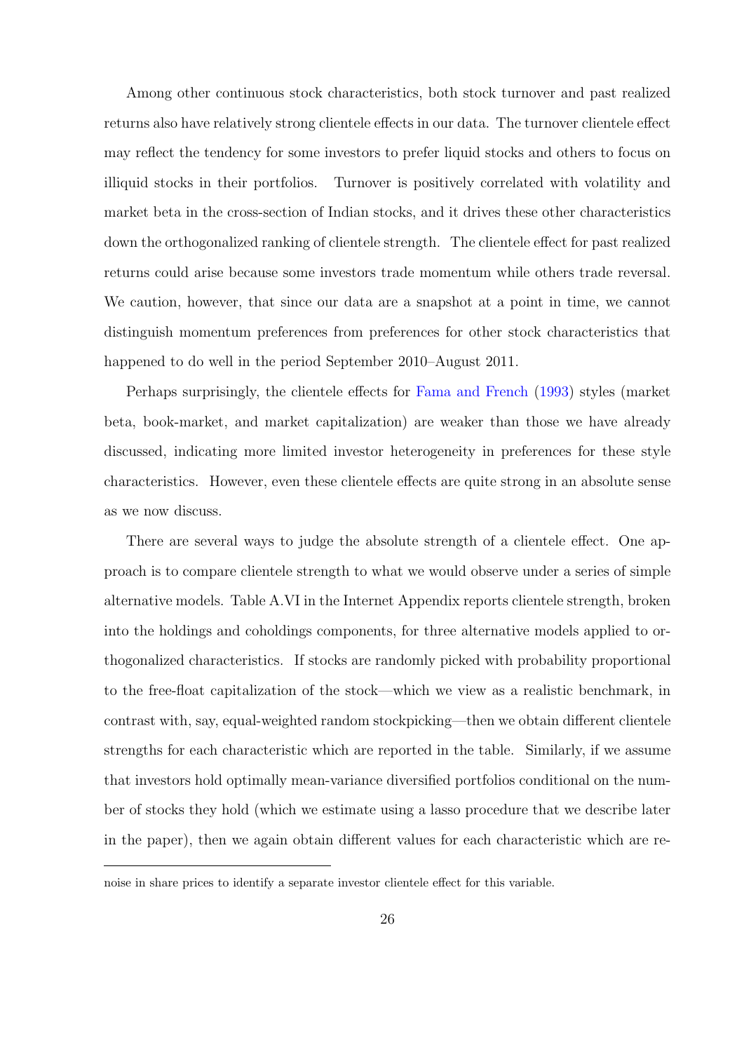Among other continuous stock characteristics, both stock turnover and past realized returns also have relatively strong clientele effects in our data. The turnover clientele effect may reflect the tendency for some investors to prefer liquid stocks and others to focus on illiquid stocks in their portfolios. Turnover is positively correlated with volatility and market beta in the cross-section of Indian stocks, and it drives these other characteristics down the orthogonalized ranking of clientele strength. The clientele effect for past realized returns could arise because some investors trade momentum while others trade reversal. We caution, however, that since our data are a snapshot at a point in time, we cannot distinguish momentum preferences from preferences for other stock characteristics that happened to do well in the period September 2010–August 2011.

Perhaps surprisingly, the clientele effects for Fama and French (1993) styles (market beta, book-market, and market capitalization) are weaker than those we have already discussed, indicating more limited investor heterogeneity in preferences for these style characteristics. However, even these clientele effects are quite strong in an absolute sense as we now discuss.

There are several ways to judge the absolute strength of a clientele effect. One approach is to compare clientele strength to what we would observe under a series of simple alternative models. Table A.VI in the Internet Appendix reports clientele strength, broken into the holdings and coholdings components, for three alternative models applied to orthogonalized characteristics. If stocks are randomly picked with probability proportional to the free-float capitalization of the stock—which we view as a realistic benchmark, in contrast with, say, equal-weighted random stockpicking—then we obtain different clientele strengths for each characteristic which are reported in the table. Similarly, if we assume that investors hold optimally mean-variance diversified portfolios conditional on the number of stocks they hold (which we estimate using a lasso procedure that we describe later in the paper), then we again obtain different values for each characteristic which are re-

---

noise in share prices to identify a separate investor clientele effect for this variable.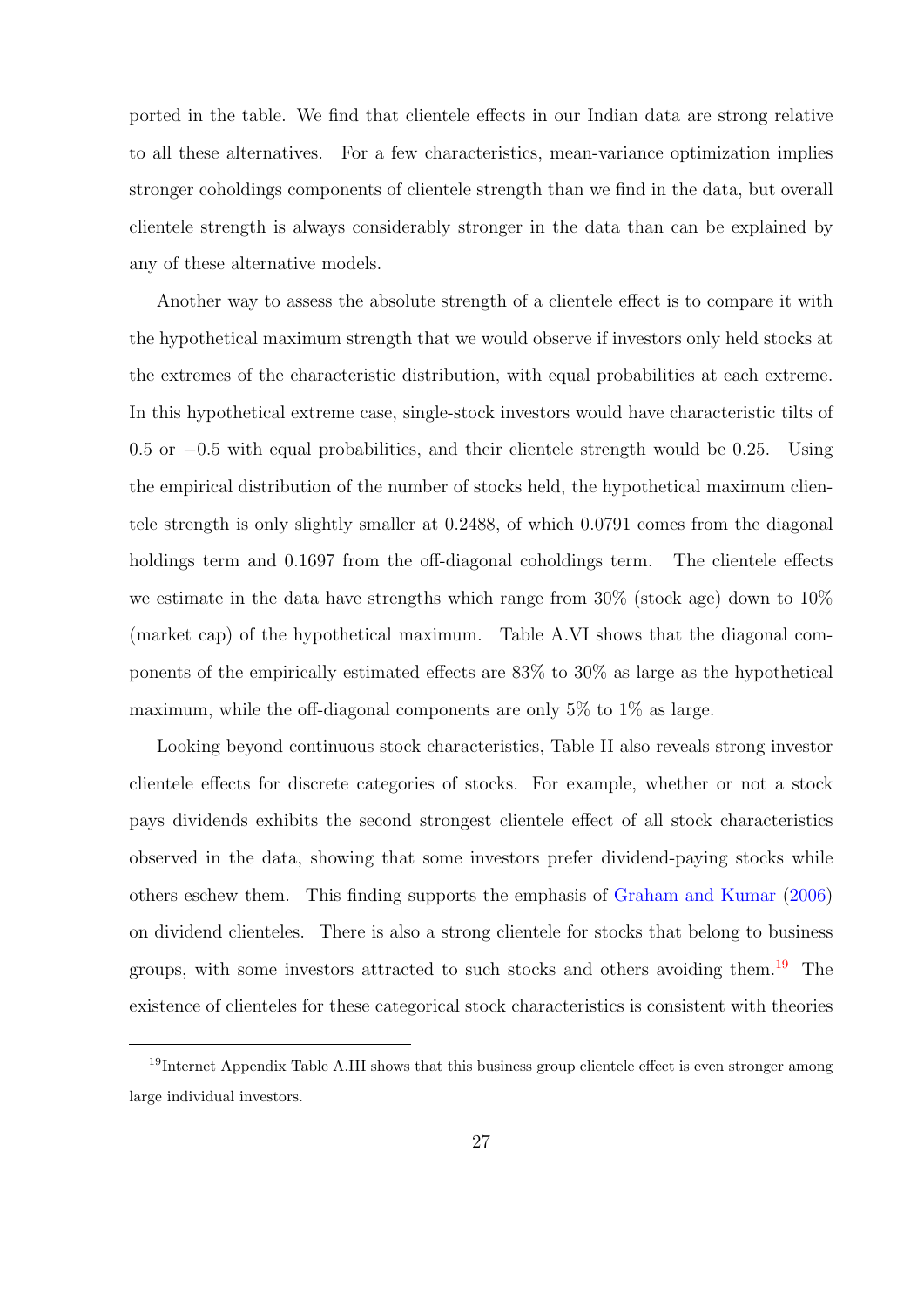ported in the table. We find that clientele effects in our Indian data are strong relative to all these alternatives. For a few characteristics, mean-variance optimization implies stronger coholdings components of clientele strength than we find in the data, but overall clientele strength is always considerably stronger in the data than can be explained by any of these alternative models.

Another way to assess the absolute strength of a clientele effect is to compare it with the hypothetical maximum strength that we would observe if investors only held stocks at the extremes of the characteristic distribution, with equal probabilities at each extreme. In this hypothetical extreme case, single-stock investors would have characteristic tilts of 0.5 or $-0.5$ with equal probabilities, and their clientele strength would be 0.25. Using the empirical distribution of the number of stocks held, the hypothetical maximum clientele strength is only slightly smaller at 0.2488, of which 0.0791 comes from the diagonal holdings term and 0.1697 from the off-diagonal coholdings term. The clientele effects we estimate in the data have strengths which range from 30% (stock age) down to 10% (market cap) of the hypothetical maximum. Table A.VI shows that the diagonal components of the empirically estimated effects are 83% to 30% as large as the hypothetical maximum, while the off-diagonal components are only 5% to 1% as large.

Looking beyond continuous stock characteristics, Table II also reveals strong investor clientele effects for discrete categories of stocks. For example, whether or not a stock pays dividends exhibits the second strongest clientele effect of all stock characteristics observed in the data, showing that some investors prefer dividend-paying stocks while others eschew them. This finding supports the emphasis of Graham and Kumar (2006) on dividend clienteles. There is also a strong clientele for stocks that belong to business groups, with some investors attracted to such stocks and others avoiding them.[19] The existence of clienteles for these categorical stock characteristics is consistent with theories

[19] Internet Appendix Table A.III shows that this business group clientele effect is even stronger among large individual investors.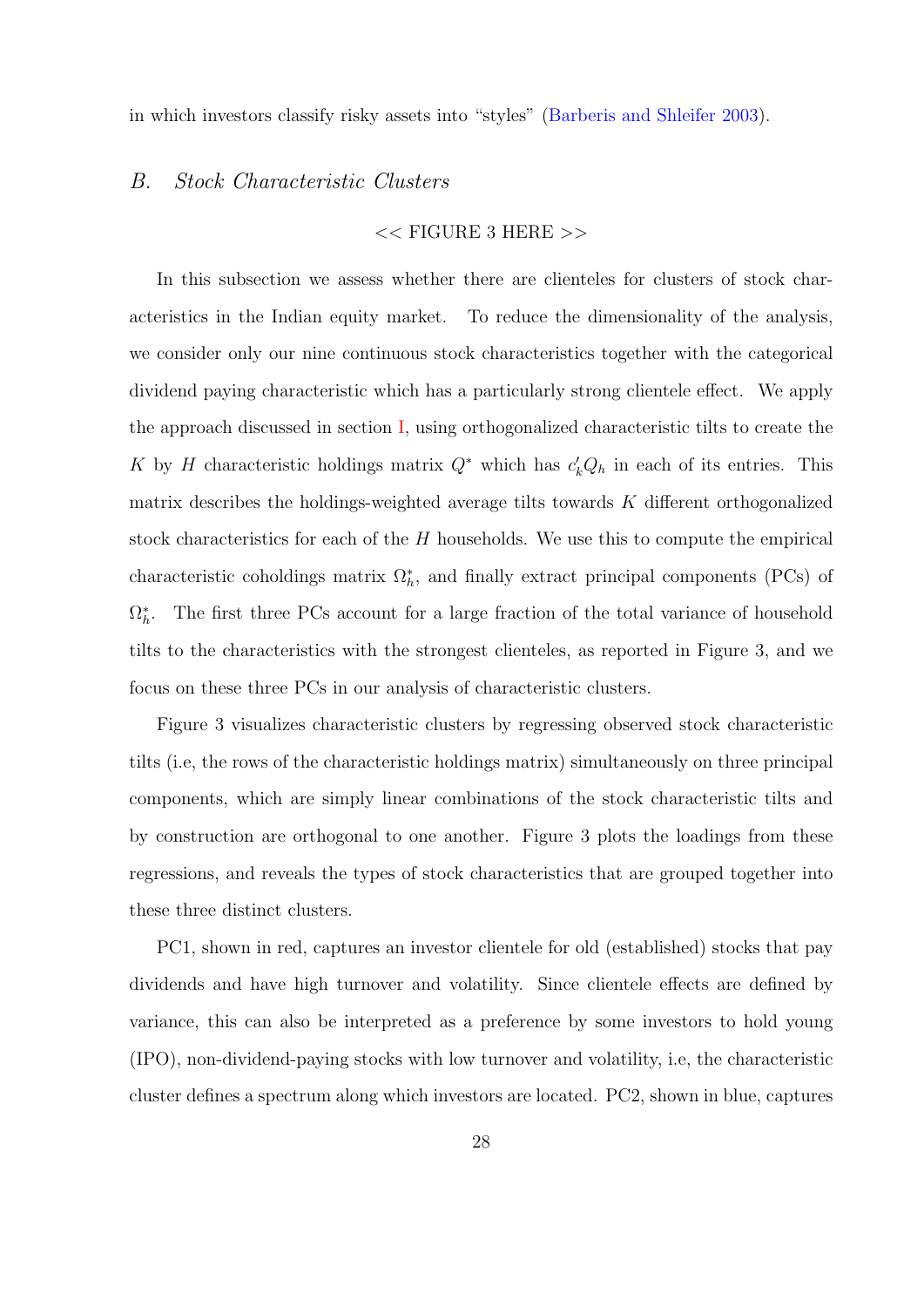in which investors classify risky assets into "styles" (Barberis and Shleifer 2003).

## *B. Stock Characteristic Clusters*

<< FIGURE 3 HERE >>

In this subsection we assess whether there are clienteles for clusters of stock characteristics in the Indian equity market. To reduce the dimensionality of the analysis, we consider only our nine continuous stock characteristics together with the categorical dividend paying characteristic which has a particularly strong clientele effect. We apply the approach discussed in section I, using orthogonalized characteristic tilts to create the $K$ by $H$ characteristic holdings matrix $Q^*$ which has $c_k' Q_h$ in each of its entries. This matrix describes the holdings-weighted average tilts towards $K$ different orthogonalized stock characteristics for each of the $H$ households. We use this to compute the empirical characteristic coholdings matrix $\Omega_h^*$, and finally extract principal components (PCs) of $\Omega_h^*$. The first three PCs account for a large fraction of the total variance of household tilts to the characteristics with the strongest clienteles, as reported in Figure 3, and we focus on these three PCs in our analysis of characteristic clusters.

Figure 3 visualizes characteristic clusters by regressing observed stock characteristic tilts (i.e, the rows of the characteristic holdings matrix) simultaneously on three principal components, which are simply linear combinations of the stock characteristic tilts and by construction are orthogonal to one another. Figure 3 plots the loadings from these regressions, and reveals the types of stock characteristics that are grouped together into these three distinct clusters.

PC1, shown in red, captures an investor clientele for old (established) stocks that pay dividends and have high turnover and volatility. Since clientele effects are defined by variance, this can also be interpreted as a preference by some investors to hold young (IPO), non-dividend-paying stocks with low turnover and volatility, i.e, the characteristic cluster defines a spectrum along which investors are located. PC2, shown in blue, captures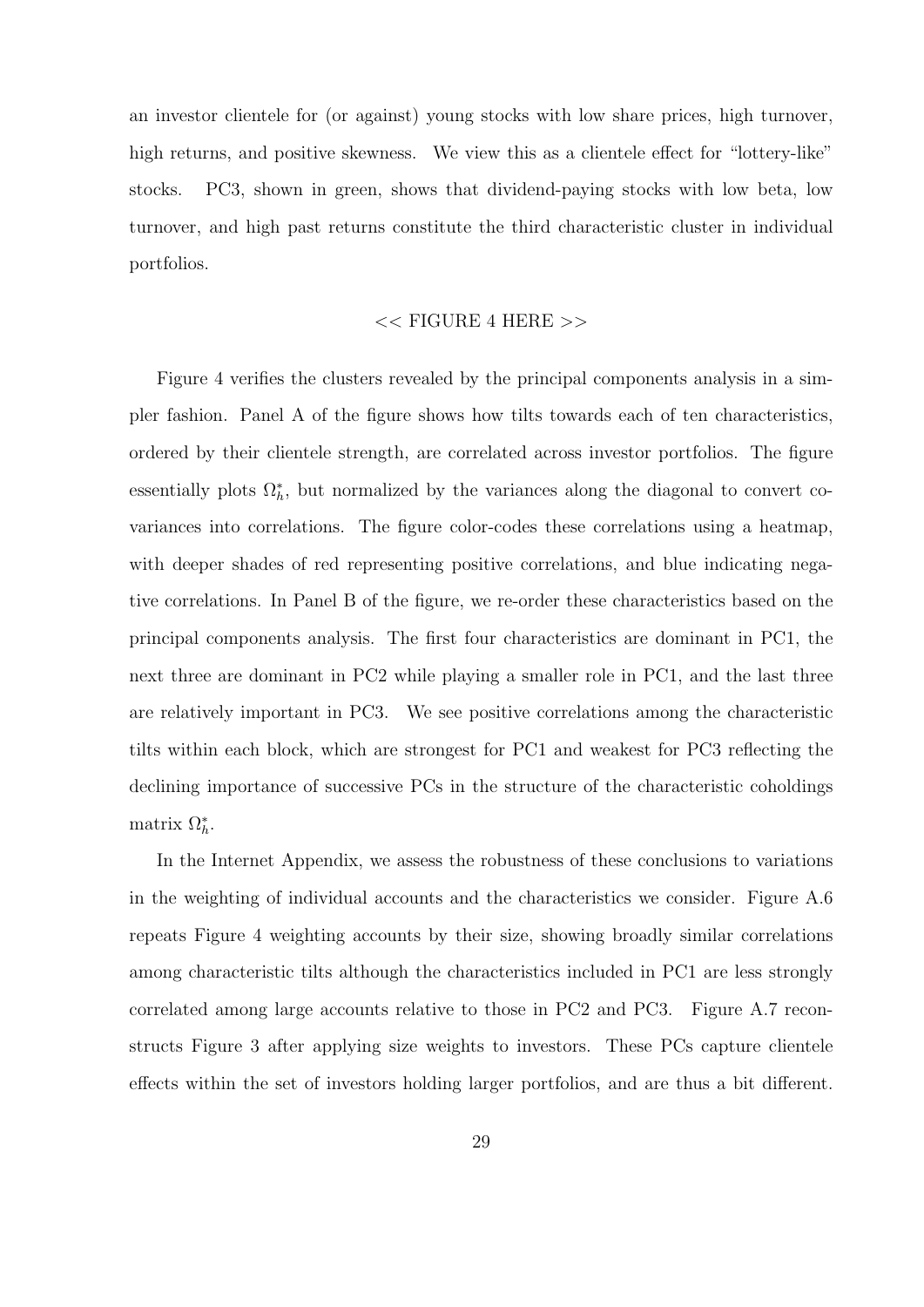an investor clientele for (or against) young stocks with low share prices, high turnover, high returns, and positive skewness. We view this as a clientele effect for "lottery-like" stocks. PC3, shown in green, shows that dividend-paying stocks with low beta, low turnover, and high past returns constitute the third characteristic cluster in individual portfolios.

<< FIGURE 4 HERE >>

Figure 4 verifies the clusters revealed by the principal components analysis in a simpler fashion. Panel A of the figure shows how tilts towards each of ten characteristics, ordered by their clientele strength, are correlated across investor portfolios. The figure essentially plots $\Omega_h^*$, but normalized by the variances along the diagonal to convert covariances into correlations. The figure color-codes these correlations using a heatmap, with deeper shades of red representing positive correlations, and blue indicating negative correlations. In Panel B of the figure, we re-order these characteristics based on the principal components analysis. The first four characteristics are dominant in PC1, the next three are dominant in PC2 while playing a smaller role in PC1, and the last three are relatively important in PC3. We see positive correlations among the characteristic tilts within each block, which are strongest for PC1 and weakest for PC3 reflecting the declining importance of successive PCs in the structure of the characteristic coholdings matrix $\Omega_h^*$.

In the Internet Appendix, we assess the robustness of these conclusions to variations in the weighting of individual accounts and the characteristics we consider. Figure A.6 repeats Figure 4 weighting accounts by their size, showing broadly similar correlations among characteristic tilts although the characteristics included in PC1 are less strongly correlated among large accounts relative to those in PC2 and PC3. Figure A.7 reconstructs Figure 3 after applying size weights to investors. These PCs capture clientele effects within the set of investors holding larger portfolios, and are thus a bit different.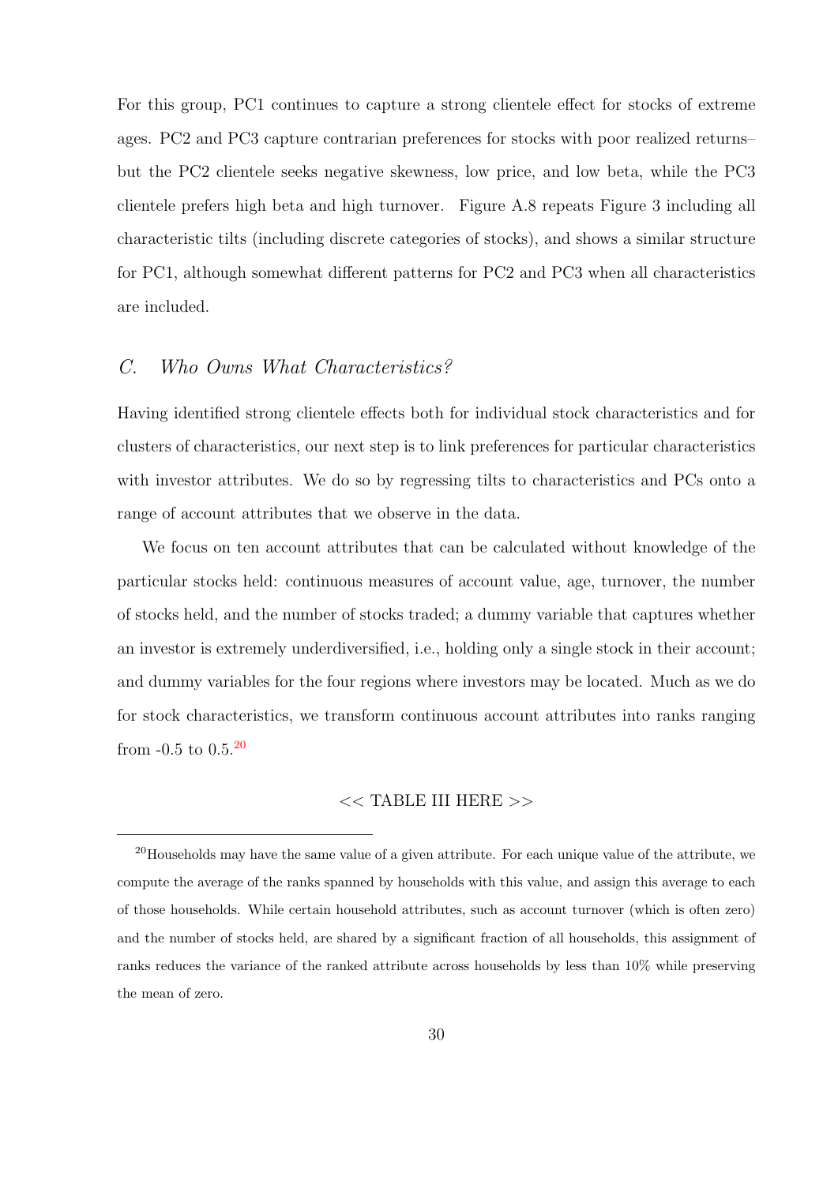For this group, PC1 continues to capture a strong clientele effect for stocks of extreme ages. PC2 and PC3 capture contrarian preferences for stocks with poor realized returns–but the PC2 clientele seeks negative skewness, low price, and low beta, while the PC3 clientele prefers high beta and high turnover. Figure A.8 repeats Figure 3 including all characteristic tilts (including discrete categories of stocks), and shows a similar structure for PC1, although somewhat different patterns for PC2 and PC3 when all characteristics are included.

## *C. Who Owns What Characteristics?*

Having identified strong clientele effects both for individual stock characteristics and for clusters of characteristics, our next step is to link preferences for particular characteristics with investor attributes. We do so by regressing tilts to characteristics and PCs onto a range of account attributes that we observe in the data.

We focus on ten account attributes that can be calculated without knowledge of the particular stocks held: continuous measures of account value, age, turnover, the number of stocks held, and the number of stocks traded; a dummy variable that captures whether an investor is extremely underdiversified, i.e., holding only a single stock in their account; and dummy variables for the four regions where investors may be located. Much as we do for stock characteristics, we transform continuous account attributes into ranks ranging from -0.5 to 0.5.[20]

<< TABLE III HERE >>

[20] Households may have the same value of a given attribute. For each unique value of the attribute, we compute the average of the ranks spanned by households with this value, and assign this average to each of those households. While certain household attributes, such as account turnover (which is often zero) and the number of stocks held, are shared by a significant fraction of all households, this assignment of ranks reduces the variance of the ranked attribute across households by less than 10% while preserving the mean of zero.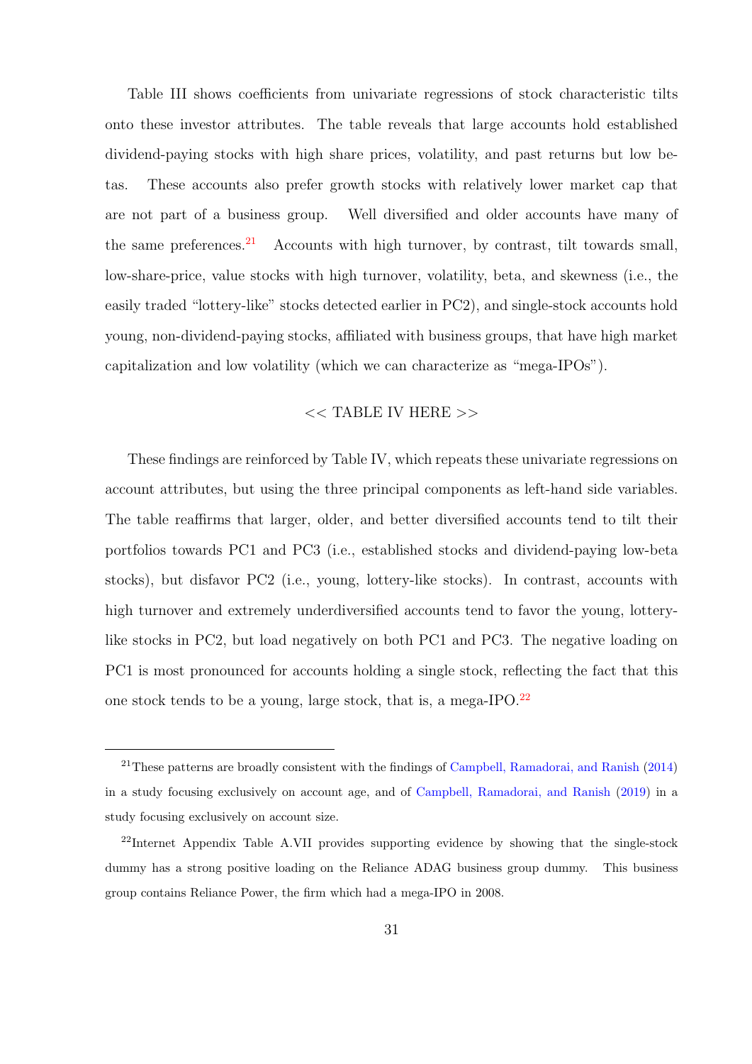Table III shows coefficients from univariate regressions of stock characteristic tilts onto these investor attributes. The table reveals that large accounts hold established dividend-paying stocks with high share prices, volatility, and past returns but low betas. These accounts also prefer growth stocks with relatively lower market cap that are not part of a business group. Well diversified and older accounts have many of the same preferences.[21] Accounts with high turnover, by contrast, tilt towards small, low-share-price, value stocks with high turnover, volatility, beta, and skewness (i.e., the easily traded "lottery-like" stocks detected earlier in PC2), and single-stock accounts hold young, non-dividend-paying stocks, affiliated with business groups, that have high market capitalization and low volatility (which we can characterize as "mega-IPOs").

<< TABLE IV HERE >>

These findings are reinforced by Table IV, which repeats these univariate regressions on account attributes, but using the three principal components as left-hand side variables. The table reaffirms that larger, older, and better diversified accounts tend to tilt their portfolios towards PC1 and PC3 (i.e., established stocks and dividend-paying low-beta stocks), but disfavor PC2 (i.e., young, lottery-like stocks). In contrast, accounts with high turnover and extremely underdiversified accounts tend to favor the young, lottery-like stocks in PC2, but load negatively on both PC1 and PC3. The negative loading on PC1 is most pronounced for accounts holding a single stock, reflecting the fact that this one stock tends to be a young, large stock, that is, a mega-IPO.[22]

---

[21] These patterns are broadly consistent with the findings of Campbell, Ramadorai, and Ranish (2014) in a study focusing exclusively on account age, and of Campbell, Ramadorai, and Ranish (2019) in a study focusing exclusively on account size.

[22] Internet Appendix Table A.VII provides supporting evidence by showing that the single-stock dummy has a strong positive loading on the Reliance ADAG business group dummy. This business group contains Reliance Power, the firm which had a mega-IPO in 2008.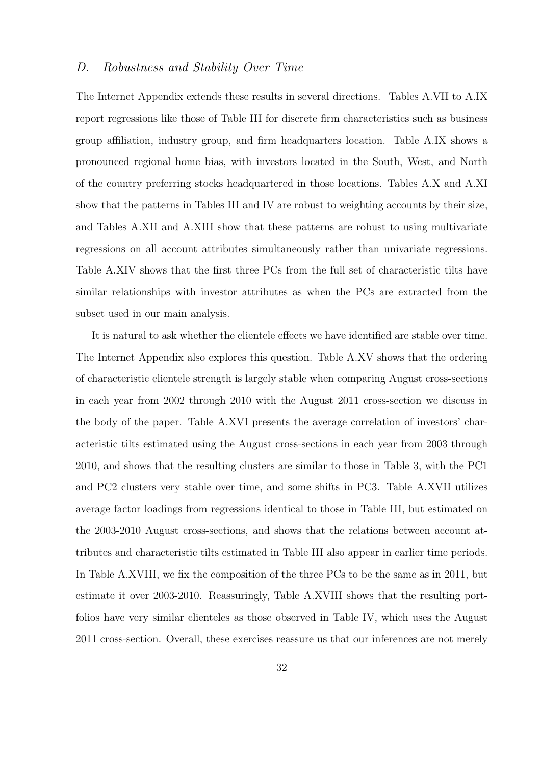### *D. Robustness and Stability Over Time*

The Internet Appendix extends these results in several directions. Tables A.VII to A.IX report regressions like those of Table III for discrete firm characteristics such as business group affiliation, industry group, and firm headquarters location. Table A.IX shows a pronounced regional home bias, with investors located in the South, West, and North of the country preferring stocks headquartered in those locations. Tables A.X and A.XI show that the patterns in Tables III and IV are robust to weighting accounts by their size, and Tables A.XII and A.XIII show that these patterns are robust to using multivariate regressions on all account attributes simultaneously rather than univariate regressions. Table A.XIV shows that the first three PCs from the full set of characteristic tilts have similar relationships with investor attributes as when the PCs are extracted from the subset used in our main analysis.

It is natural to ask whether the clientele effects we have identified are stable over time. The Internet Appendix also explores this question. Table A.XV shows that the ordering of characteristic clientele strength is largely stable when comparing August cross-sections in each year from 2002 through 2010 with the August 2011 cross-section we discuss in the body of the paper. Table A.XVI presents the average correlation of investors' characteristic tilts estimated using the August cross-sections in each year from 2003 through 2010, and shows that the resulting clusters are similar to those in Table 3, with the PC1 and PC2 clusters very stable over time, and some shifts in PC3. Table A.XVII utilizes average factor loadings from regressions identical to those in Table III, but estimated on the 2003-2010 August cross-sections, and shows that the relations between account attributes and characteristic tilts estimated in Table III also appear in earlier time periods. In Table A.XVIII, we fix the composition of the three PCs to be the same as in 2011, but estimate it over 2003-2010. Reassuringly, Table A.XVIII shows that the resulting portfolios have very similar clienteles as those observed in Table IV, which uses the August 2011 cross-section. Overall, these exercises reassure us that our inferences are not merely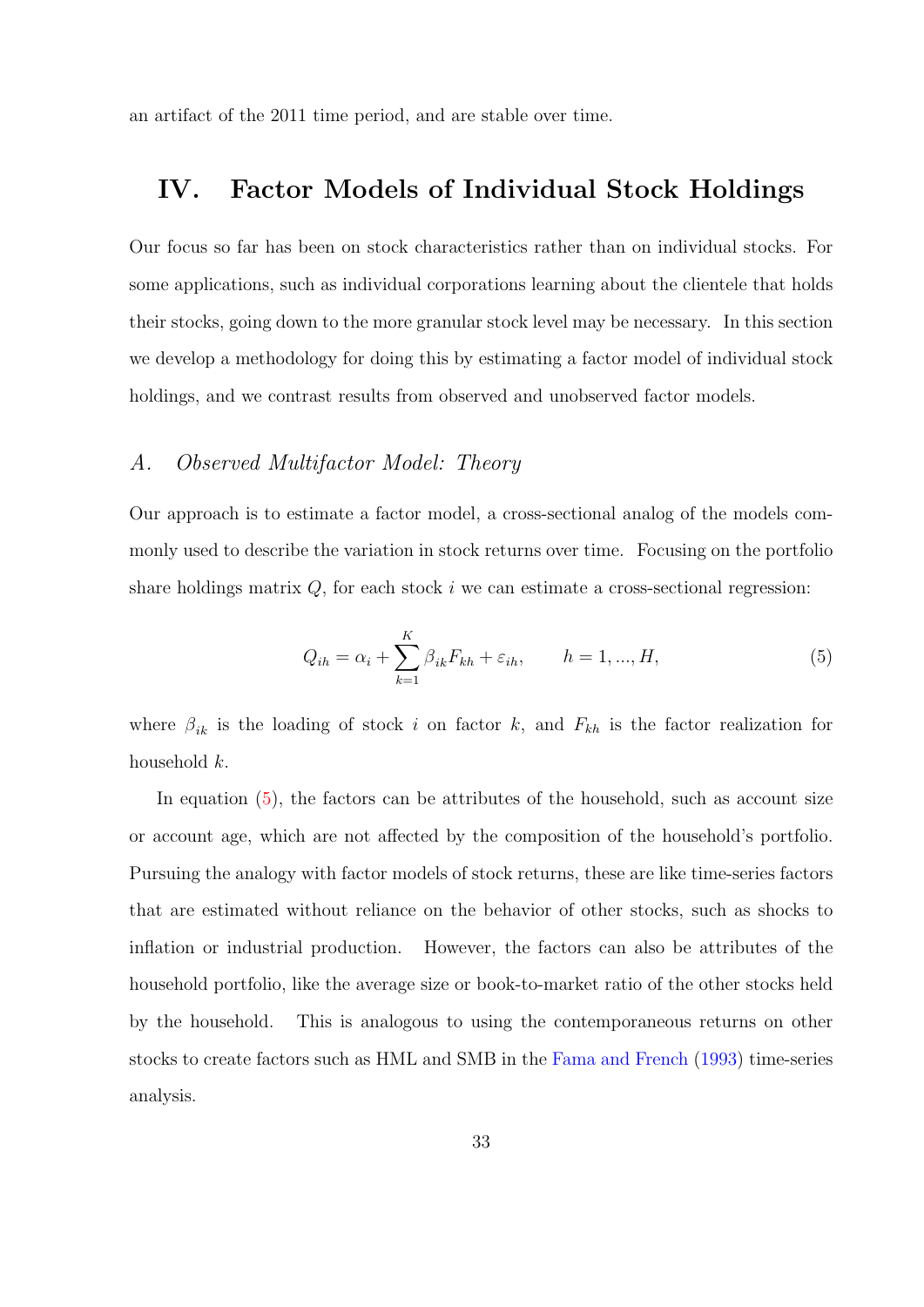an artifact of the 2011 time period, and are stable over time.

# IV. Factor Models of Individual Stock Holdings

Our focus so far has been on stock characteristics rather than on individual stocks. For some applications, such as individual corporations learning about the clientele that holds their stocks, going down to the more granular stock level may be necessary. In this section we develop a methodology for doing this by estimating a factor model of individual stock holdings, and we contrast results from observed and unobserved factor models.

## *A. Observed Multifactor Model: Theory*

Our approach is to estimate a factor model, a cross-sectional analog of the models commonly used to describe the variation in stock returns over time. Focusing on the portfolio share holdings matrix $Q$, for each stock $i$ we can estimate a cross-sectional regression:

$$Q_{ih} = \alpha_i + \sum_{k=1}^{K} \beta_{ik} F_{kh} + \varepsilon_{ih}, \qquad h = 1, ..., H, \tag{5}$$

where $\beta_{ik}$ is the loading of stock $i$ on factor $k$, and $F_{kh}$ is the factor realization for household $k$.

In equation (5), the factors can be attributes of the household, such as account size or account age, which are not affected by the composition of the household's portfolio. Pursuing the analogy with factor models of stock returns, these are like time-series factors that are estimated without reliance on the behavior of other stocks, such as shocks to inflation or industrial production. However, the factors can also be attributes of the household portfolio, like the average size or book-to-market ratio of the other stocks held by the household. This is analogous to using the contemporaneous returns on other stocks to create factors such as HML and SMB in the Fama and French (1993) time-series analysis.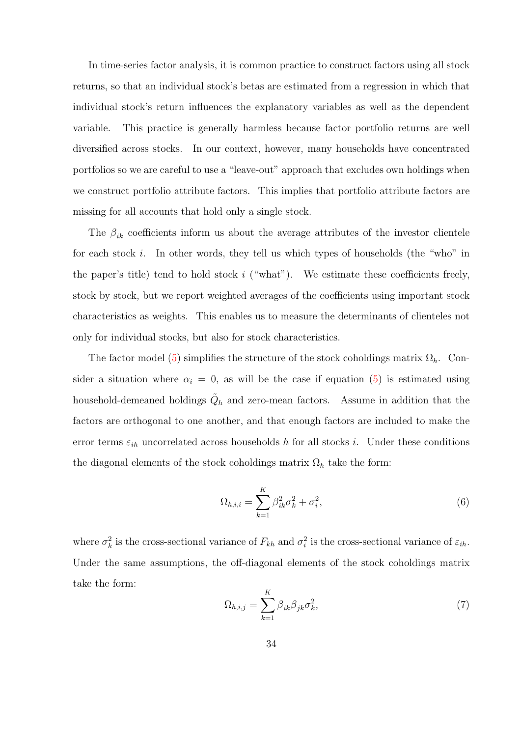In time-series factor analysis, it is common practice to construct factors using all stock returns, so that an individual stock's betas are estimated from a regression in which that individual stock's return influences the explanatory variables as well as the dependent variable. This practice is generally harmless because factor portfolio returns are well diversified across stocks. In our context, however, many households have concentrated portfolios so we are careful to use a "leave-out" approach that excludes own holdings when we construct portfolio attribute factors. This implies that portfolio attribute factors are missing for all accounts that hold only a single stock.

The $\beta_{ik}$ coefficients inform us about the average attributes of the investor clientele for each stock $i$. In other words, they tell us which types of households (the "who" in the paper's title) tend to hold stock $i$ ("what"). We estimate these coefficients freely, stock by stock, but we report weighted averages of the coefficients using important stock characteristics as weights. This enables us to measure the determinants of clienteles not only for individual stocks, but also for stock characteristics.

The factor model (5) simplifies the structure of the stock coholdings matrix $\Omega_h$. Consider a situation where $\alpha_i = 0$, as will be the case if equation (5) is estimated using household-demeaned holdings $\tilde{Q}_h$ and zero-mean factors. Assume in addition that the factors are orthogonal to one another, and that enough factors are included to make the error terms $\varepsilon_{ih}$ uncorrelated across households $h$ for all stocks $i$. Under these conditions the diagonal elements of the stock coholdings matrix $\Omega_h$ take the form:

$$\Omega_{h,i,i} = \sum_{k=1}^{K} \beta_{ik}^2 \sigma_k^2 + \sigma_i^2, \tag{6}$$

where $\sigma_k^2$ is the cross-sectional variance of $F_{kh}$ and $\sigma_i^2$ is the cross-sectional variance of $\varepsilon_{ih}$. Under the same assumptions, the off-diagonal elements of the stock coholdings matrix take the form:

$$\Omega_{h,i,j} = \sum_{k=1}^{K} \beta_{ik} \beta_{jk} \sigma_k^2, \tag{7}$$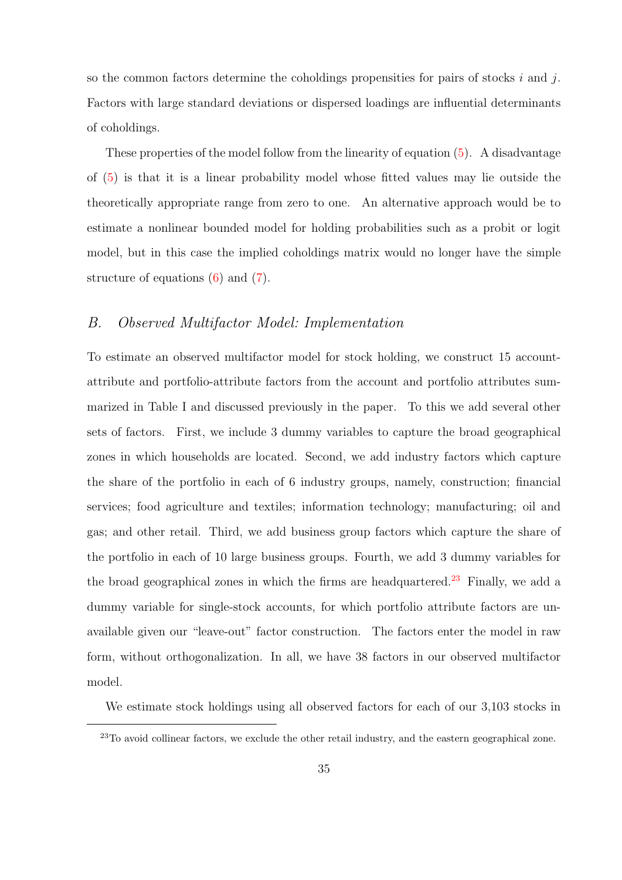so the common factors determine the coholdings propensities for pairs of stocks $i$ and $j$. Factors with large standard deviations or dispersed loadings are influential determinants of coholdings.

These properties of the model follow from the linearity of equation (5). A disadvantage of (5) is that it is a linear probability model whose fitted values may lie outside the theoretically appropriate range from zero to one. An alternative approach would be to estimate a nonlinear bounded model for holding probabilities such as a probit or logit model, but in this case the implied coholdings matrix would no longer have the simple structure of equations (6) and (7).

## *B. Observed Multifactor Model: Implementation*

To estimate an observed multifactor model for stock holding, we construct 15 account-attribute and portfolio-attribute factors from the account and portfolio attributes summarized in Table I and discussed previously in the paper. To this we add several other sets of factors. First, we include 3 dummy variables to capture the broad geographical zones in which households are located. Second, we add industry factors which capture the share of the portfolio in each of 6 industry groups, namely, construction; financial services; food agriculture and textiles; information technology; manufacturing; oil and gas; and other retail. Third, we add business group factors which capture the share of the portfolio in each of 10 large business groups. Fourth, we add 3 dummy variables for the broad geographical zones in which the firms are headquartered.[23] Finally, we add a dummy variable for single-stock accounts, for which portfolio attribute factors are unavailable given our "leave-out" factor construction. The factors enter the model in raw form, without orthogonalization. In all, we have 38 factors in our observed multifactor model.

We estimate stock holdings using all observed factors for each of our 3,103 stocks in

[23]To avoid collinear factors, we exclude the other retail industry, and the eastern geographical zone.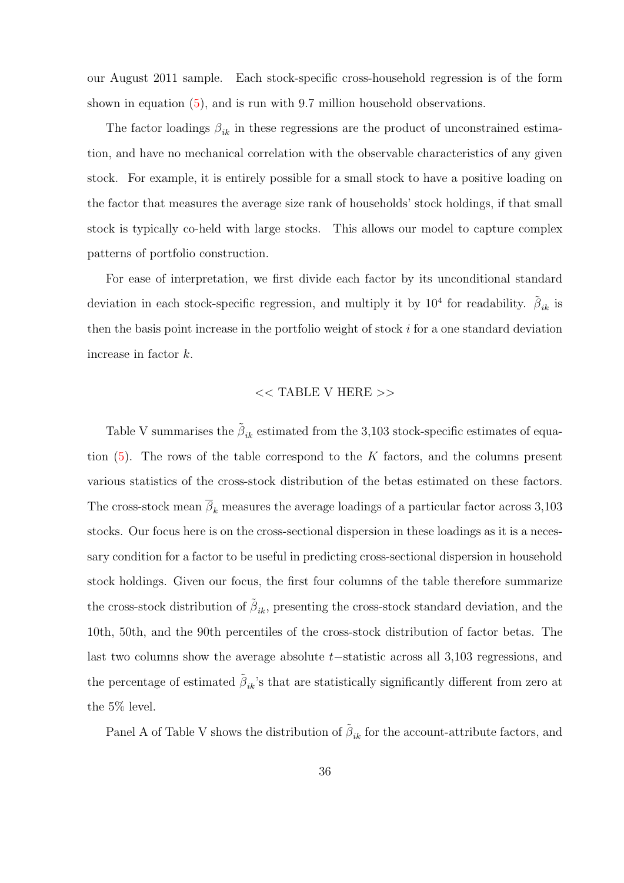our August 2011 sample. Each stock-specific cross-household regression is of the form shown in equation (5), and is run with 9.7 million household observations.

The factor loadings $\beta_{ik}$ in these regressions are the product of unconstrained estimation, and have no mechanical correlation with the observable characteristics of any given stock. For example, it is entirely possible for a small stock to have a positive loading on the factor that measures the average size rank of households' stock holdings, if that small stock is typically co-held with large stocks. This allows our model to capture complex patterns of portfolio construction.

For ease of interpretation, we first divide each factor by its unconditional standard deviation in each stock-specific regression, and multiply it by $10^4$ for readability. $\tilde{\beta}_{ik}$ is then the basis point increase in the portfolio weight of stock $i$ for a one standard deviation increase in factor $k$.

<< TABLE V HERE >>

Table V summarises the $\tilde{\beta}_{ik}$ estimated from the 3,103 stock-specific estimates of equation (5). The rows of the table correspond to the $K$ factors, and the columns present various statistics of the cross-stock distribution of the betas estimated on these factors. The cross-stock mean $\overline{\beta}_k$ measures the average loadings of a particular factor across 3,103 stocks. Our focus here is on the cross-sectional dispersion in these loadings as it is a necessary condition for a factor to be useful in predicting cross-sectional dispersion in household stock holdings. Given our focus, the first four columns of the table therefore summarize the cross-stock distribution of $\tilde{\beta}_{ik}$, presenting the cross-stock standard deviation, and the 10th, 50th, and the 90th percentiles of the cross-stock distribution of factor betas. The last two columns show the average absolute $t-$statistic across all 3,103 regressions, and the percentage of estimated $\tilde{\beta}_{ik}$'s that are statistically significantly different from zero at the 5% level.

Panel A of Table V shows the distribution of $\tilde{\beta}_{ik}$ for the account-attribute factors, and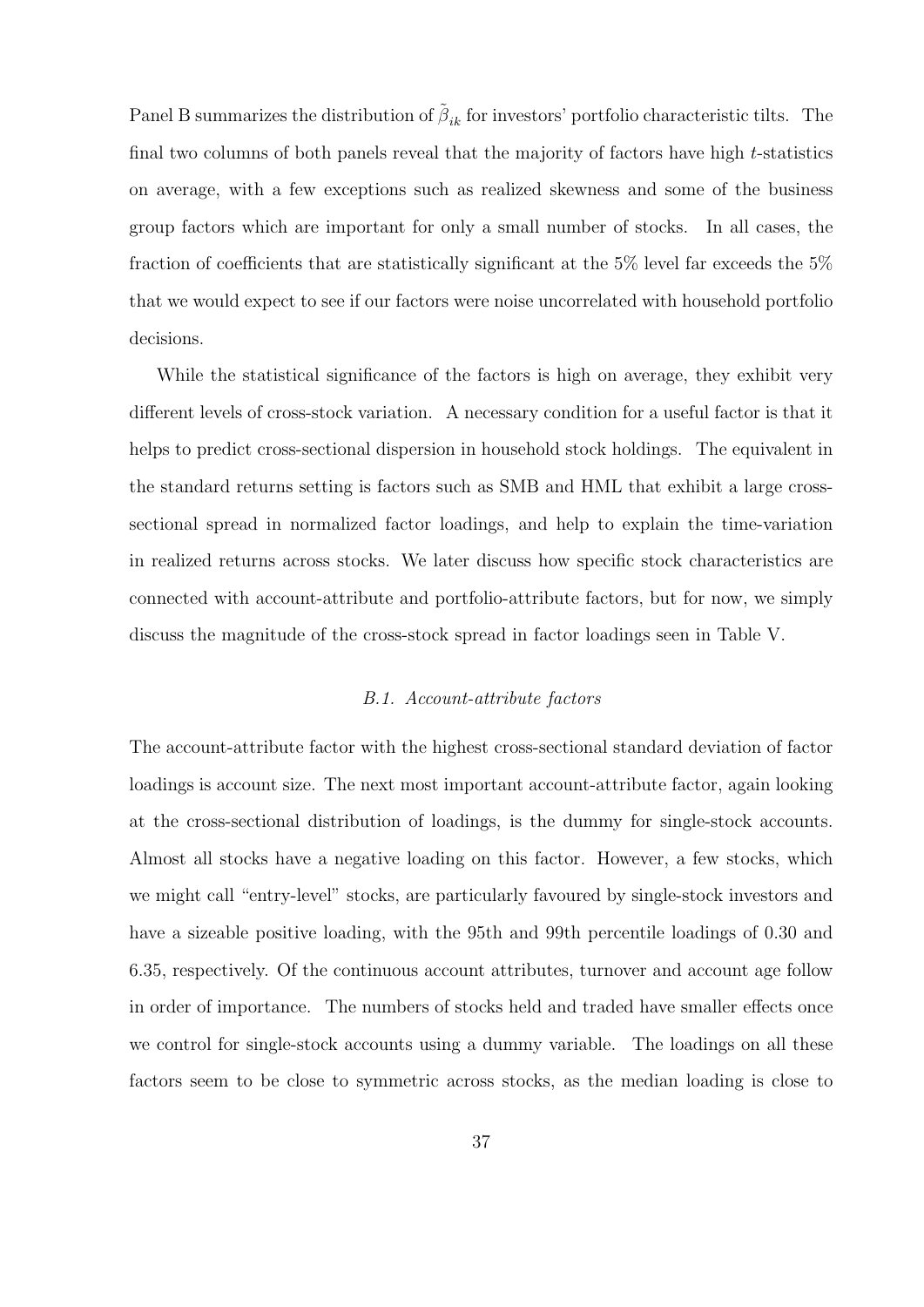Panel B summarizes the distribution of $\tilde{\beta}_{ik}$ for investors' portfolio characteristic tilts. The final two columns of both panels reveal that the majority of factors have high $t$-statistics on average, with a few exceptions such as realized skewness and some of the business group factors which are important for only a small number of stocks. In all cases, the fraction of coefficients that are statistically significant at the 5% level far exceeds the 5% that we would expect to see if our factors were noise uncorrelated with household portfolio decisions.

While the statistical significance of the factors is high on average, they exhibit very different levels of cross-stock variation. A necessary condition for a useful factor is that it helps to predict cross-sectional dispersion in household stock holdings. The equivalent in the standard returns setting is factors such as SMB and HML that exhibit a large cross-sectional spread in normalized factor loadings, and help to explain the time-variation in realized returns across stocks. We later discuss how specific stock characteristics are connected with account-attribute and portfolio-attribute factors, but for now, we simply discuss the magnitude of the cross-stock spread in factor loadings seen in Table V.

### *B.1. Account-attribute factors*

The account-attribute factor with the highest cross-sectional standard deviation of factor loadings is account size. The next most important account-attribute factor, again looking at the cross-sectional distribution of loadings, is the dummy for single-stock accounts. Almost all stocks have a negative loading on this factor. However, a few stocks, which we might call "entry-level" stocks, are particularly favoured by single-stock investors and have a sizeable positive loading, with the 95th and 99th percentile loadings of 0.30 and 6.35, respectively. Of the continuous account attributes, turnover and account age follow in order of importance. The numbers of stocks held and traded have smaller effects once we control for single-stock accounts using a dummy variable. The loadings on all these factors seem to be close to symmetric across stocks, as the median loading is close to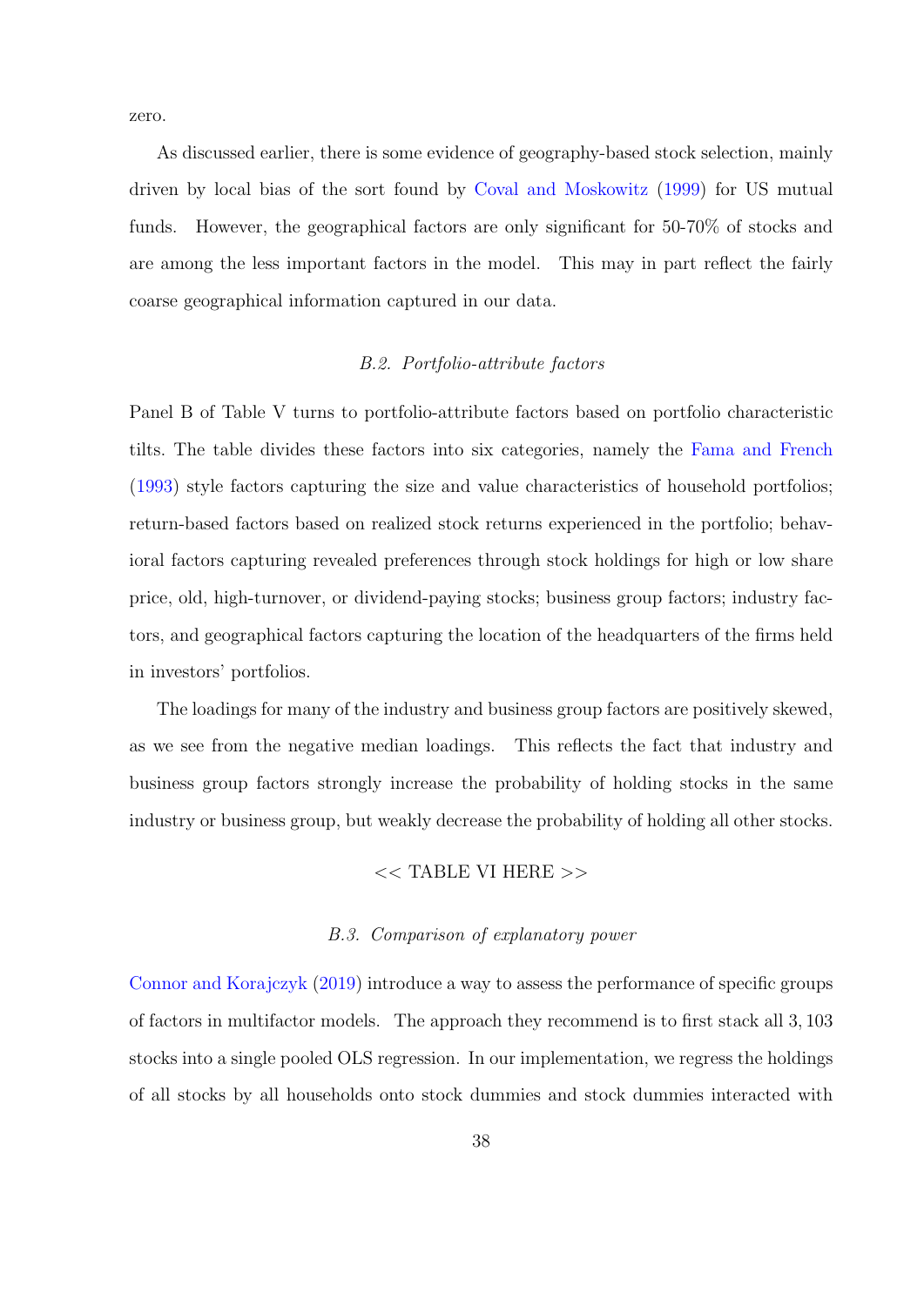zero.

As discussed earlier, there is some evidence of geography-based stock selection, mainly driven by local bias of the sort found by Coval and Moskowitz (1999) for US mutual funds. However, the geographical factors are only significant for 50-70% of stocks and are among the less important factors in the model. This may in part reflect the fairly coarse geographical information captured in our data.

### *B.2. Portfolio-attribute factors*

Panel B of Table V turns to portfolio-attribute factors based on portfolio characteristic tilts. The table divides these factors into six categories, namely the Fama and French (1993) style factors capturing the size and value characteristics of household portfolios; return-based factors based on realized stock returns experienced in the portfolio; behavioral factors capturing revealed preferences through stock holdings for high or low share price, old, high-turnover, or dividend-paying stocks; business group factors; industry factors, and geographical factors capturing the location of the headquarters of the firms held in investors' portfolios.

The loadings for many of the industry and business group factors are positively skewed, as we see from the negative median loadings. This reflects the fact that industry and business group factors strongly increase the probability of holding stocks in the same industry or business group, but weakly decrease the probability of holding all other stocks.

<< TABLE VI HERE >>

### *B.3. Comparison of explanatory power*

Connor and Korajczyk (2019) introduce a way to assess the performance of specific groups of factors in multifactor models. The approach they recommend is to first stack all 3,103 stocks into a single pooled OLS regression. In our implementation, we regress the holdings of all stocks by all households onto stock dummies and stock dummies interacted with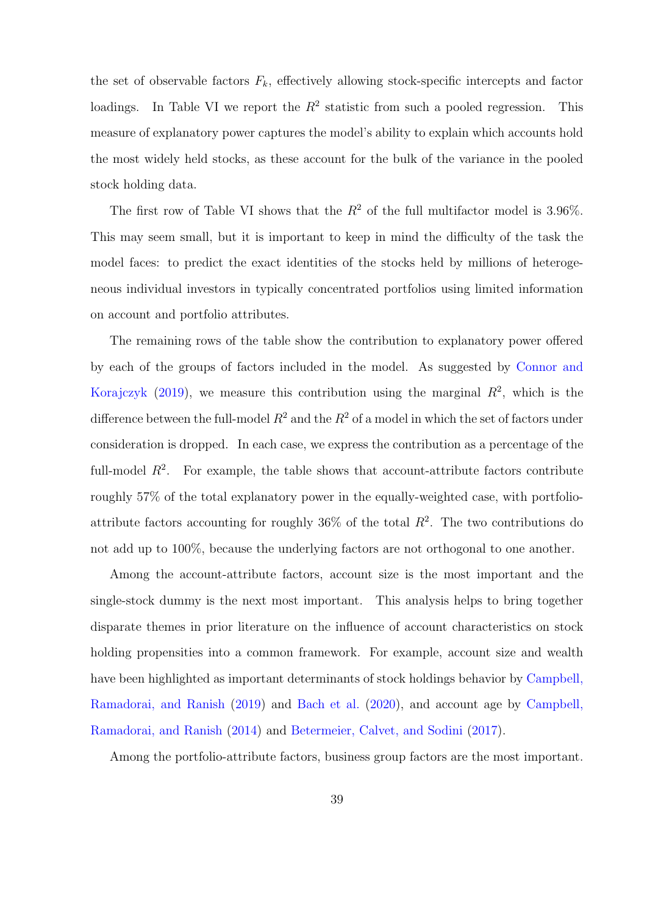the set of observable factors $F_k$, effectively allowing stock-specific intercepts and factor loadings. In Table VI we report the $R^2$ statistic from such a pooled regression. This measure of explanatory power captures the model's ability to explain which accounts hold the most widely held stocks, as these account for the bulk of the variance in the pooled stock holding data.

The first row of Table VI shows that the $R^2$ of the full multifactor model is 3.96%. This may seem small, but it is important to keep in mind the difficulty of the task the model faces: to predict the exact identities of the stocks held by millions of heterogeneous individual investors in typically concentrated portfolios using limited information on account and portfolio attributes.

The remaining rows of the table show the contribution to explanatory power offered by each of the groups of factors included in the model. As suggested by Connor and Korajczyk (2019), we measure this contribution using the marginal $R^2$, which is the difference between the full-model $R^2$ and the $R^2$ of a model in which the set of factors under consideration is dropped. In each case, we express the contribution as a percentage of the full-model $R^2$. For example, the table shows that account-attribute factors contribute roughly 57% of the total explanatory power in the equally-weighted case, with portfolio-attribute factors accounting for roughly 36% of the total $R^2$. The two contributions do not add up to 100%, because the underlying factors are not orthogonal to one another.

Among the account-attribute factors, account size is the most important and the single-stock dummy is the next most important. This analysis helps to bring together disparate themes in prior literature on the influence of account characteristics on stock holding propensities into a common framework. For example, account size and wealth have been highlighted as important determinants of stock holdings behavior by Campbell, Ramadorai, and Ranish (2019) and Bach et al. (2020), and account age by Campbell, Ramadorai, and Ranish (2014) and Betermeier, Calvet, and Sodini (2017).

Among the portfolio-attribute factors, business group factors are the most important.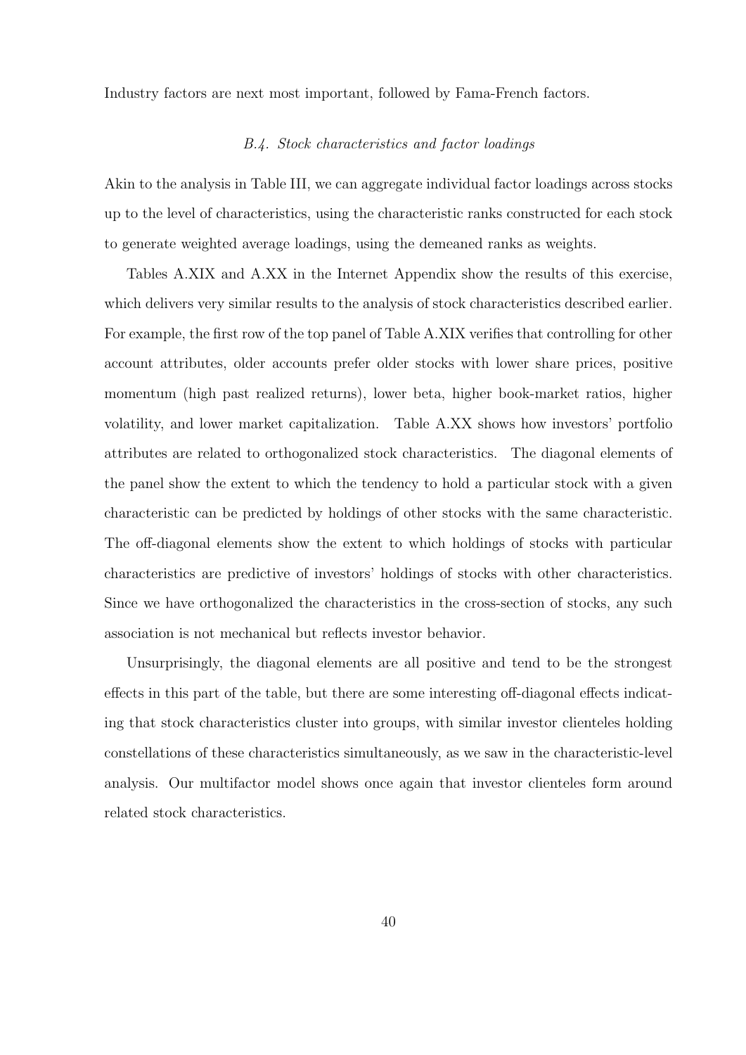Industry factors are next most important, followed by Fama-French factors.

### *B.4. Stock characteristics and factor loadings*

Akin to the analysis in Table III, we can aggregate individual factor loadings across stocks up to the level of characteristics, using the characteristic ranks constructed for each stock to generate weighted average loadings, using the demeaned ranks as weights.

Tables A.XIX and A.XX in the Internet Appendix show the results of this exercise, which delivers very similar results to the analysis of stock characteristics described earlier. For example, the first row of the top panel of Table A.XIX verifies that controlling for other account attributes, older accounts prefer older stocks with lower share prices, positive momentum (high past realized returns), lower beta, higher book-market ratios, higher volatility, and lower market capitalization. Table A.XX shows how investors' portfolio attributes are related to orthogonalized stock characteristics. The diagonal elements of the panel show the extent to which the tendency to hold a particular stock with a given characteristic can be predicted by holdings of other stocks with the same characteristic. The off-diagonal elements show the extent to which holdings of stocks with particular characteristics are predictive of investors' holdings of stocks with other characteristics. Since we have orthogonalized the characteristics in the cross-section of stocks, any such association is not mechanical but reflects investor behavior.

Unsurprisingly, the diagonal elements are all positive and tend to be the strongest effects in this part of the table, but there are some interesting off-diagonal effects indicating that stock characteristics cluster into groups, with similar investor clienteles holding constellations of these characteristics simultaneously, as we saw in the characteristic-level analysis. Our multifactor model shows once again that investor clienteles form around related stock characteristics.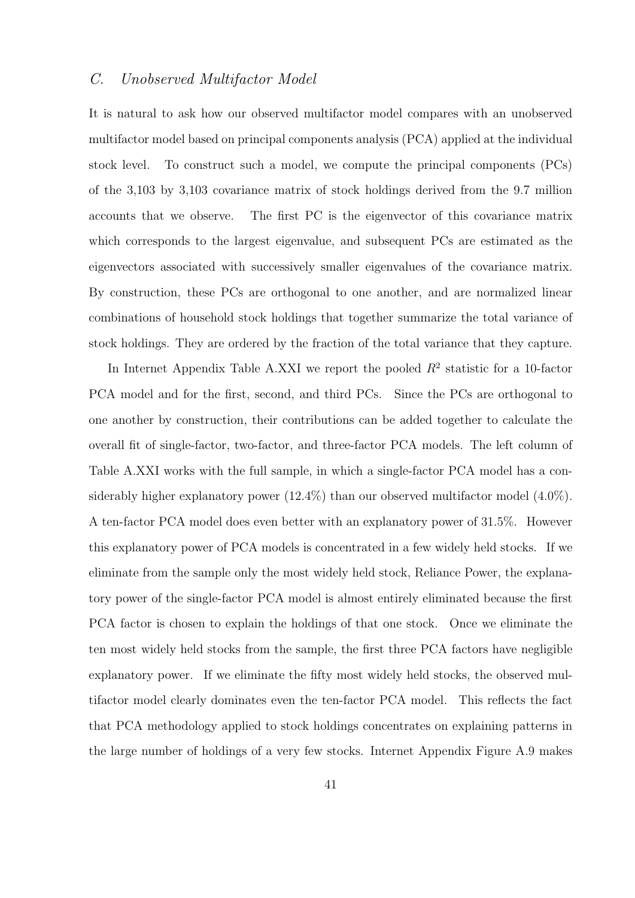### C. *Unobserved Multifactor Model*

It is natural to ask how our observed multifactor model compares with an unobserved multifactor model based on principal components analysis (PCA) applied at the individual stock level. To construct such a model, we compute the principal components (PCs) of the 3,103 by 3,103 covariance matrix of stock holdings derived from the 9.7 million accounts that we observe. The first PC is the eigenvector of this covariance matrix which corresponds to the largest eigenvalue, and subsequent PCs are estimated as the eigenvectors associated with successively smaller eigenvalues of the covariance matrix. By construction, these PCs are orthogonal to one another, and are normalized linear combinations of household stock holdings that together summarize the total variance of stock holdings. They are ordered by the fraction of the total variance that they capture.

In Internet Appendix Table A.XXI we report the pooled $R^2$ statistic for a 10-factor PCA model and for the first, second, and third PCs. Since the PCs are orthogonal to one another by construction, their contributions can be added together to calculate the overall fit of single-factor, two-factor, and three-factor PCA models. The left column of Table A.XXI works with the full sample, in which a single-factor PCA model has a considerably higher explanatory power (12.4%) than our observed multifactor model (4.0%). A ten-factor PCA model does even better with an explanatory power of 31.5%. However this explanatory power of PCA models is concentrated in a few widely held stocks. If we eliminate from the sample only the most widely held stock, Reliance Power, the explanatory power of the single-factor PCA model is almost entirely eliminated because the first PCA factor is chosen to explain the holdings of that one stock. Once we eliminate the ten most widely held stocks from the sample, the first three PCA factors have negligible explanatory power. If we eliminate the fifty most widely held stocks, the observed multifactor model clearly dominates even the ten-factor PCA model. This reflects the fact that PCA methodology applied to stock holdings concentrates on explaining patterns in the large number of holdings of a very few stocks. Internet Appendix Figure A.9 makes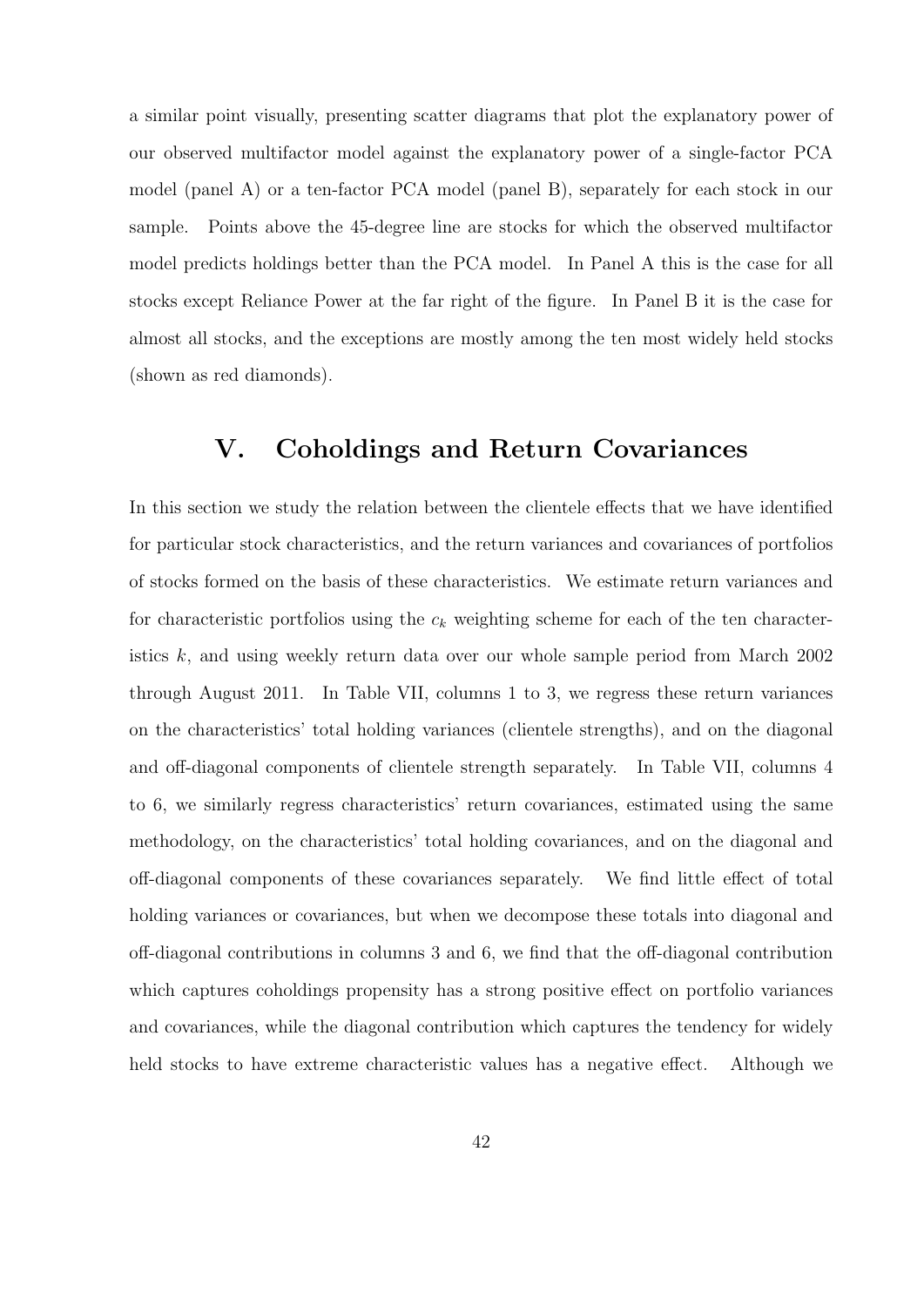a similar point visually, presenting scatter diagrams that plot the explanatory power of our observed multifactor model against the explanatory power of a single-factor PCA model (panel A) or a ten-factor PCA model (panel B), separately for each stock in our sample. Points above the 45-degree line are stocks for which the observed multifactor model predicts holdings better than the PCA model. In Panel A this is the case for all stocks except Reliance Power at the far right of the figure. In Panel B it is the case for almost all stocks, and the exceptions are mostly among the ten most widely held stocks (shown as red diamonds).

## V. Coholdings and Return Covariances

In this section we study the relation between the clientele effects that we have identified for particular stock characteristics, and the return variances and covariances of portfolios of stocks formed on the basis of these characteristics. We estimate return variances and for characteristic portfolios using the $c_k$ weighting scheme for each of the ten characteristics $k$, and using weekly return data over our whole sample period from March 2002 through August 2011. In Table VII, columns 1 to 3, we regress these return variances on the characteristics' total holding variances (clientele strengths), and on the diagonal and off-diagonal components of clientele strength separately. In Table VII, columns 4 to 6, we similarly regress characteristics' return covariances, estimated using the same methodology, on the characteristics' total holding covariances, and on the diagonal and off-diagonal components of these covariances separately. We find little effect of total holding variances or covariances, but when we decompose these totals into diagonal and off-diagonal contributions in columns 3 and 6, we find that the off-diagonal contribution which captures coholdings propensity has a strong positive effect on portfolio variances and covariances, while the diagonal contribution which captures the tendency for widely held stocks to have extreme characteristic values has a negative effect. Although we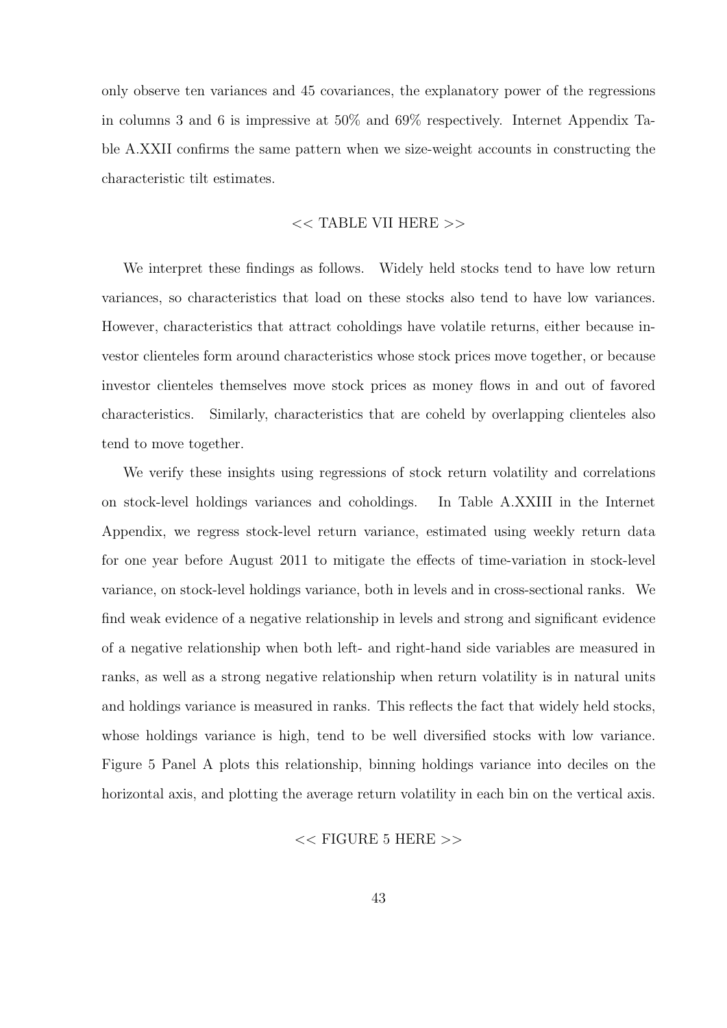only observe ten variances and 45 covariances, the explanatory power of the regressions in columns 3 and 6 is impressive at 50% and 69% respectively. Internet Appendix Table A.XXII confirms the same pattern when we size-weight accounts in constructing the characteristic tilt estimates.

<< TABLE VII HERE >>

We interpret these findings as follows. Widely held stocks tend to have low return variances, so characteristics that load on these stocks also tend to have low variances. However, characteristics that attract coholdings have volatile returns, either because investor clienteles form around characteristics whose stock prices move together, or because investor clienteles themselves move stock prices as money flows in and out of favored characteristics. Similarly, characteristics that are coheld by overlapping clienteles also tend to move together.

We verify these insights using regressions of stock return volatility and correlations on stock-level holdings variances and coholdings. In Table A.XXIII in the Internet Appendix, we regress stock-level return variance, estimated using weekly return data for one year before August 2011 to mitigate the effects of time-variation in stock-level variance, on stock-level holdings variance, both in levels and in cross-sectional ranks. We find weak evidence of a negative relationship in levels and strong and significant evidence of a negative relationship when both left- and right-hand side variables are measured in ranks, as well as a strong negative relationship when return volatility is in natural units and holdings variance is measured in ranks. This reflects the fact that widely held stocks, whose holdings variance is high, tend to be well diversified stocks with low variance. Figure 5 Panel A plots this relationship, binning holdings variance into deciles on the horizontal axis, and plotting the average return volatility in each bin on the vertical axis.

<< FIGURE 5 HERE >>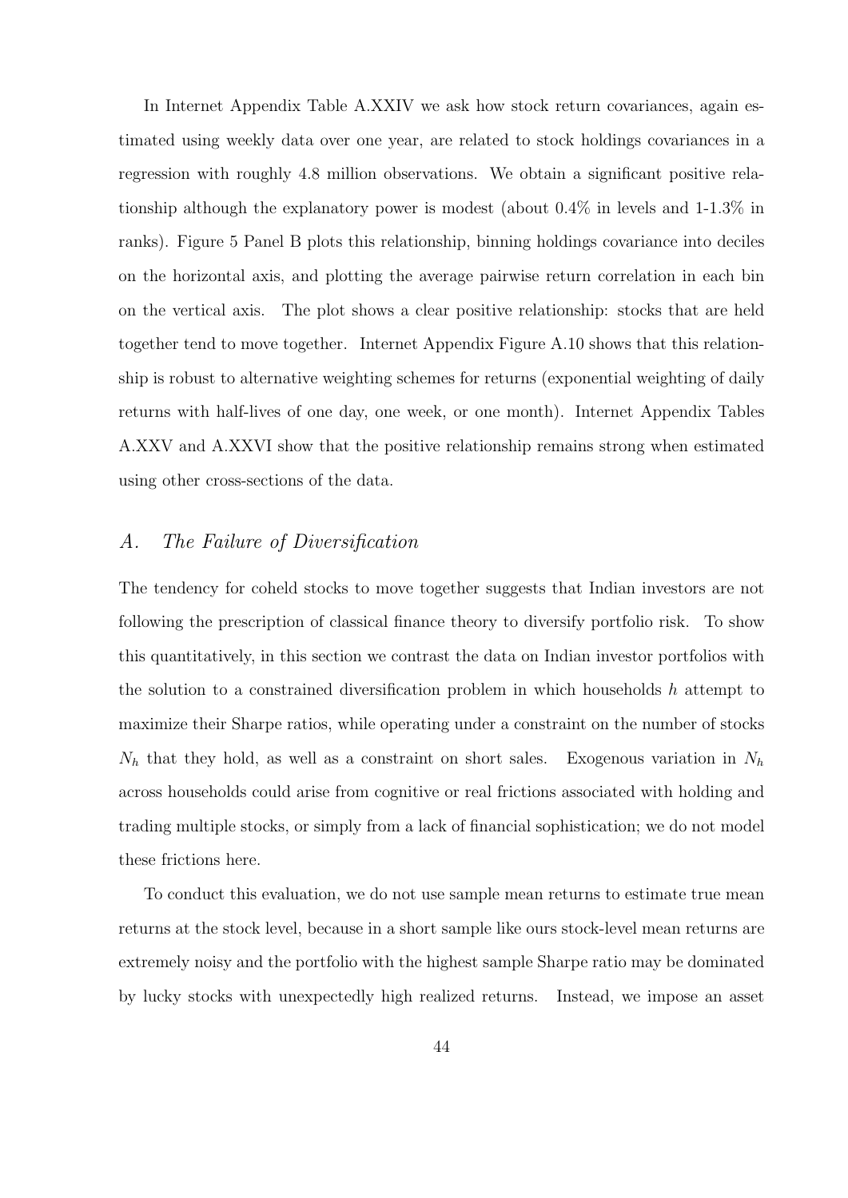In Internet Appendix Table A.XXIV we ask how stock return covariances, again estimated using weekly data over one year, are related to stock holdings covariances in a regression with roughly 4.8 million observations. We obtain a significant positive relationship although the explanatory power is modest (about 0.4% in levels and 1-1.3% in ranks). Figure 5 Panel B plots this relationship, binning holdings covariance into deciles on the horizontal axis, and plotting the average pairwise return correlation in each bin on the vertical axis. The plot shows a clear positive relationship: stocks that are held together tend to move together. Internet Appendix Figure A.10 shows that this relationship is robust to alternative weighting schemes for returns (exponential weighting of daily returns with half-lives of one day, one week, or one month). Internet Appendix Tables A.XXV and A.XXVI show that the positive relationship remains strong when estimated using other cross-sections of the data.

## *A. The Failure of Diversification*

The tendency for coheld stocks to move together suggests that Indian investors are not following the prescription of classical finance theory to diversify portfolio risk. To show this quantitatively, in this section we contrast the data on Indian investor portfolios with the solution to a constrained diversification problem in which households $h$ attempt to maximize their Sharpe ratios, while operating under a constraint on the number of stocks $N_h$ that they hold, as well as a constraint on short sales. Exogenous variation in $N_h$ across households could arise from cognitive or real frictions associated with holding and trading multiple stocks, or simply from a lack of financial sophistication; we do not model these frictions here.

To conduct this evaluation, we do not use sample mean returns to estimate true mean returns at the stock level, because in a short sample like ours stock-level mean returns are extremely noisy and the portfolio with the highest sample Sharpe ratio may be dominated by lucky stocks with unexpectedly high realized returns. Instead, we impose an asset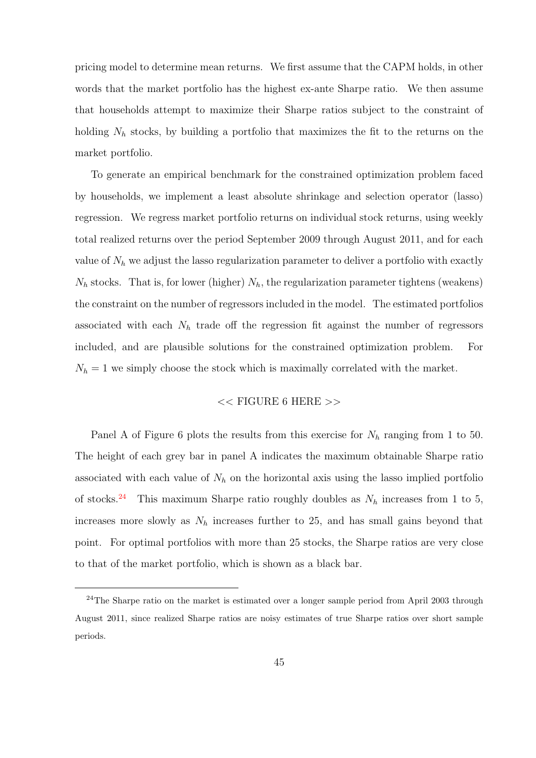pricing model to determine mean returns. We first assume that the CAPM holds, in other words that the market portfolio has the highest ex-ante Sharpe ratio. We then assume that households attempt to maximize their Sharpe ratios subject to the constraint of holding $N_h$ stocks, by building a portfolio that maximizes the fit to the returns on the market portfolio.

To generate an empirical benchmark for the constrained optimization problem faced by households, we implement a least absolute shrinkage and selection operator (lasso) regression. We regress market portfolio returns on individual stock returns, using weekly total realized returns over the period September 2009 through August 2011, and for each value of $N_h$ we adjust the lasso regularization parameter to deliver a portfolio with exactly $N_h$ stocks. That is, for lower (higher) $N_h$, the regularization parameter tightens (weakens) the constraint on the number of regressors included in the model. The estimated portfolios associated with each $N_h$ trade off the regression fit against the number of regressors included, and are plausible solutions for the constrained optimization problem. For $N_h = 1$ we simply choose the stock which is maximally correlated with the market.

<< FIGURE 6 HERE >>

Panel A of Figure 6 plots the results from this exercise for $N_h$ ranging from 1 to 50. The height of each grey bar in panel A indicates the maximum obtainable Sharpe ratio associated with each value of $N_h$ on the horizontal axis using the lasso implied portfolio of stocks.[24] This maximum Sharpe ratio roughly doubles as $N_h$ increases from 1 to 5, increases more slowly as $N_h$ increases further to 25, and has small gains beyond that point. For optimal portfolios with more than 25 stocks, the Sharpe ratios are very close to that of the market portfolio, which is shown as a black bar.

---

[24]The Sharpe ratio on the market is estimated over a longer sample period from April 2003 through August 2011, since realized Sharpe ratios are noisy estimates of true Sharpe ratios over short sample periods.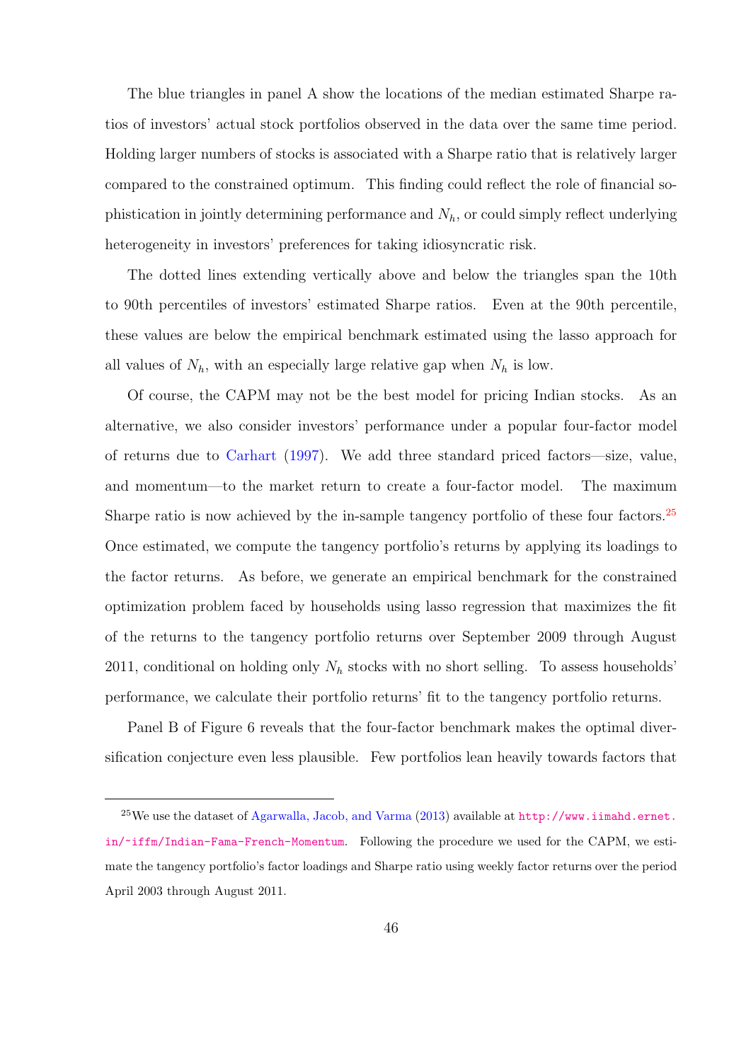The blue triangles in panel A show the locations of the median estimated Sharpe ratios of investors' actual stock portfolios observed in the data over the same time period. Holding larger numbers of stocks is associated with a Sharpe ratio that is relatively larger compared to the constrained optimum. This finding could reflect the role of financial sophistication in jointly determining performance and $N_h$, or could simply reflect underlying heterogeneity in investors' preferences for taking idiosyncratic risk.

The dotted lines extending vertically above and below the triangles span the 10th to 90th percentiles of investors' estimated Sharpe ratios. Even at the 90th percentile, these values are below the empirical benchmark estimated using the lasso approach for all values of $N_h$, with an especially large relative gap when $N_h$ is low.

Of course, the CAPM may not be the best model for pricing Indian stocks. As an alternative, we also consider investors' performance under a popular four-factor model of returns due to Carhart (1997). We add three standard priced factors—size, value, and momentum—to the market return to create a four-factor model. The maximum Sharpe ratio is now achieved by the in-sample tangency portfolio of these four factors.[25] Once estimated, we compute the tangency portfolio's returns by applying its loadings to the factor returns. As before, we generate an empirical benchmark for the constrained optimization problem faced by households using lasso regression that maximizes the fit of the returns to the tangency portfolio returns over September 2009 through August 2011, conditional on holding only $N_h$ stocks with no short selling. To assess households' performance, we calculate their portfolio returns' fit to the tangency portfolio returns.

Panel B of Figure 6 reveals that the four-factor benchmark makes the optimal diversification conjecture even less plausible. Few portfolios lean heavily towards factors that

---

[25] We use the dataset of Agarwalla, Jacob, and Varma (2013) available at http://www.iimahd.ernet.in/~iffm/Indian-Fama-French-Momentum. Following the procedure we used for the CAPM, we estimate the tangency portfolio's factor loadings and Sharpe ratio using weekly factor returns over the period April 2003 through August 2011.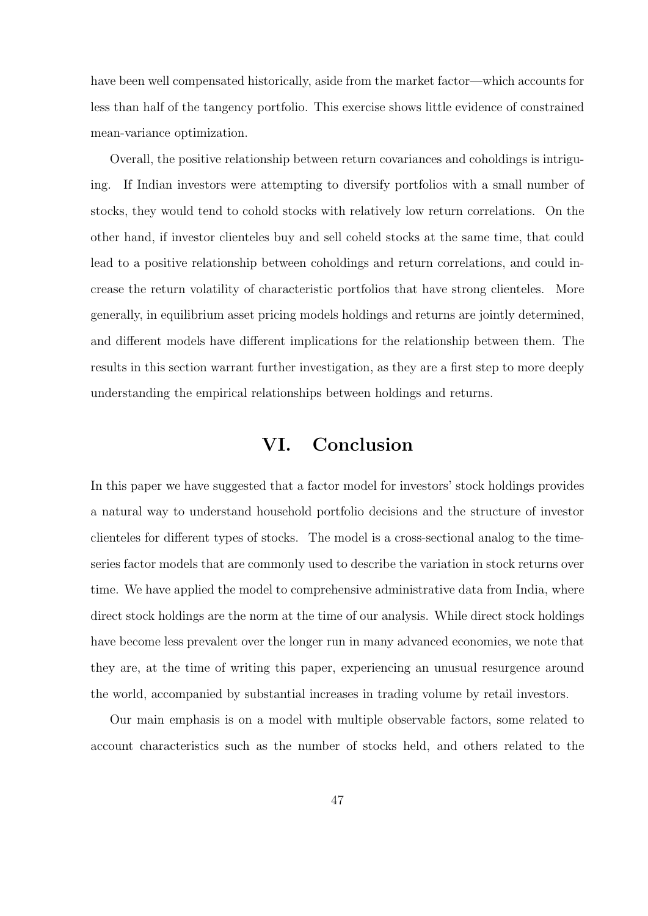have been well compensated historically, aside from the market factor—which accounts for less than half of the tangency portfolio. This exercise shows little evidence of constrained mean-variance optimization.

Overall, the positive relationship between return covariances and coholdings is intriguing. If Indian investors were attempting to diversify portfolios with a small number of stocks, they would tend to cohold stocks with relatively low return correlations. On the other hand, if investor clienteles buy and sell coheld stocks at the same time, that could lead to a positive relationship between coholdings and return correlations, and could increase the return volatility of characteristic portfolios that have strong clienteles. More generally, in equilibrium asset pricing models holdings and returns are jointly determined, and different models have different implications for the relationship between them. The results in this section warrant further investigation, as they are a first step to more deeply understanding the empirical relationships between holdings and returns.

# VI. Conclusion

In this paper we have suggested that a factor model for investors' stock holdings provides a natural way to understand household portfolio decisions and the structure of investor clienteles for different types of stocks. The model is a cross-sectional analog to the time-series factor models that are commonly used to describe the variation in stock returns over time. We have applied the model to comprehensive administrative data from India, where direct stock holdings are the norm at the time of our analysis. While direct stock holdings have become less prevalent over the longer run in many advanced economies, we note that they are, at the time of writing this paper, experiencing an unusual resurgence around the world, accompanied by substantial increases in trading volume by retail investors.

Our main emphasis is on a model with multiple observable factors, some related to account characteristics such as the number of stocks held, and others related to the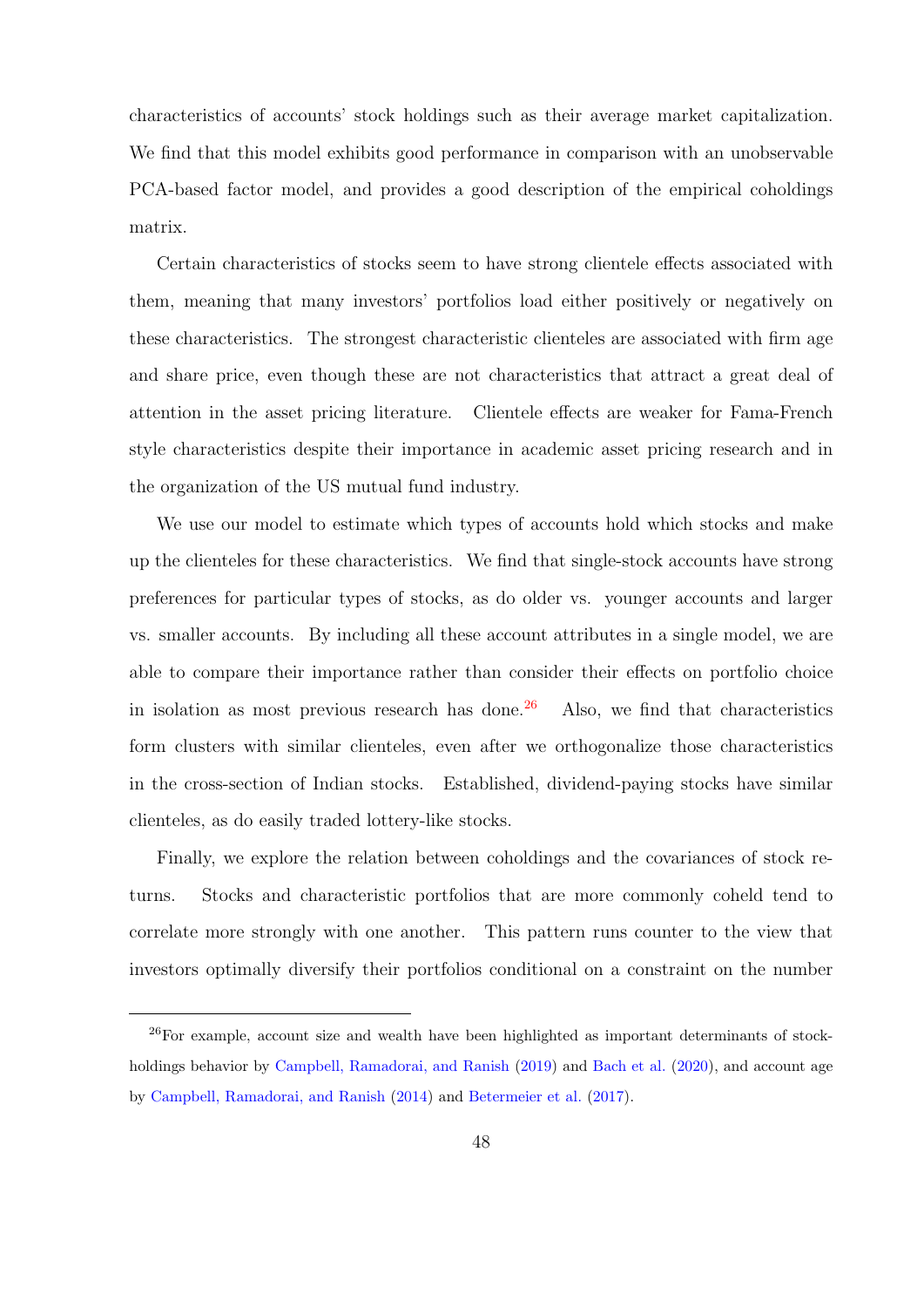characteristics of accounts' stock holdings such as their average market capitalization. We find that this model exhibits good performance in comparison with an unobservable PCA-based factor model, and provides a good description of the empirical coholdings matrix.

Certain characteristics of stocks seem to have strong clientele effects associated with them, meaning that many investors' portfolios load either positively or negatively on these characteristics. The strongest characteristic clienteles are associated with firm age and share price, even though these are not characteristics that attract a great deal of attention in the asset pricing literature. Clientele effects are weaker for Fama-French style characteristics despite their importance in academic asset pricing research and in the organization of the US mutual fund industry.

We use our model to estimate which types of accounts hold which stocks and make up the clienteles for these characteristics. We find that single-stock accounts have strong preferences for particular types of stocks, as do older vs. younger accounts and larger vs. smaller accounts. By including all these account attributes in a single model, we are able to compare their importance rather than consider their effects on portfolio choice in isolation as most previous research has done.[26] Also, we find that characteristics form clusters with similar clienteles, even after we orthogonalize those characteristics in the cross-section of Indian stocks. Established, dividend-paying stocks have similar clienteles, as do easily traded lottery-like stocks.

Finally, we explore the relation between coholdings and the covariances of stock returns. Stocks and characteristic portfolios that are more commonly coheld tend to correlate more strongly with one another. This pattern runs counter to the view that investors optimally diversify their portfolios conditional on a constraint on the number

---

[26] For example, account size and wealth have been highlighted as important determinants of stockholdings behavior by Campbell, Ramadorai, and Ranish (2019) and Bach et al. (2020), and account age by Campbell, Ramadorai, and Ranish (2014) and Betermeier et al. (2017).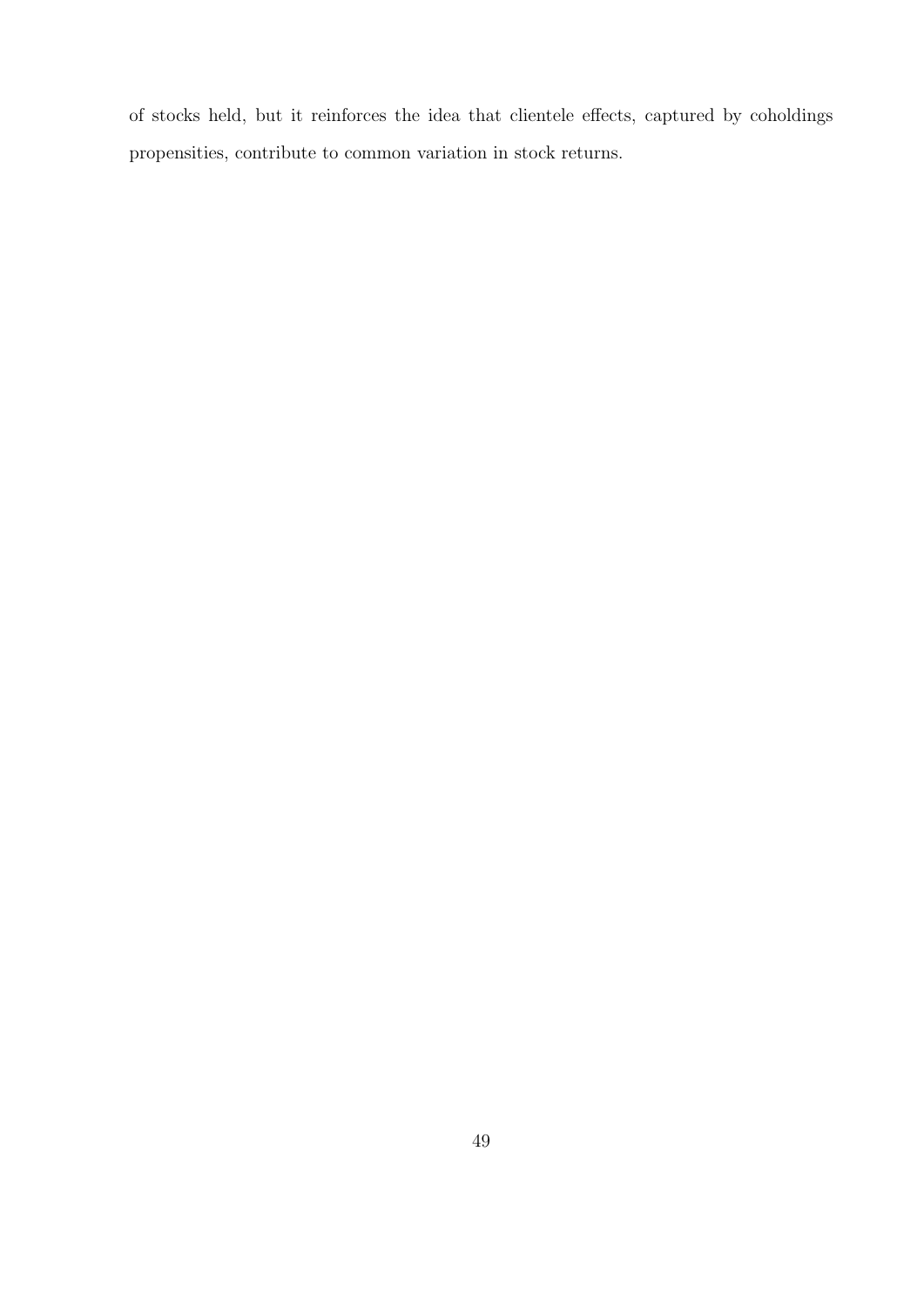of stocks held, but it reinforces the idea that clientele effects, captured by coholdings propensities, contribute to common variation in stock returns.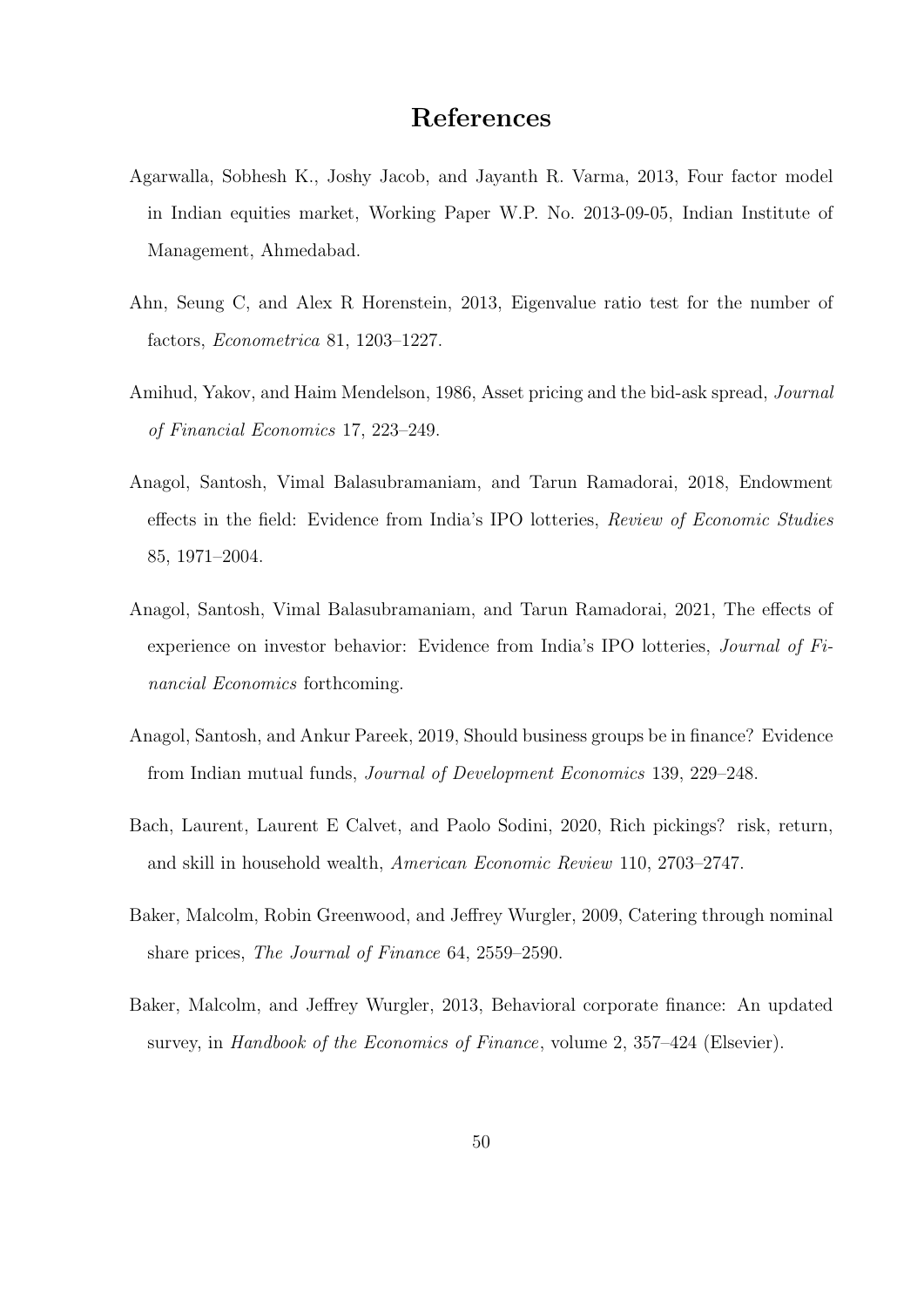# References

Agarwalla, Sobhesh K., Joshy Jacob, and Jayanth R. Varma, 2013, Four factor model in Indian equities market, Working Paper W.P. No. 2013-09-05, Indian Institute of Management, Ahmedabad.

Ahn, Seung C, and Alex R Horenstein, 2013, Eigenvalue ratio test for the number of factors, *Econometrica* 81, 1203–1227.

Amihud, Yakov, and Haim Mendelson, 1986, Asset pricing and the bid-ask spread, *Journal of Financial Economics* 17, 223–249.

Anagol, Santosh, Vimal Balasubramaniam, and Tarun Ramadorai, 2018, Endowment effects in the field: Evidence from India's IPO lotteries, *Review of Economic Studies* 85, 1971–2004.

Anagol, Santosh, Vimal Balasubramaniam, and Tarun Ramadorai, 2021, The effects of experience on investor behavior: Evidence from India's IPO lotteries, *Journal of Financial Economics* forthcoming.

Anagol, Santosh, and Ankur Pareek, 2019, Should business groups be in finance? Evidence from Indian mutual funds, *Journal of Development Economics* 139, 229–248.

Bach, Laurent, Laurent E Calvet, and Paolo Sodini, 2020, Rich pickings? risk, return, and skill in household wealth, *American Economic Review* 110, 2703–2747.

Baker, Malcolm, Robin Greenwood, and Jeffrey Wurgler, 2009, Catering through nominal share prices, *The Journal of Finance* 64, 2559–2590.

Baker, Malcolm, and Jeffrey Wurgler, 2013, Behavioral corporate finance: An updated survey, in *Handbook of the Economics of Finance*, volume 2, 357–424 (Elsevier).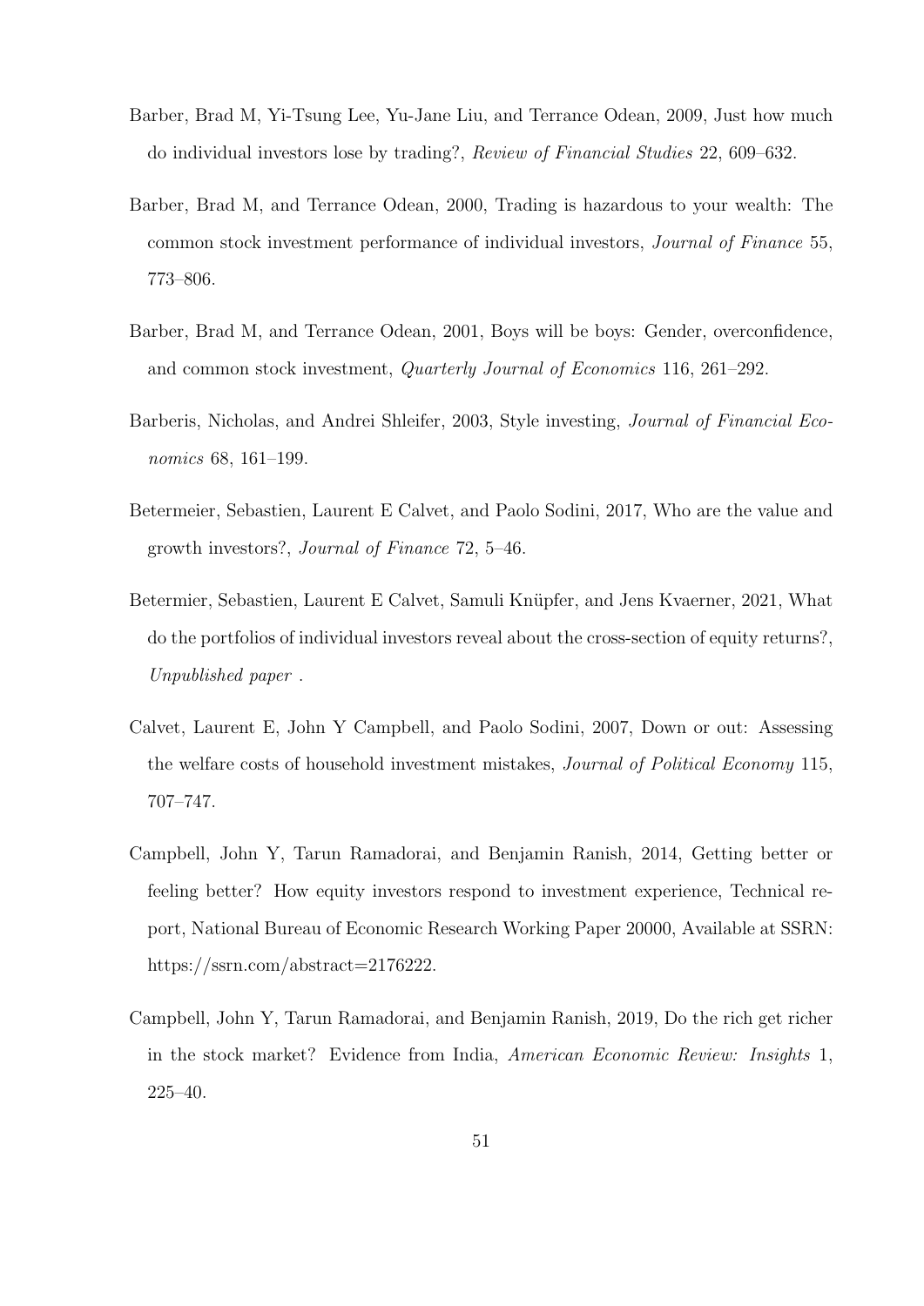Barber, Brad M, Yi-Tsung Lee, Yu-Jane Liu, and Terrance Odean, 2009, Just how much do individual investors lose by trading?, *Review of Financial Studies* 22, 609–632.

Barber, Brad M, and Terrance Odean, 2000, Trading is hazardous to your wealth: The common stock investment performance of individual investors, *Journal of Finance* 55, 773–806.

Barber, Brad M, and Terrance Odean, 2001, Boys will be boys: Gender, overconfidence, and common stock investment, *Quarterly Journal of Economics* 116, 261–292.

Barberis, Nicholas, and Andrei Shleifer, 2003, Style investing, *Journal of Financial Economics* 68, 161–199.

Betermeier, Sebastien, Laurent E Calvet, and Paolo Sodini, 2017, Who are the value and growth investors?, *Journal of Finance* 72, 5–46.

Betermier, Sebastien, Laurent E Calvet, Samuli Knüpfer, and Jens Kvaerner, 2021, What do the portfolios of individual investors reveal about the cross-section of equity returns?, *Unpublished paper* .

Calvet, Laurent E, John Y Campbell, and Paolo Sodini, 2007, Down or out: Assessing the welfare costs of household investment mistakes, *Journal of Political Economy* 115, 707–747.

Campbell, John Y, Tarun Ramadorai, and Benjamin Ranish, 2014, Getting better or feeling better? How equity investors respond to investment experience, Technical report, National Bureau of Economic Research Working Paper 20000, Available at SSRN: https://ssrn.com/abstract=2176222.

Campbell, John Y, Tarun Ramadorai, and Benjamin Ranish, 2019, Do the rich get richer in the stock market? Evidence from India, *American Economic Review: Insights* 1, 225–40.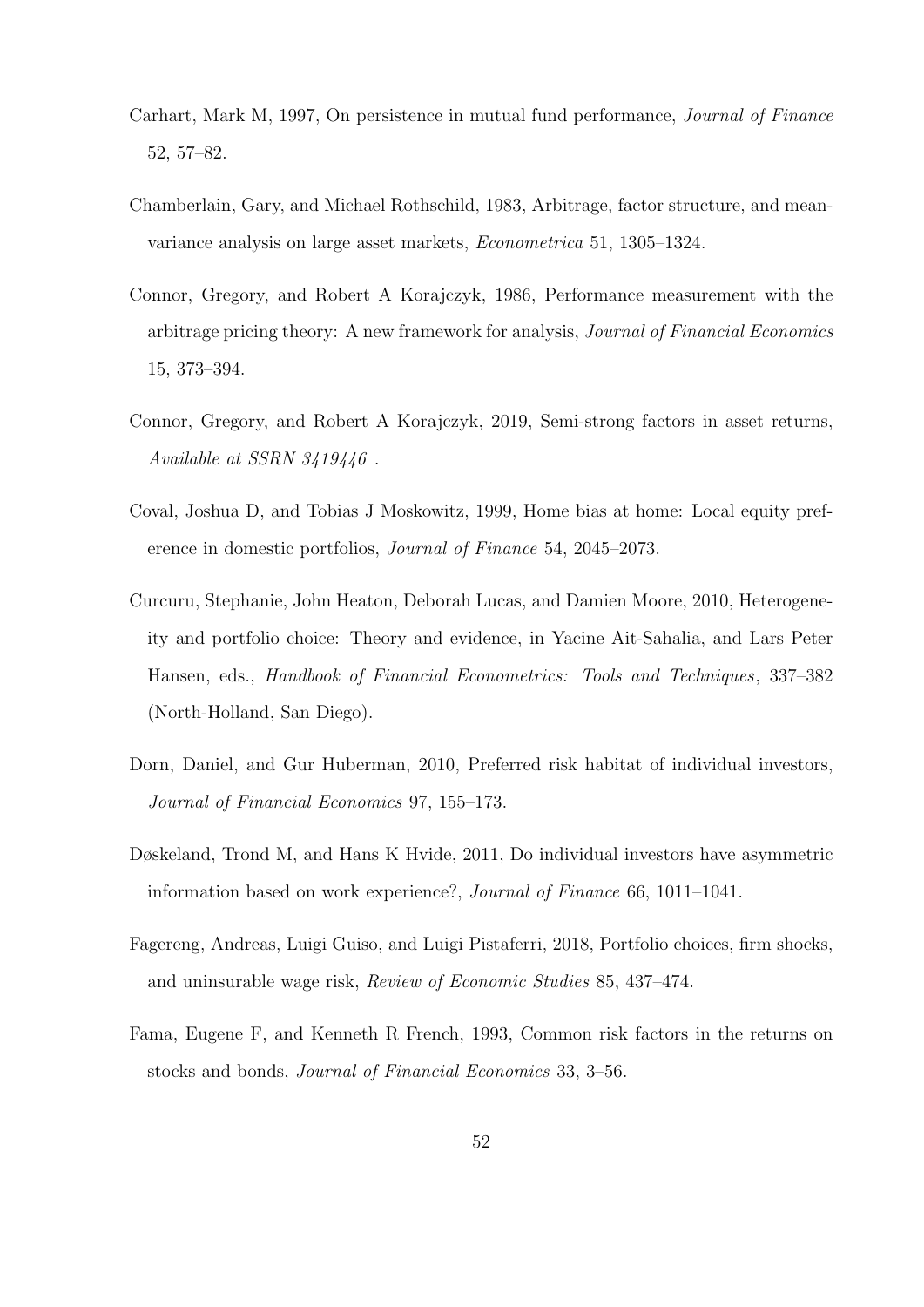Carhart, Mark M, 1997, On persistence in mutual fund performance, *Journal of Finance* 52, 57–82.

Chamberlain, Gary, and Michael Rothschild, 1983, Arbitrage, factor structure, and mean-variance analysis on large asset markets, *Econometrica* 51, 1305–1324.

Connor, Gregory, and Robert A Korajczyk, 1986, Performance measurement with the arbitrage pricing theory: A new framework for analysis, *Journal of Financial Economics* 15, 373–394.

Connor, Gregory, and Robert A Korajczyk, 2019, Semi-strong factors in asset returns, *Available at SSRN 3419446* .

Coval, Joshua D, and Tobias J Moskowitz, 1999, Home bias at home: Local equity preference in domestic portfolios, *Journal of Finance* 54, 2045–2073.

Curcuru, Stephanie, John Heaton, Deborah Lucas, and Damien Moore, 2010, Heterogeneity and portfolio choice: Theory and evidence, in Yacine Ait-Sahalia, and Lars Peter Hansen, eds., *Handbook of Financial Econometrics: Tools and Techniques*, 337–382 (North-Holland, San Diego).

Dorn, Daniel, and Gur Huberman, 2010, Preferred risk habitat of individual investors, *Journal of Financial Economics* 97, 155–173.

Døskeland, Trond M, and Hans K Hvide, 2011, Do individual investors have asymmetric information based on work experience?, *Journal of Finance* 66, 1011–1041.

Fagereng, Andreas, Luigi Guiso, and Luigi Pistaferri, 2018, Portfolio choices, firm shocks, and uninsurable wage risk, *Review of Economic Studies* 85, 437–474.

Fama, Eugene F, and Kenneth R French, 1993, Common risk factors in the returns on stocks and bonds, *Journal of Financial Economics* 33, 3–56.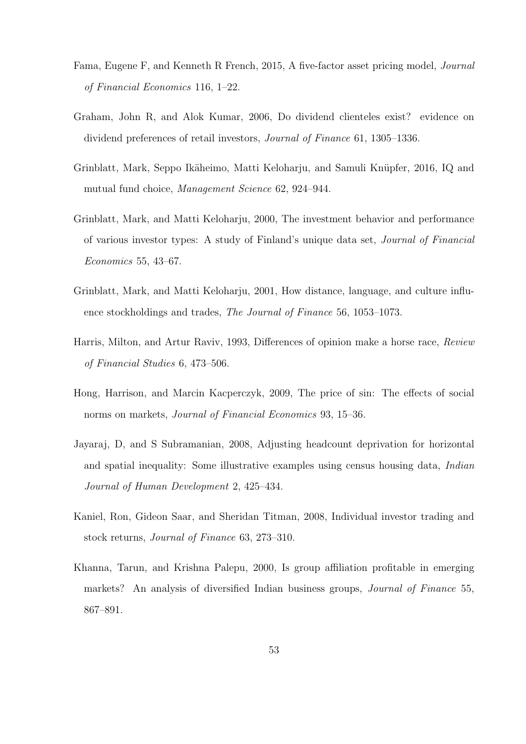Fama, Eugene F, and Kenneth R French, 2015, A five-factor asset pricing model, *Journal of Financial Economics* 116, 1–22.

Graham, John R, and Alok Kumar, 2006, Do dividend clienteles exist? evidence on dividend preferences of retail investors, *Journal of Finance* 61, 1305–1336.

Grinblatt, Mark, Seppo Ikäheimo, Matti Keloharju, and Samuli Knüpfer, 2016, IQ and mutual fund choice, *Management Science* 62, 924–944.

Grinblatt, Mark, and Matti Keloharju, 2000, The investment behavior and performance of various investor types: A study of Finland's unique data set, *Journal of Financial Economics* 55, 43–67.

Grinblatt, Mark, and Matti Keloharju, 2001, How distance, language, and culture influence stockholdings and trades, *The Journal of Finance* 56, 1053–1073.

Harris, Milton, and Artur Raviv, 1993, Differences of opinion make a horse race, *Review of Financial Studies* 6, 473–506.

Hong, Harrison, and Marcin Kacperczyk, 2009, The price of sin: The effects of social norms on markets, *Journal of Financial Economics* 93, 15–36.

Jayaraj, D, and S Subramanian, 2008, Adjusting headcount deprivation for horizontal and spatial inequality: Some illustrative examples using census housing data, *Indian Journal of Human Development* 2, 425–434.

Kaniel, Ron, Gideon Saar, and Sheridan Titman, 2008, Individual investor trading and stock returns, *Journal of Finance* 63, 273–310.

Khanna, Tarun, and Krishna Palepu, 2000, Is group affiliation profitable in emerging markets? An analysis of diversified Indian business groups, *Journal of Finance* 55, 867–891.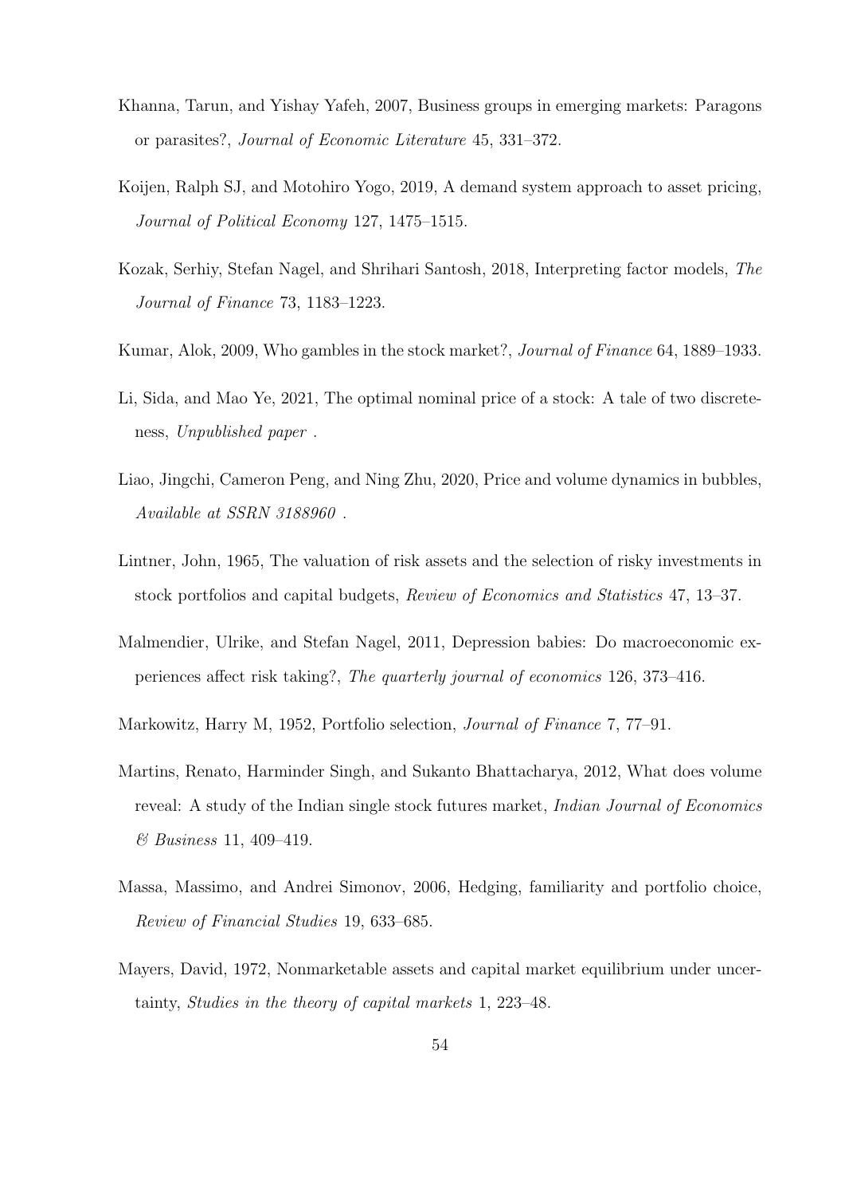Khanna, Tarun, and Yishay Yafeh, 2007, Business groups in emerging markets: Paragons or parasites?, *Journal of Economic Literature* 45, 331–372.

Koijen, Ralph SJ, and Motohiro Yogo, 2019, A demand system approach to asset pricing, *Journal of Political Economy* 127, 1475–1515.

Kozak, Serhiy, Stefan Nagel, and Shrihari Santosh, 2018, Interpreting factor models, *The Journal of Finance* 73, 1183–1223.

Kumar, Alok, 2009, Who gambles in the stock market?, *Journal of Finance* 64, 1889–1933.

Li, Sida, and Mao Ye, 2021, The optimal nominal price of a stock: A tale of two discreteness, *Unpublished paper* .

Liao, Jingchi, Cameron Peng, and Ning Zhu, 2020, Price and volume dynamics in bubbles, *Available at SSRN 3188960* .

Lintner, John, 1965, The valuation of risk assets and the selection of risky investments in stock portfolios and capital budgets, *Review of Economics and Statistics* 47, 13–37.

Malmendier, Ulrike, and Stefan Nagel, 2011, Depression babies: Do macroeconomic experiences affect risk taking?, *The quarterly journal of economics* 126, 373–416.

Markowitz, Harry M, 1952, Portfolio selection, *Journal of Finance* 7, 77–91.

Martins, Renato, Harminder Singh, and Sukanto Bhattacharya, 2012, What does volume reveal: A study of the Indian single stock futures market, *Indian Journal of Economics & Business* 11, 409–419.

Massa, Massimo, and Andrei Simonov, 2006, Hedging, familiarity and portfolio choice, *Review of Financial Studies* 19, 633–685.

Mayers, David, 1972, Nonmarketable assets and capital market equilibrium under uncertainty, *Studies in the theory of capital markets* 1, 223–48.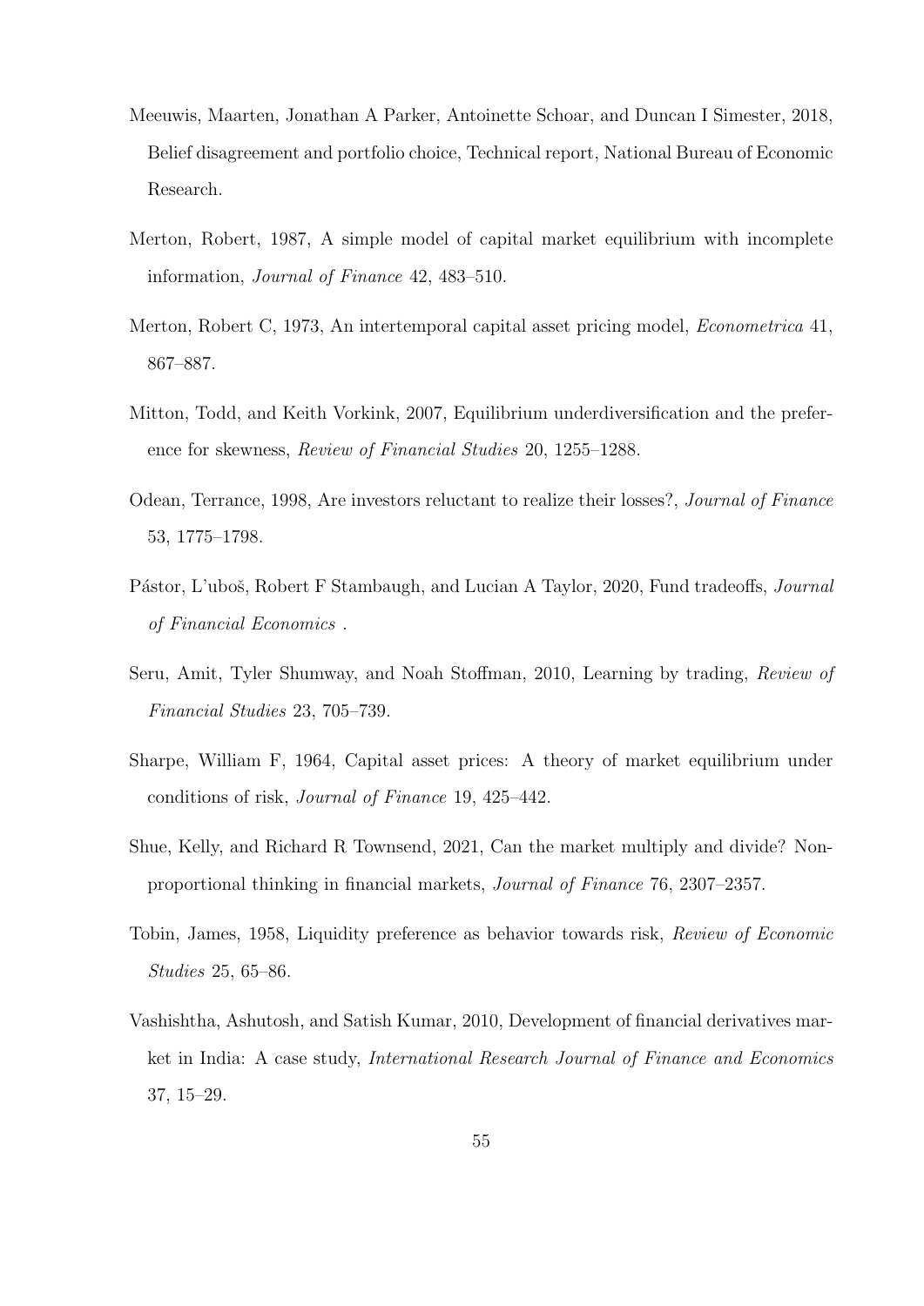Meeuwis, Maarten, Jonathan A Parker, Antoinette Schoar, and Duncan I Simester, 2018, Belief disagreement and portfolio choice, Technical report, National Bureau of Economic Research.

Merton, Robert, 1987, A simple model of capital market equilibrium with incomplete information, *Journal of Finance* 42, 483–510.

Merton, Robert C, 1973, An intertemporal capital asset pricing model, *Econometrica* 41, 867–887.

Mitton, Todd, and Keith Vorkink, 2007, Equilibrium underdiversification and the preference for skewness, *Review of Financial Studies* 20, 1255–1288.

Odean, Terrance, 1998, Are investors reluctant to realize their losses?, *Journal of Finance* 53, 1775–1798.

Pástor, L'uboš, Robert F Stambaugh, and Lucian A Taylor, 2020, Fund tradeoffs, *Journal of Financial Economics* .

Seru, Amit, Tyler Shumway, and Noah Stoffman, 2010, Learning by trading, *Review of Financial Studies* 23, 705–739.

Sharpe, William F, 1964, Capital asset prices: A theory of market equilibrium under conditions of risk, *Journal of Finance* 19, 425–442.

Shue, Kelly, and Richard R Townsend, 2021, Can the market multiply and divide? Non-proportional thinking in financial markets, *Journal of Finance* 76, 2307–2357.

Tobin, James, 1958, Liquidity preference as behavior towards risk, *Review of Economic Studies* 25, 65–86.

Vashishtha, Ashutosh, and Satish Kumar, 2010, Development of financial derivatives market in India: A case study, *International Research Journal of Finance and Economics* 37, 15–29.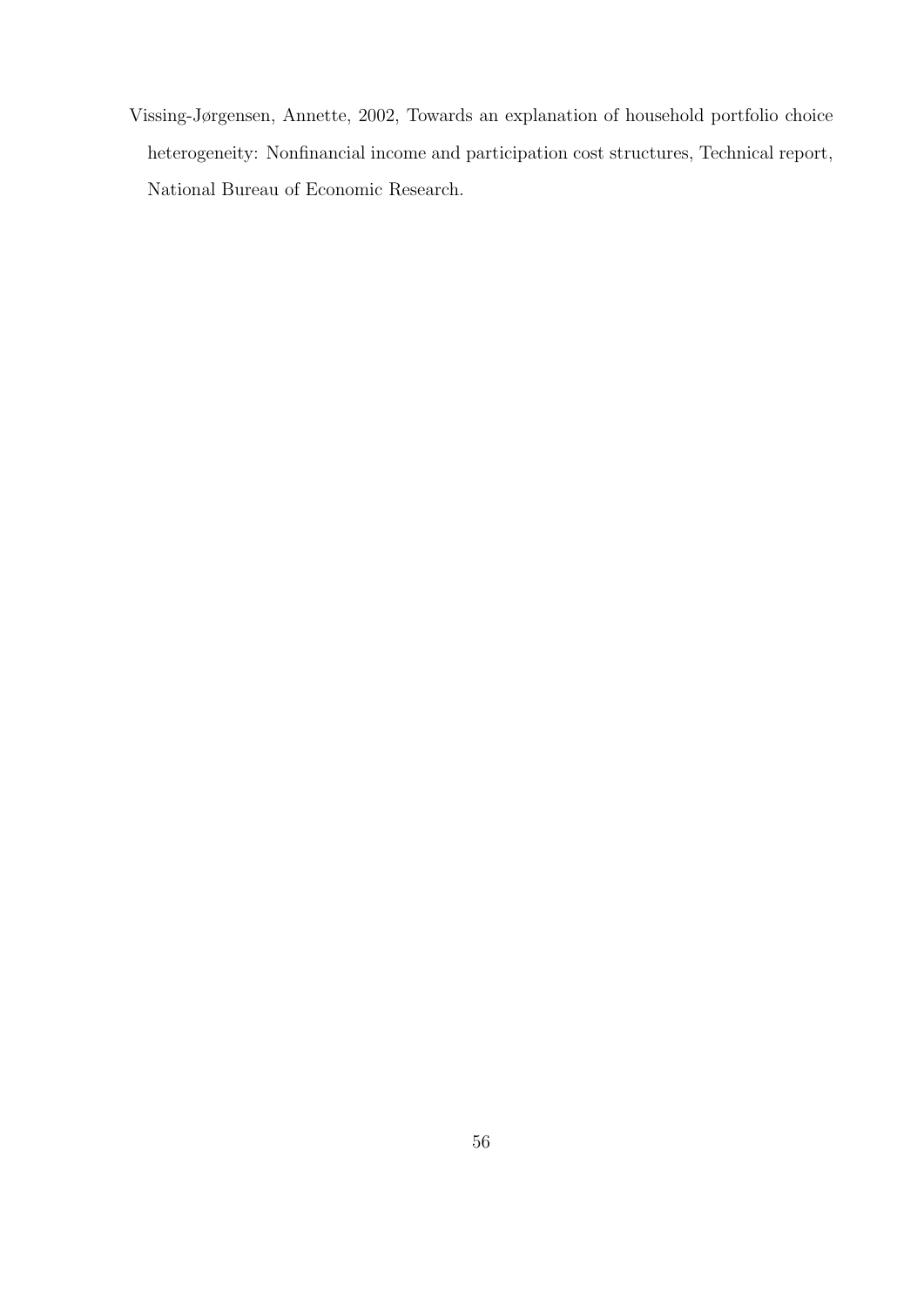Vissing-Jørgensen, Annette, 2002, Towards an explanation of household portfolio choice heterogeneity: Nonfinancial income and participation cost structures, Technical report, National Bureau of Economic Research.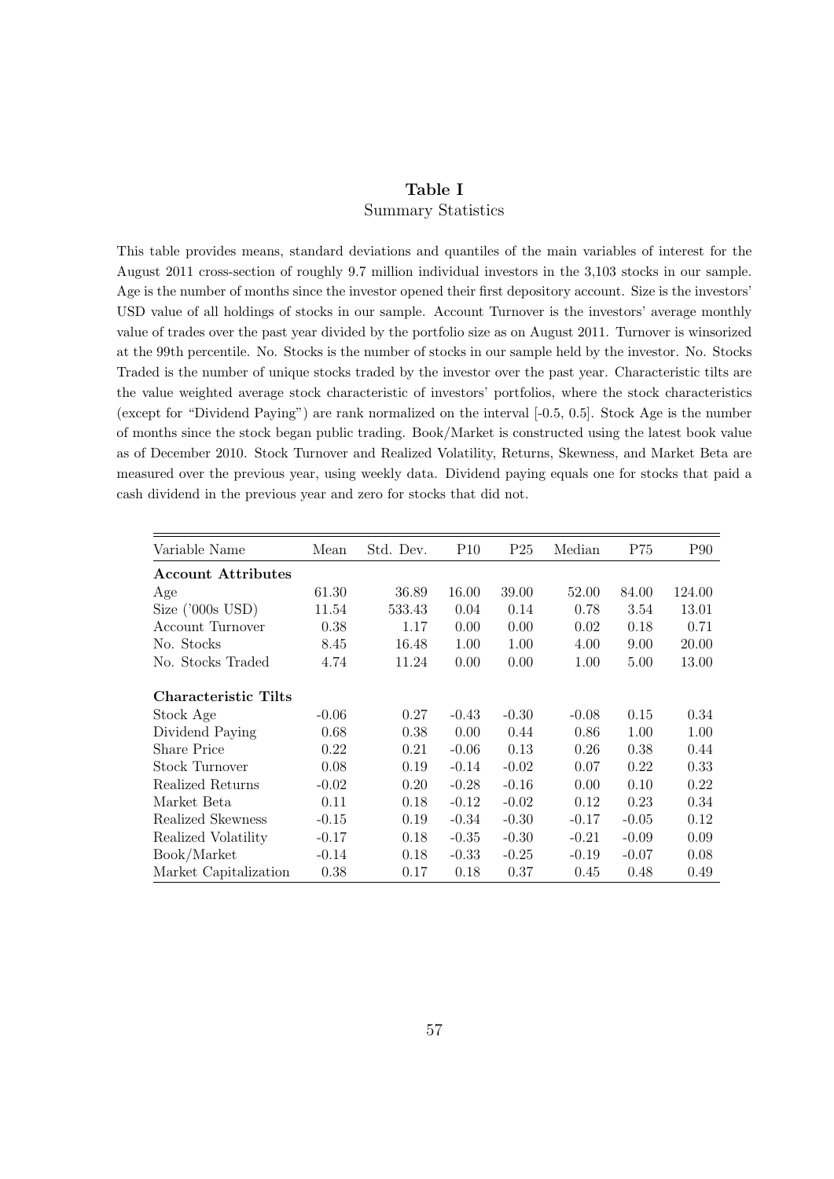# Table I

Summary Statistics

This table provides means, standard deviations and quantiles of the main variables of interest for the August 2011 cross-section of roughly 9.7 million individual investors in the 3,103 stocks in our sample. Age is the number of months since the investor opened their first depository account. Size is the investors' USD value of all holdings of stocks in our sample. Account Turnover is the investors' average monthly value of trades over the past year divided by the portfolio size as on August 2011. Turnover is winsorized at the 99th percentile. No. Stocks is the number of stocks in our sample held by the investor. No. Stocks Traded is the number of unique stocks traded by the investor over the past year. Characteristic tilts are the value weighted average stock characteristic of investors' portfolios, where the stock characteristics (except for "Dividend Paying") are rank normalized on the interval [-0.5, 0.5]. Stock Age is the number of months since the stock began public trading. Book/Market is constructed using the latest book value as of December 2010. Stock Turnover and Realized Volatility, Returns, Skewness, and Market Beta are measured over the previous year, using weekly data. Dividend paying equals one for stocks that paid a cash dividend in the previous year and zero for stocks that did not.

| Variable Name | Mean | Std. Dev. | P10 | P25 | Median | P75 | P90 |
|---|---|---|---|---|---|---|---|
| **Account Attributes** | | | | | | | |
| Age | 61.30 | 36.89 | 16.00 | 39.00 | 52.00 | 84.00 | 124.00 |
| Size ('000s USD) | 11.54 | 533.43 | 0.04 | 0.14 | 0.78 | 3.54 | 13.01 |
| Account Turnover | 0.38 | 1.17 | 0.00 | 0.00 | 0.02 | 0.18 | 0.71 |
| No. Stocks | 8.45 | 16.48 | 1.00 | 1.00 | 4.00 | 9.00 | 20.00 |
| No. Stocks Traded | 4.74 | 11.24 | 0.00 | 0.00 | 1.00 | 5.00 | 13.00 |
| **Characteristic Tilts** | | | | | | | |
| Stock Age | -0.06 | 0.27 | -0.43 | -0.30 | -0.08 | 0.15 | 0.34 |
| Dividend Paying | 0.68 | 0.38 | 0.00 | 0.44 | 0.86 | 1.00 | 1.00 |
| Share Price | 0.22 | 0.21 | -0.06 | 0.13 | 0.26 | 0.38 | 0.44 |
| Stock Turnover | 0.08 | 0.19 | -0.14 | -0.02 | 0.07 | 0.22 | 0.33 |
| Realized Returns | -0.02 | 0.20 | -0.28 | -0.16 | 0.00 | 0.10 | 0.22 |
| Market Beta | 0.11 | 0.18 | -0.12 | -0.02 | 0.12 | 0.23 | 0.34 |
| Realized Skewness | -0.15 | 0.19 | -0.34 | -0.30 | -0.17 | -0.05 | 0.12 |
| Realized Volatility | -0.17 | 0.18 | -0.35 | -0.30 | -0.21 | -0.09 | 0.09 |
| Book/Market | -0.14 | 0.18 | -0.33 | -0.25 | -0.19 | -0.07 | 0.08 |
| Market Capitalization | 0.38 | 0.17 | 0.18 | 0.37 | 0.45 | 0.48 | 0.49 |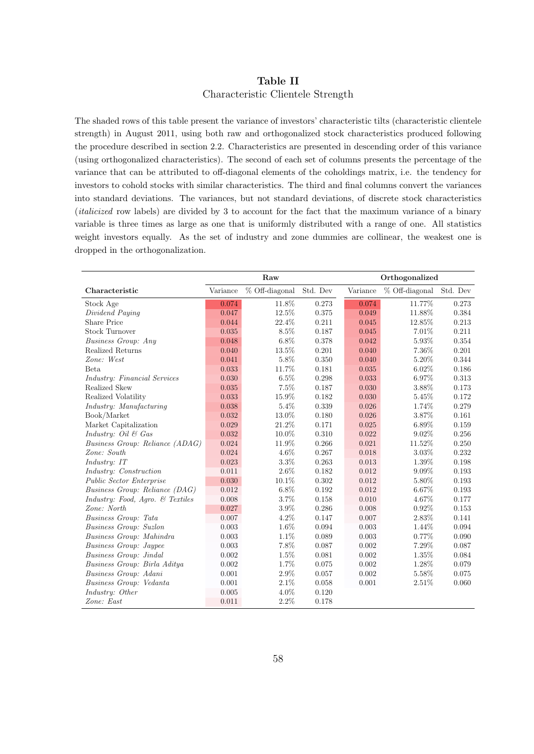# Table II
Characteristic Clientele Strength

The shaded rows of this table present the variance of investors' characteristic tilts (characteristic clientele strength) in August 2011, using both raw and orthogonalized stock characteristics produced following the procedure described in section 2.2. Characteristics are presented in descending order of this variance (using orthogonalized characteristics). The second of each set of columns presents the percentage of the variance that can be attributed to off-diagonal elements of the coholdings matrix, i.e. the tendency for investors to cohold stocks with similar characteristics. The third and final columns convert the variances into standard deviations. The variances, but not standard deviations, of discrete stock characteristics (*italicized* row labels) are divided by 3 to account for the fact that the maximum variance of a binary variable is three times as large as one that is uniformly distributed with a range of one. All statistics weight investors equally. As the set of industry and zone dummies are collinear, the weakest one is dropped in the orthogonalization.

| | **Raw** | | | **Orthogonalized** | | |
|---|---|---|---|---|---|---|
| **Characteristic** | Variance | % Off-diagonal | Std. Dev | Variance | % Off-diagonal | Std. Dev |
| Stock Age | 0.074 | 11.8% | 0.273 | 0.074 | 11.77% | 0.273 |
| *Dividend Paying* | 0.047 | 12.5% | 0.375 | 0.049 | 11.88% | 0.384 |
| Share Price | 0.044 | 22.4% | 0.211 | 0.045 | 12.85% | 0.213 |
| Stock Turnover | 0.035 | 8.5% | 0.187 | 0.045 | 7.01% | 0.211 |
| *Business Group: Any* | 0.048 | 6.8% | 0.378 | 0.042 | 5.93% | 0.354 |
| Realized Returns | 0.040 | 13.5% | 0.201 | 0.040 | 7.36% | 0.201 |
| *Zone: West* | 0.041 | 5.8% | 0.350 | 0.040 | 5.20% | 0.344 |
| Beta | 0.033 | 11.7% | 0.181 | 0.035 | 6.02% | 0.186 |
| *Industry: Financial Services* | 0.030 | 6.5% | 0.298 | 0.033 | 6.97% | 0.313 |
| Realized Skew | 0.035 | 7.5% | 0.187 | 0.030 | 3.88% | 0.173 |
| Realized Volatility | 0.033 | 15.9% | 0.182 | 0.030 | 5.45% | 0.172 |
| *Industry: Manufacturing* | 0.038 | 5.4% | 0.339 | 0.026 | 1.74% | 0.279 |
| Book/Market | 0.032 | 13.0% | 0.180 | 0.026 | 3.87% | 0.161 |
| Market Capitalization | 0.029 | 21.2% | 0.171 | 0.025 | 6.89% | 0.159 |
| *Industry: Oil & Gas* | 0.032 | 10.0% | 0.310 | 0.022 | 9.02% | 0.256 |
| *Business Group: Reliance (ADAG)* | 0.024 | 11.9% | 0.266 | 0.021 | 11.52% | 0.250 |
| *Zone: South* | 0.024 | 4.6% | 0.267 | 0.018 | 3.03% | 0.232 |
| *Industry: IT* | 0.023 | 3.3% | 0.263 | 0.013 | 1.39% | 0.198 |
| *Industry: Construction* | 0.011 | 2.6% | 0.182 | 0.012 | 9.09% | 0.193 |
| *Public Sector Enterprise* | 0.030 | 10.1% | 0.302 | 0.012 | 5.80% | 0.193 |
| *Business Group: Reliance (DAG)* | 0.012 | 6.8% | 0.192 | 0.012 | 6.67% | 0.193 |
| *Industry: Food, Agro. & Textiles* | 0.008 | 3.7% | 0.158 | 0.010 | 4.67% | 0.177 |
| *Zone: North* | 0.027 | 3.9% | 0.286 | 0.008 | 0.92% | 0.153 |
| *Business Group: Tata* | 0.007 | 4.2% | 0.147 | 0.007 | 2.83% | 0.141 |
| *Business Group: Suzlon* | 0.003 | 1.6% | 0.094 | 0.003 | 1.44% | 0.094 |
| *Business Group: Mahindra* | 0.003 | 1.1% | 0.089 | 0.003 | 0.77% | 0.090 |
| *Business Group: Jaypee* | 0.003 | 7.8% | 0.087 | 0.002 | 7.29% | 0.087 |
| *Business Group: Jindal* | 0.002 | 1.5% | 0.081 | 0.002 | 1.35% | 0.084 |
| *Business Group: Birla Aditya* | 0.002 | 1.7% | 0.075 | 0.002 | 1.28% | 0.079 |
| *Business Group: Adani* | 0.001 | 2.9% | 0.057 | 0.002 | 5.58% | 0.075 |
| *Business Group: Vedanta* | 0.001 | 2.1% | 0.058 | 0.001 | 2.51% | 0.060 |
| *Industry: Other* | 0.005 | 4.0% | 0.120 | | | |
| *Zone: East* | 0.011 | 2.2% | 0.178 | | | |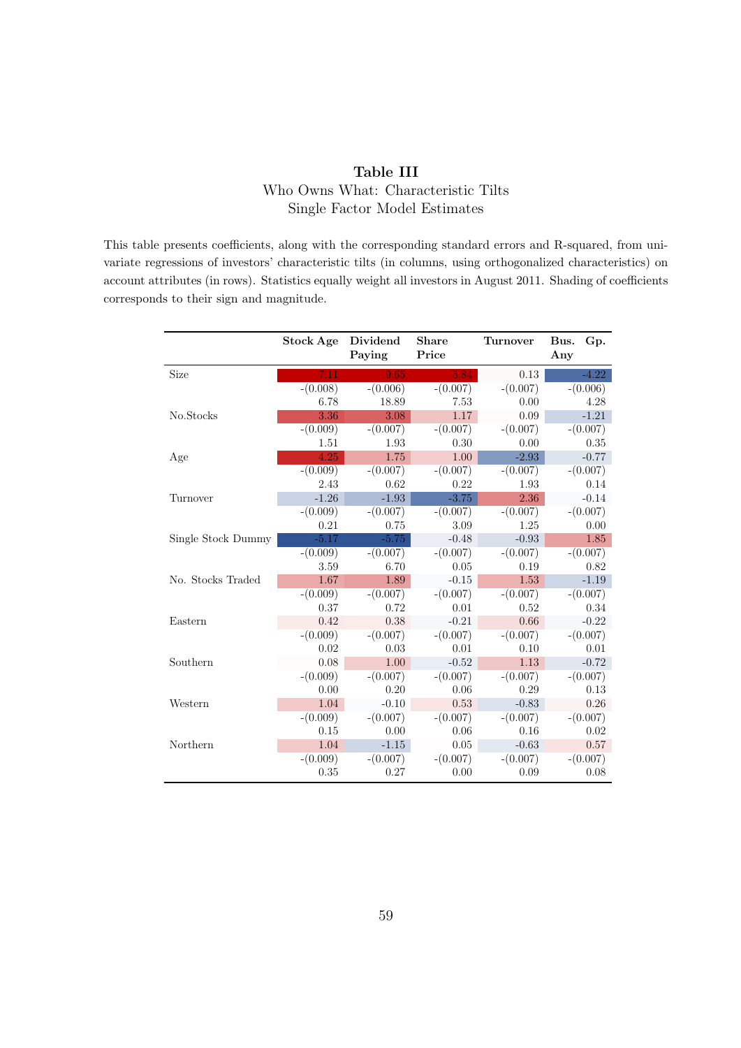**Table III**

Who Owns What: Characteristic Tilts
Single Factor Model Estimates

This table presents coefficients, along with the corresponding standard errors and R-squared, from univariate regressions of investors' characteristic tilts (in columns, using orthogonalized characteristics) on account attributes (in rows). Statistics equally weight all investors in August 2011. Shading of coefficients corresponds to their sign and magnitude.

| | Stock Age | Dividend Paying | Share Price | Turnover | Bus. Gp. Any |
|---|---|---|---|---|---|
| Size | 7.11 | 9.65 | 5.84 | 0.13 | -4.22 |
| | -(0.008) | -(0.006) | -(0.007) | -(0.007) | -(0.006) |
| | 6.78 | 18.89 | 7.53 | 0.00 | 4.28 |
| No.Stocks | 3.36 | 3.08 | 1.17 | 0.09 | -1.21 |
| | -(0.009) | -(0.007) | -(0.007) | -(0.007) | -(0.007) |
| | 1.51 | 1.93 | 0.30 | 0.00 | 0.35 |
| Age | 4.25 | 1.75 | 1.00 | -2.93 | -0.77 |
| | -(0.009) | -(0.007) | -(0.007) | -(0.007) | -(0.007) |
| | 2.43 | 0.62 | 0.22 | 1.93 | 0.14 |
| Turnover | -1.26 | -1.93 | -3.75 | 2.36 | -0.14 |
| | -(0.009) | -(0.007) | -(0.007) | -(0.007) | -(0.007) |
| | 0.21 | 0.75 | 3.09 | 1.25 | 0.00 |
| Single Stock Dummy | -5.17 | -5.75 | -0.48 | -0.93 | 1.85 |
| | -(0.009) | -(0.007) | -(0.007) | -(0.007) | -(0.007) |
| | 3.59 | 6.70 | 0.05 | 0.19 | 0.82 |
| No. Stocks Traded | 1.67 | 1.89 | -0.15 | 1.53 | -1.19 |
| | -(0.009) | -(0.007) | -(0.007) | -(0.007) | -(0.007) |
| | 0.37 | 0.72 | 0.01 | 0.52 | 0.34 |
| Eastern | 0.42 | 0.38 | -0.21 | 0.66 | -0.22 |
| | -(0.009) | -(0.007) | -(0.007) | -(0.007) | -(0.007) |
| | 0.02 | 0.03 | 0.01 | 0.10 | 0.01 |
| Southern | 0.08 | 1.00 | -0.52 | 1.13 | -0.72 |
| | -(0.009) | -(0.007) | -(0.007) | -(0.007) | -(0.007) |
| | 0.00 | 0.20 | 0.06 | 0.29 | 0.13 |
| Western | 1.04 | -0.10 | 0.53 | -0.83 | 0.26 |
| | -(0.009) | -(0.007) | -(0.007) | -(0.007) | -(0.007) |
| | 0.15 | 0.00 | 0.06 | 0.16 | 0.02 |
| Northern | 1.04 | -1.15 | 0.05 | -0.63 | 0.57 |
| | -(0.009) | -(0.007) | -(0.007) | -(0.007) | -(0.007) |
| | 0.35 | 0.27 | 0.00 | 0.09 | 0.08 |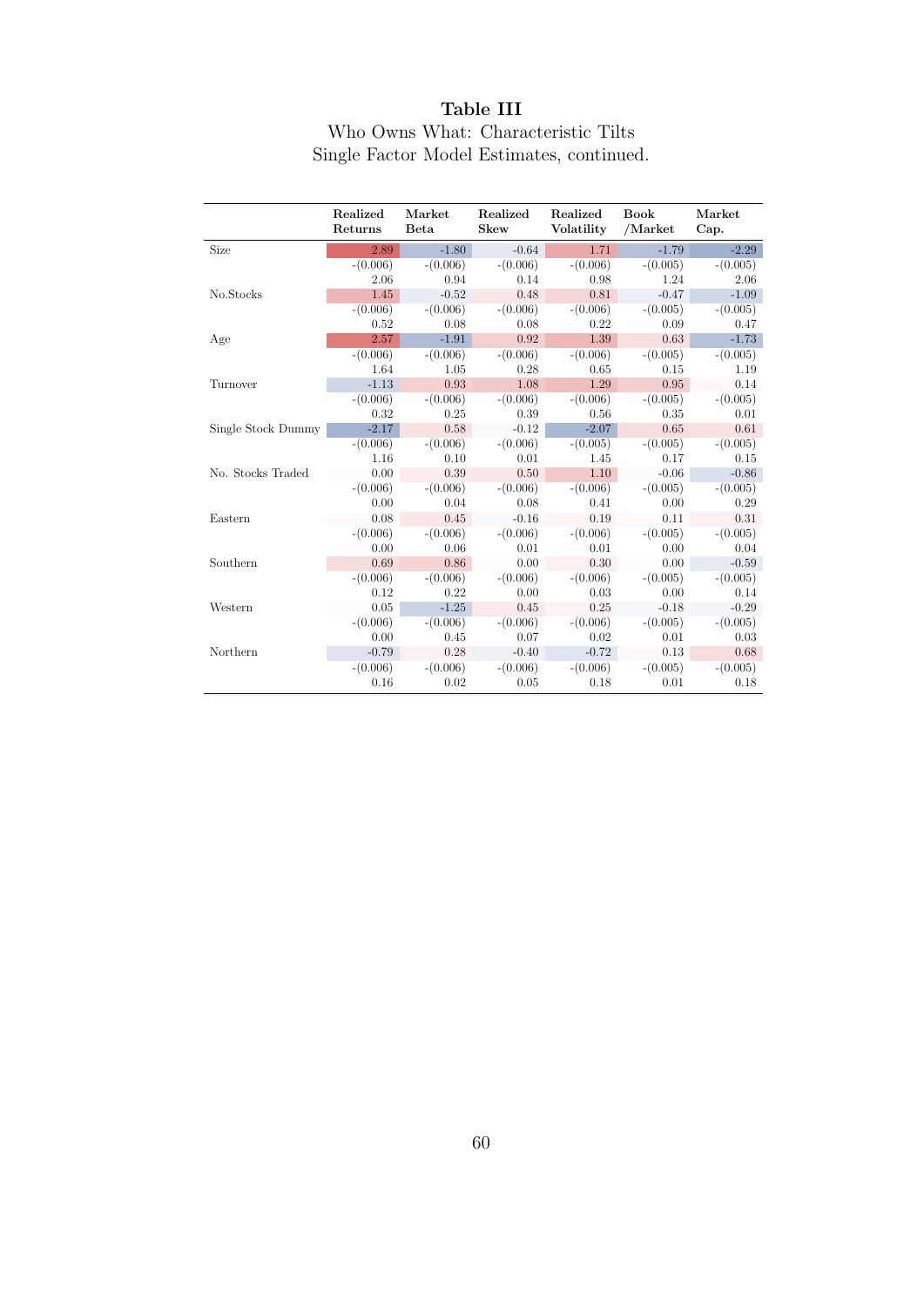**Table III**

Who Owns What: Characteristic Tilts
Single Factor Model Estimates, continued.

| | Realized Returns | Market Beta | Realized Skew | Realized Volatility | Book /Market | Market Cap. |
|---|---|---|---|---|---|---|
| Size | 2.89 | -1.80 | -0.64 | 1.71 | -1.79 | -2.29 |
| | -(0.006) | -(0.006) | -(0.006) | -(0.006) | -(0.005) | -(0.005) |
| | 2.06 | 0.94 | 0.14 | 0.98 | 1.24 | 2.06 |
| No.Stocks | 1.45 | -0.52 | 0.48 | 0.81 | -0.47 | -1.09 |
| | -(0.006) | -(0.006) | -(0.006) | -(0.006) | -(0.005) | -(0.005) |
| | 0.52 | 0.08 | 0.08 | 0.22 | 0.09 | 0.47 |
| Age | 2.57 | -1.91 | 0.92 | 1.39 | 0.63 | -1.73 |
| | -(0.006) | -(0.006) | -(0.006) | -(0.006) | -(0.005) | -(0.005) |
| | 1.64 | 1.05 | 0.28 | 0.65 | 0.15 | 1.19 |
| Turnover | -1.13 | 0.93 | 1.08 | 1.29 | 0.95 | 0.14 |
| | -(0.006) | -(0.006) | -(0.006) | -(0.006) | -(0.005) | -(0.005) |
| | 0.32 | 0.25 | 0.39 | 0.56 | 0.35 | 0.01 |
| Single Stock Dummy | -2.17 | 0.58 | -0.12 | -2.07 | 0.65 | 0.61 |
| | -(0.006) | -(0.006) | -(0.006) | -(0.005) | -(0.005) | -(0.005) |
| | 1.16 | 0.10 | 0.01 | 1.45 | 0.17 | 0.15 |
| No. Stocks Traded | 0.00 | 0.39 | 0.50 | 1.10 | -0.06 | -0.86 |
| | -(0.006) | -(0.006) | -(0.006) | -(0.006) | -(0.005) | -(0.005) |
| | 0.00 | 0.04 | 0.08 | 0.41 | 0.00 | 0.29 |
| Eastern | 0.08 | 0.45 | -0.16 | 0.19 | 0.11 | 0.31 |
| | -(0.006) | -(0.006) | -(0.006) | -(0.006) | -(0.005) | -(0.005) |
| | 0.00 | 0.06 | 0.01 | 0.01 | 0.00 | 0.04 |
| Southern | 0.69 | 0.86 | 0.00 | 0.30 | 0.00 | -0.59 |
| | -(0.006) | -(0.006) | -(0.006) | -(0.006) | -(0.005) | -(0.005) |
| | 0.12 | 0.22 | 0.00 | 0.03 | 0.00 | 0.14 |
| Western | 0.05 | -1.25 | 0.45 | 0.25 | -0.18 | -0.29 |
| | -(0.006) | -(0.006) | -(0.006) | -(0.006) | -(0.005) | -(0.005) |
| | 0.00 | 0.45 | 0.07 | 0.02 | 0.01 | 0.03 |
| Northern | -0.79 | 0.28 | -0.40 | -0.72 | 0.13 | 0.68 |
| | -(0.006) | -(0.006) | -(0.006) | -(0.006) | -(0.005) | -(0.005) |
| | 0.16 | 0.02 | 0.05 | 0.18 | 0.01 | 0.18 |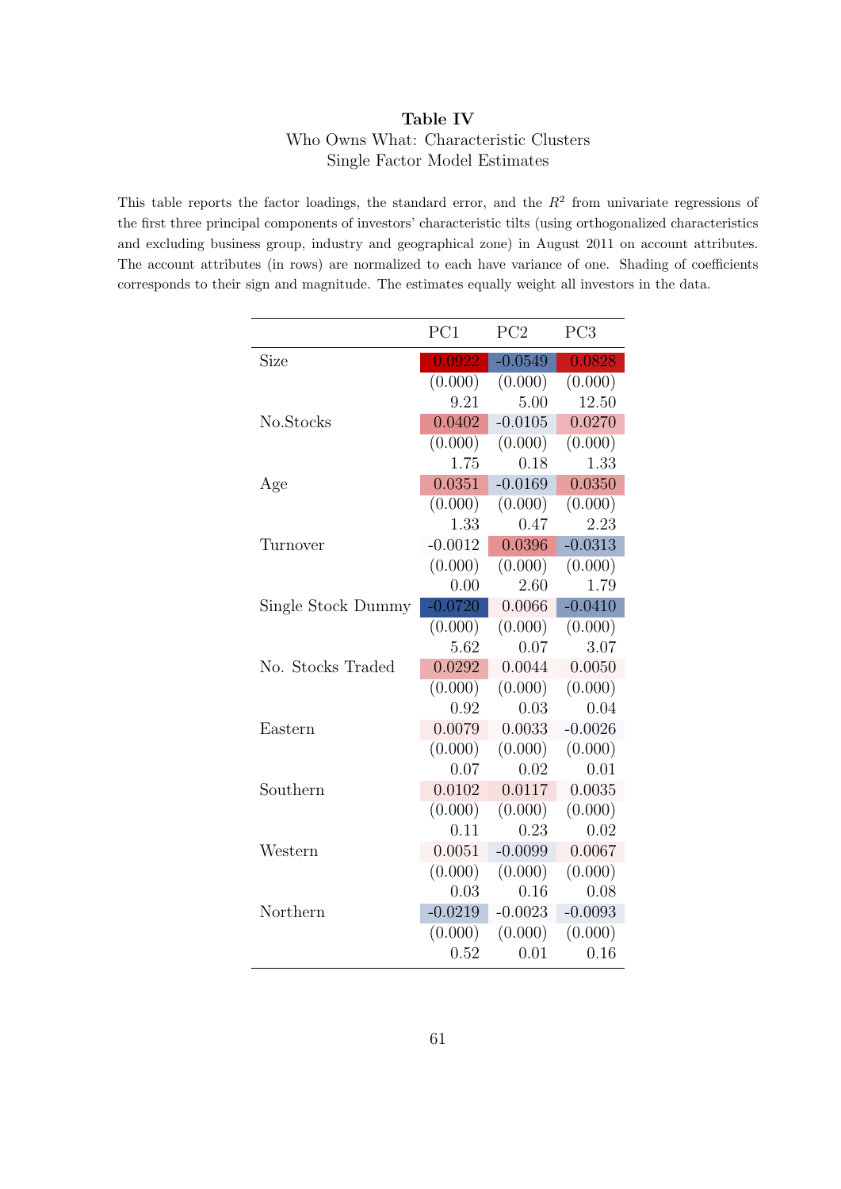**Table IV**

Who Owns What: Characteristic Clusters

Single Factor Model Estimates

This table reports the factor loadings, the standard error, and the $R^2$ from univariate regressions of the first three principal components of investors' characteristic tilts (using orthogonalized characteristics and excluding business group, industry and geographical zone) in August 2011 on account attributes. The account attributes (in rows) are normalized to each have variance of one. Shading of coefficients corresponds to their sign and magnitude. The estimates equally weight all investors in the data.

| | PC1 | PC2 | PC3 |
|---|---|---|---|
| Size | 0.0922 | -0.0549 | 0.0828 |
| | (0.000) | (0.000) | (0.000) |
| | 9.21 | 5.00 | 12.50 |
| No.Stocks | 0.0402 | -0.0105 | 0.0270 |
| | (0.000) | (0.000) | (0.000) |
| | 1.75 | 0.18 | 1.33 |
| Age | 0.0351 | -0.0169 | 0.0350 |
| | (0.000) | (0.000) | (0.000) |
| | 1.33 | 0.47 | 2.23 |
| Turnover | -0.0012 | 0.0396 | -0.0313 |
| | (0.000) | (0.000) | (0.000) |
| | 0.00 | 2.60 | 1.79 |
| Single Stock Dummy | -0.0720 | 0.0066 | -0.0410 |
| | (0.000) | (0.000) | (0.000) |
| | 5.62 | 0.07 | 3.07 |
| No. Stocks Traded | 0.0292 | 0.0044 | 0.0050 |
| | (0.000) | (0.000) | (0.000) |
| | 0.92 | 0.03 | 0.04 |
| Eastern | 0.0079 | 0.0033 | -0.0026 |
| | (0.000) | (0.000) | (0.000) |
| | 0.07 | 0.02 | 0.01 |
| Southern | 0.0102 | 0.0117 | 0.0035 |
| | (0.000) | (0.000) | (0.000) |
| | 0.11 | 0.23 | 0.02 |
| Western | 0.0051 | -0.0099 | 0.0067 |
| | (0.000) | (0.000) | (0.000) |
| | 0.03 | 0.16 | 0.08 |
| Northern | -0.0219 | -0.0023 | -0.0093 |
| | (0.000) | (0.000) | (0.000) |
| | 0.52 | 0.01 | 0.16 |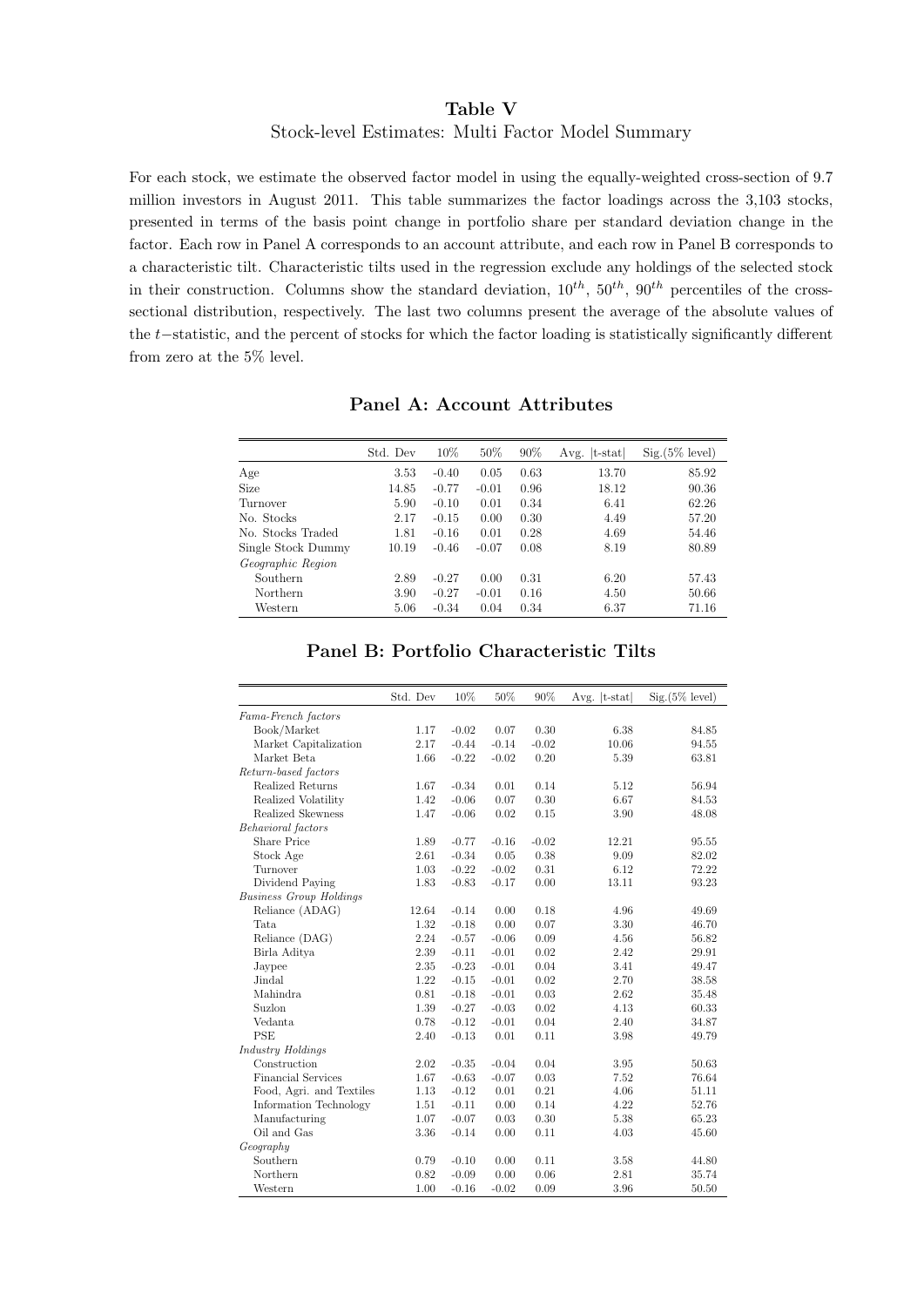# Table V

Stock-level Estimates: Multi Factor Model Summary

For each stock, we estimate the observed factor model in using the equally-weighted cross-section of 9.7 million investors in August 2011. This table summarizes the factor loadings across the 3,103 stocks, presented in terms of the basis point change in portfolio share per standard deviation change in the factor. Each row in Panel A corresponds to an account attribute, and each row in Panel B corresponds to a characteristic tilt. Characteristic tilts used in the regression exclude any holdings of the selected stock in their construction. Columns show the standard deviation, $10^{th}$, $50^{th}$, $90^{th}$ percentiles of the cross-sectional distribution, respectively. The last two columns present the average of the absolute values of the $t$−statistic, and the percent of stocks for which the factor loading is statistically significantly different from zero at the 5% level.

## Panel A: Account Attributes

| | Std. Dev | 10% | 50% | 90% | Avg. \|t-stat\| | Sig.(5% level) |
|---|---|---|---|---|---|---|
| Age | 3.53 | -0.40 | 0.05 | 0.63 | 13.70 | 85.92 |
| Size | 14.85 | -0.77 | -0.01 | 0.96 | 18.12 | 90.36 |
| Turnover | 5.90 | -0.10 | 0.01 | 0.34 | 6.41 | 62.26 |
| No. Stocks | 2.17 | -0.15 | 0.00 | 0.30 | 4.49 | 57.20 |
| No. Stocks Traded | 1.81 | -0.16 | 0.01 | 0.28 | 4.69 | 54.46 |
| Single Stock Dummy | 10.19 | -0.46 | -0.07 | 0.08 | 8.19 | 80.89 |
| *Geographic Region* | | | | | | |
| Southern | 2.89 | -0.27 | 0.00 | 0.31 | 6.20 | 57.43 |
| Northern | 3.90 | -0.27 | -0.01 | 0.16 | 4.50 | 50.66 |
| Western | 5.06 | -0.34 | 0.04 | 0.34 | 6.37 | 71.16 |

## Panel B: Portfolio Characteristic Tilts

| | Std. Dev | 10% | 50% | 90% | Avg. \|t-stat\| | Sig.(5% level) |
|---|---|---|---|---|---|---|
| *Fama-French factors* | | | | | | |
| Book/Market | 1.17 | -0.02 | 0.07 | 0.30 | 6.38 | 84.85 |
| Market Capitalization | 2.17 | -0.44 | -0.14 | -0.02 | 10.06 | 94.55 |
| Market Beta | 1.66 | -0.22 | -0.02 | 0.20 | 5.39 | 63.81 |
| *Return-based factors* | | | | | | |
| Realized Returns | 1.67 | -0.34 | 0.01 | 0.14 | 5.12 | 56.94 |
| Realized Volatility | 1.42 | -0.06 | 0.07 | 0.30 | 6.67 | 84.53 |
| Realized Skewness | 1.47 | -0.06 | 0.02 | 0.15 | 3.90 | 48.08 |
| *Behavioral factors* | | | | | | |
| Share Price | 1.89 | -0.77 | -0.16 | -0.02 | 12.21 | 95.55 |
| Stock Age | 2.61 | -0.34 | 0.05 | 0.38 | 9.09 | 82.02 |
| Turnover | 1.03 | -0.22 | -0.02 | 0.31 | 6.12 | 72.22 |
| Dividend Paying | 1.83 | -0.83 | -0.17 | 0.00 | 13.11 | 93.23 |
| *Business Group Holdings* | | | | | | |
| Reliance (ADAG) | 12.64 | -0.14 | 0.00 | 0.18 | 4.96 | 49.69 |
| Tata | 1.32 | -0.18 | 0.00 | 0.07 | 3.30 | 46.70 |
| Reliance (DAG) | 2.24 | -0.57 | -0.06 | 0.09 | 4.56 | 56.82 |
| Birla Aditya | 2.39 | -0.11 | -0.01 | 0.02 | 2.42 | 29.91 |
| Jaypee | 2.35 | -0.23 | -0.01 | 0.04 | 3.41 | 49.47 |
| Jindal | 1.22 | -0.15 | -0.01 | 0.02 | 2.70 | 38.58 |
| Mahindra | 0.81 | -0.18 | -0.01 | 0.03 | 2.62 | 35.48 |
| Suzlon | 1.39 | -0.27 | -0.03 | 0.02 | 4.13 | 60.33 |
| Vedanta | 0.78 | -0.12 | -0.01 | 0.04 | 2.40 | 34.87 |
| PSE | 2.40 | -0.13 | 0.01 | 0.11 | 3.98 | 49.79 |
| *Industry Holdings* | | | | | | |
| Construction | 2.02 | -0.35 | -0.04 | 0.04 | 3.95 | 50.63 |
| Financial Services | 1.67 | -0.63 | -0.07 | 0.03 | 7.52 | 76.64 |
| Food, Agri. and Textiles | 1.13 | -0.12 | 0.01 | 0.21 | 4.06 | 51.11 |
| Information Technology | 1.51 | -0.11 | 0.00 | 0.14 | 4.22 | 52.76 |
| Manufacturing | 1.07 | -0.07 | 0.03 | 0.30 | 5.38 | 65.23 |
| Oil and Gas | 3.36 | -0.14 | 0.00 | 0.11 | 4.03 | 45.60 |
| *Geography* | | | | | | |
| Southern | 0.79 | -0.10 | 0.00 | 0.11 | 3.58 | 44.80 |
| Northern | 0.82 | -0.09 | 0.00 | 0.06 | 2.81 | 35.74 |
| Western | 1.00 | -0.16 | -0.02 | 0.09 | 3.96 | 50.50 |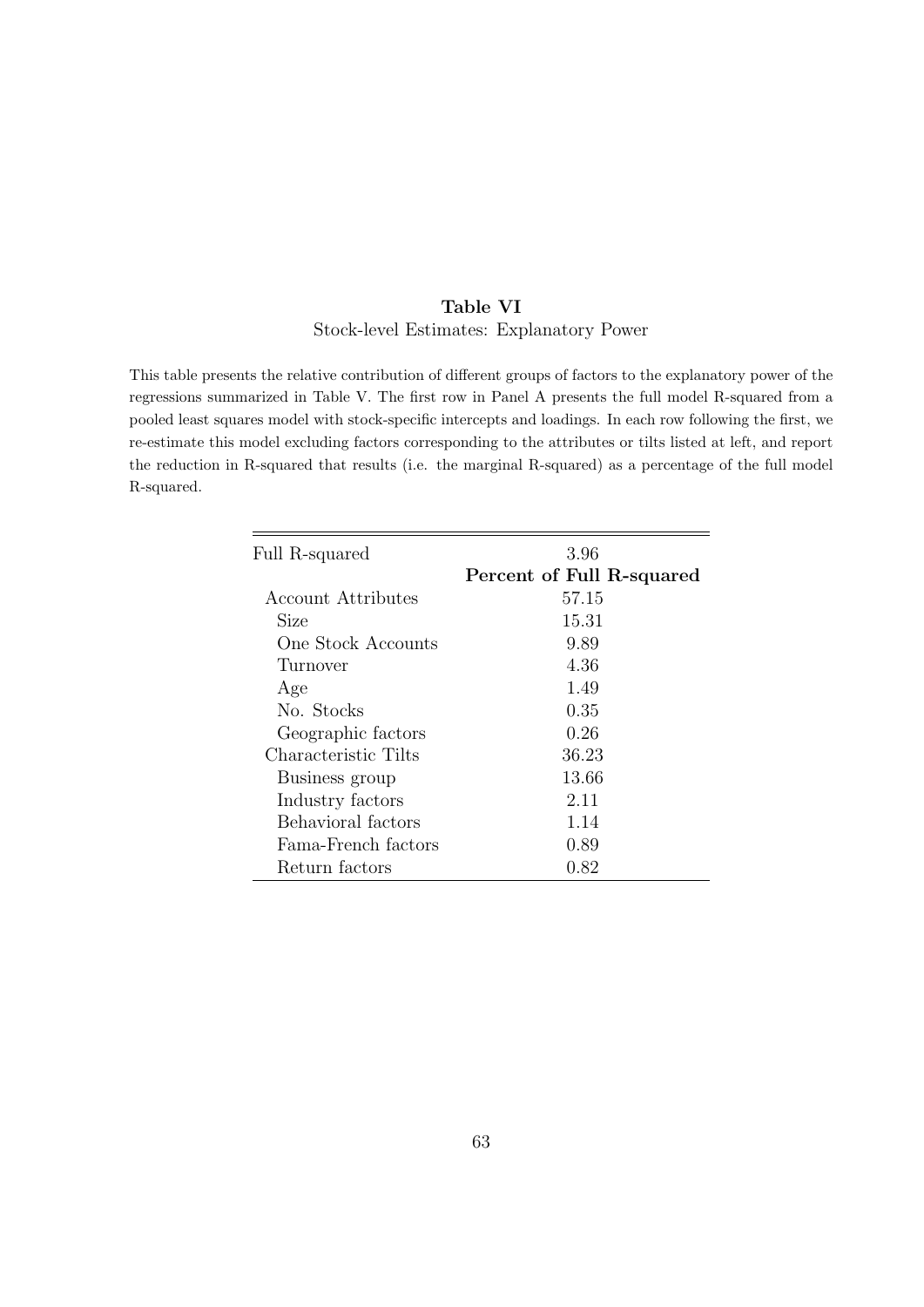**Table VI**

Stock-level Estimates: Explanatory Power

This table presents the relative contribution of different groups of factors to the explanatory power of the regressions summarized in Table V. The first row in Panel A presents the full model R-squared from a pooled least squares model with stock-specific intercepts and loadings. In each row following the first, we re-estimate this model excluding factors corresponding to the attributes or tilts listed at left, and report the reduction in R-squared that results (i.e. the marginal R-squared) as a percentage of the full model R-squared.

| Full R-squared | 3.96 |
|---|---|
| | **Percent of Full R-squared** |
| Account Attributes | 57.15 |
| Size | 15.31 |
| One Stock Accounts | 9.89 |
| Turnover | 4.36 |
| Age | 1.49 |
| No. Stocks | 0.35 |
| Geographic factors | 0.26 |
| Characteristic Tilts | 36.23 |
| Business group | 13.66 |
| Industry factors | 2.11 |
| Behavioral factors | 1.14 |
| Fama-French factors | 0.89 |
| Return factors | 0.82 |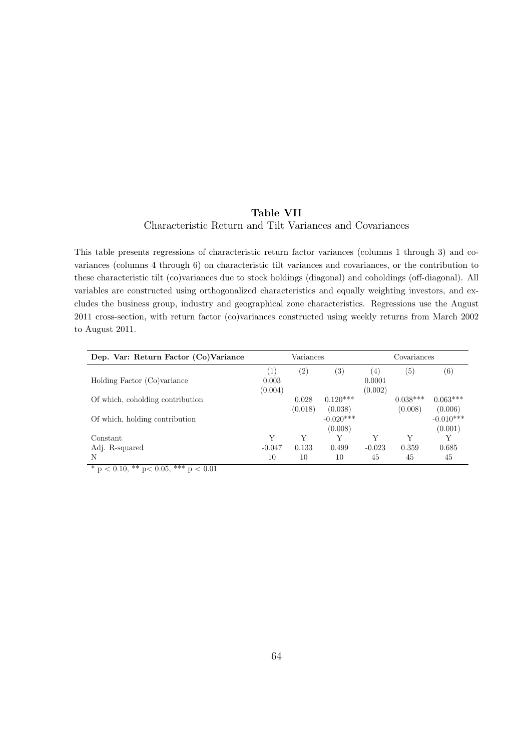**Table VII**

Characteristic Return and Tilt Variances and Covariances

This table presents regressions of characteristic return factor variances (columns 1 through 3) and covariances (columns 4 through 6) on characteristic tilt variances and covariances, or the contribution to these characteristic tilt (co)variances due to stock holdings (diagonal) and coholdings (off-diagonal). All variables are constructed using orthogonalized characteristics and equally weighting investors, and excludes the business group, industry and geographical zone characteristics. Regressions use the August 2011 cross-section, with return factor (co)variances constructed using weekly returns from March 2002 to August 2011.

| **Dep. Var: Return Factor (Co)Variance** | Variances | | | Covariances | | |
|---|---|---|---|---|---|---|
| | (1) | (2) | (3) | (4) | (5) | (6) |
| Holding Factor (Co)variance | 0.003 | | | 0.0001 | | |
| | (0.004) | | | (0.002) | | |
| Of which, coholding contribution | | 0.028 | 0.120*** | | 0.038*** | 0.063*** |
| | | (0.018) | (0.038) | | (0.008) | (0.006) |
| Of which, holding contribution | | | -0.020*** | | | -0.010*** |
| | | | (0.008) | | | (0.001) |
| Constant | Y | Y | Y | Y | Y | Y |
| Adj. R-squared | -0.047 | 0.133 | 0.499 | -0.023 | 0.359 | 0.685 |
| N | 10 | 10 | 10 | 45 | 45 | 45 |

* $p < 0.10$, ** $p < 0.05$, *** $p < 0.01$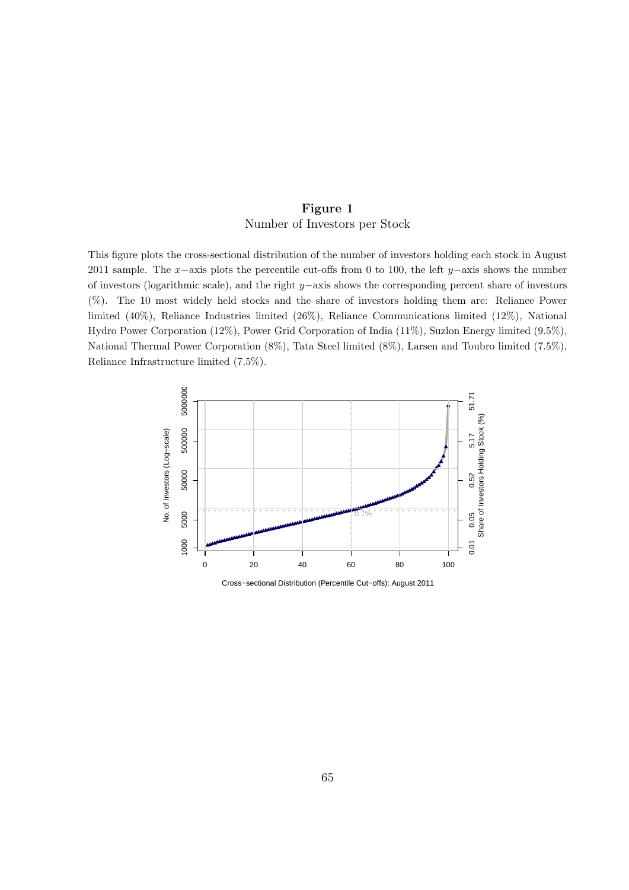**Figure 1**
Number of Investors per Stock

This figure plots the cross-sectional distribution of the number of investors holding each stock in August 2011 sample. The $x$−axis plots the percentile cut-offs from 0 to 100, the left $y$−axis shows the number of investors (logarithmic scale), and the right $y$−axis shows the corresponding percent share of investors (%). The 10 most widely held stocks and the share of investors holding them are: Reliance Power limited (40%), Reliance Industries limited (26%), Reliance Communications limited (12%), National Hydro Power Corporation (12%), Power Grid Corporation of India (11%), Suzlon Energy limited (9.5%), National Thermal Power Corporation (8%), Tata Steel limited (8%), Larsen and Toubro limited (7.5%), Reliance Infrastructure limited (7.5%).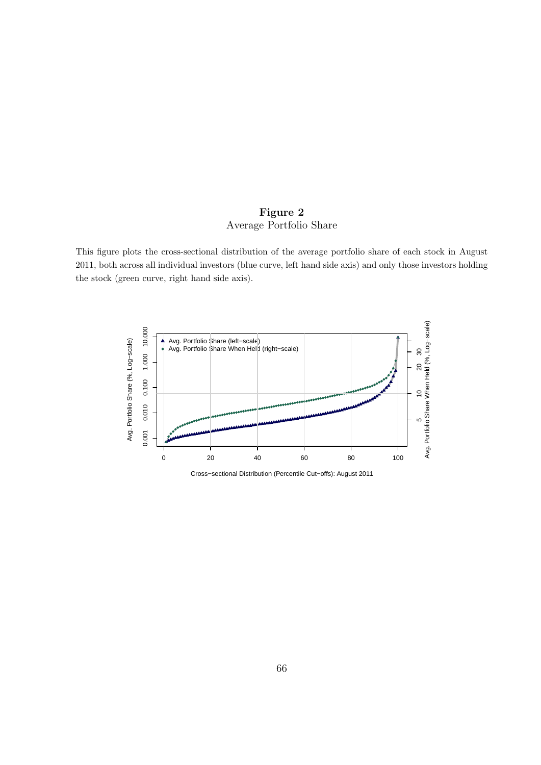**Figure 2**
Average Portfolio Share

This figure plots the cross-sectional distribution of the average portfolio share of each stock in August 2011, both across all individual investors (blue curve, left hand side axis) and only those investors holding the stock (green curve, right hand side axis).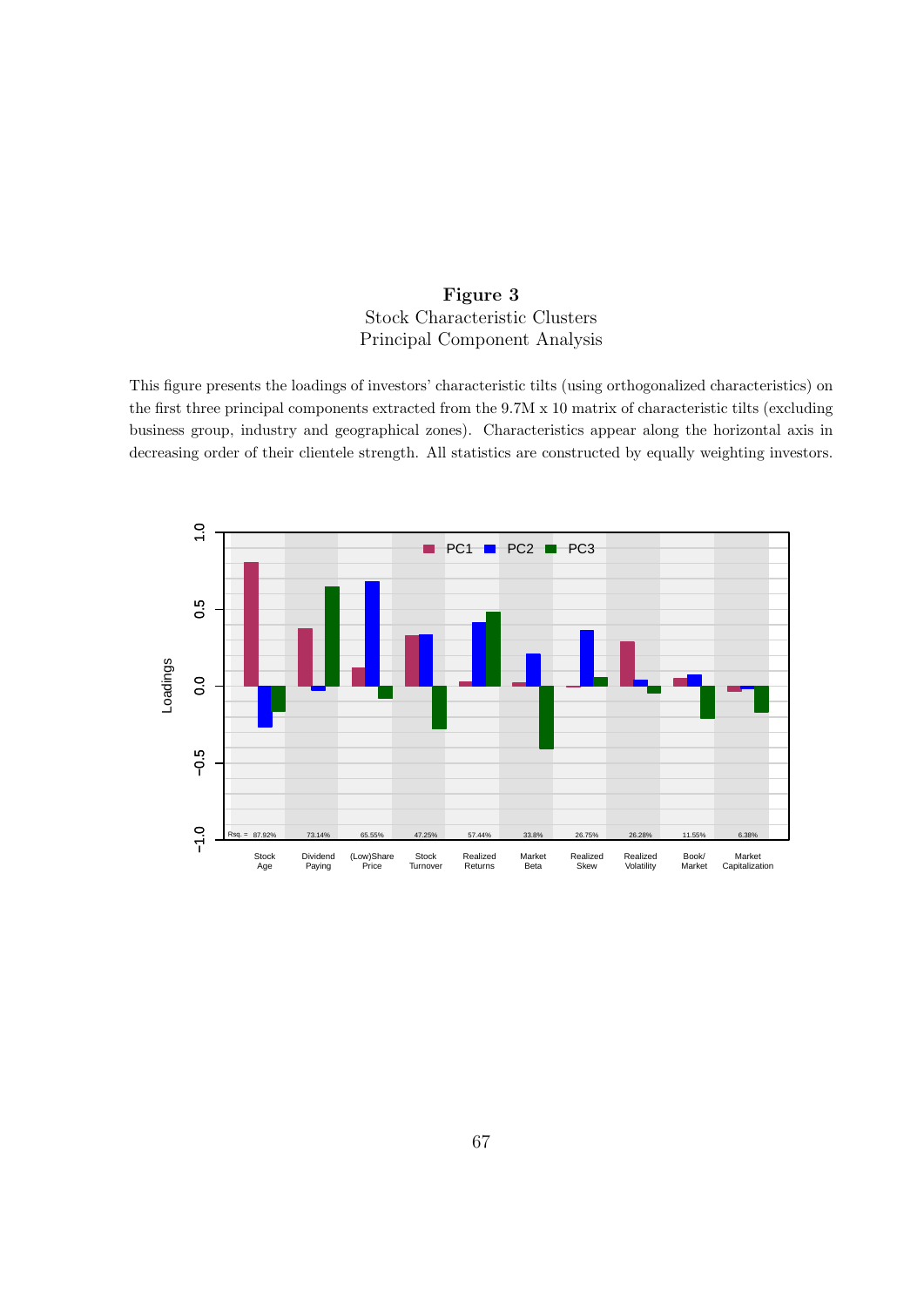**Figure 3**
Stock Characteristic Clusters
Principal Component Analysis

This figure presents the loadings of investors' characteristic tilts (using orthogonalized characteristics) on the first three principal components extracted from the 9.7M x 10 matrix of characteristic tilts (excluding business group, industry and geographical zones). Characteristics appear along the horizontal axis in decreasing order of their clientele strength. All statistics are constructed by equally weighting investors.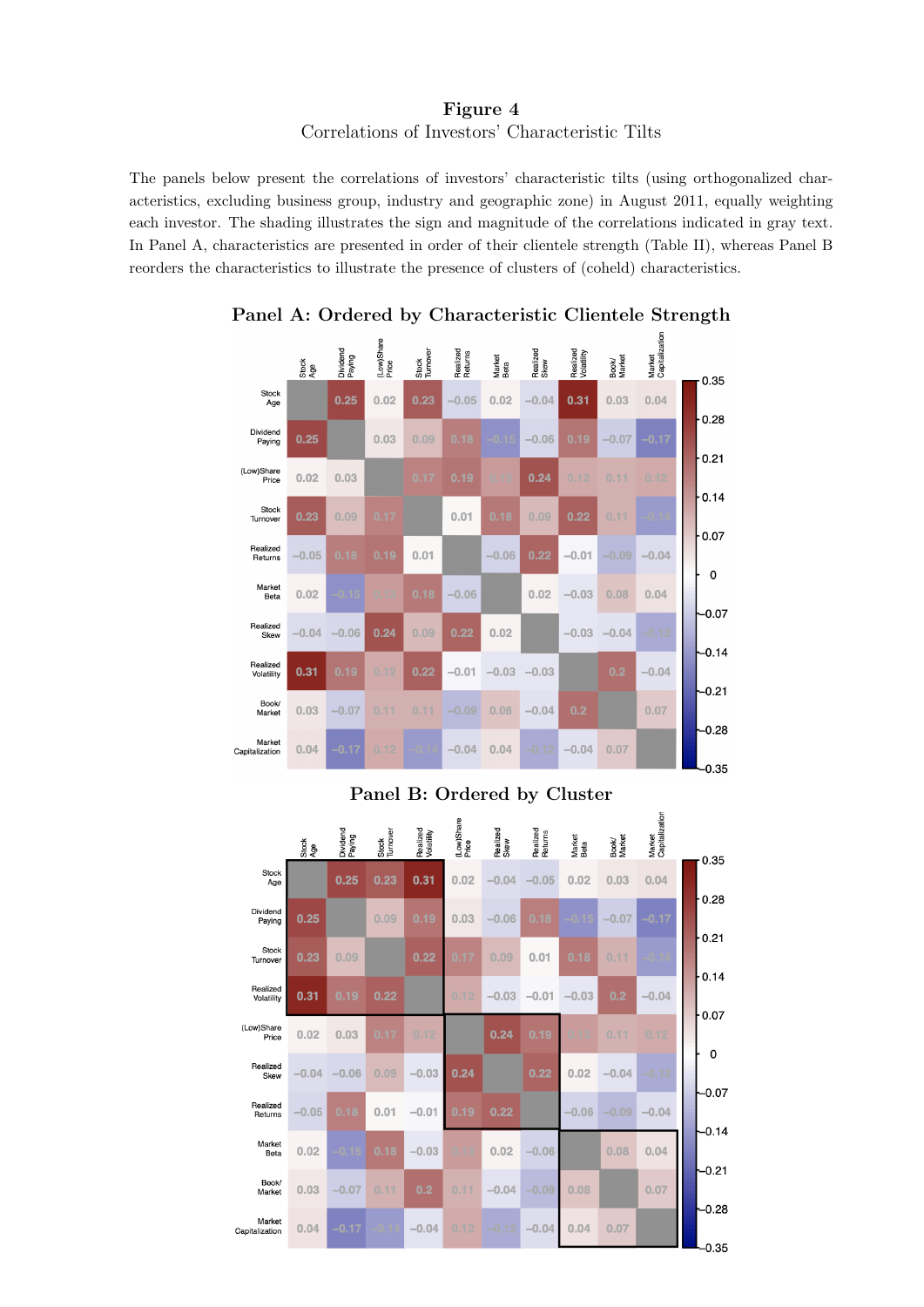**Figure 4**

Correlations of Investors' Characteristic Tilts

The panels below present the correlations of investors' characteristic tilts (using orthogonalized characteristics, excluding business group, industry and geographic zone) in August 2011, equally weighting each investor. The shading illustrates the sign and magnitude of the correlations indicated in gray text. In Panel A, characteristics are presented in order of their clientele strength (Table II), whereas Panel B reorders the characteristics to illustrate the presence of clusters of (coheld) characteristics.

**Panel A: Ordered by Characteristic Clientele Strength**

| | Stock Age | Dividend Paying | (Low)Share Price | Stock Turnover | Realized Returns | Market Beta | Realized Skew | Realized Volatility | Book/ Market | Market Capitalization |
|---|---|---|---|---|---|---|---|---|---|---|
| Stock Age | | 0.25 | 0.02 | 0.23 | −0.05 | 0.02 | −0.04 | 0.31 | 0.03 | 0.04 |
| Dividend Paying | 0.25 | | 0.03 | 0.09 | 0.18 | −0.15 | −0.06 | 0.19 | −0.07 | −0.17 |
| (Low)Share Price | 0.02 | 0.03 | | 0.17 | 0.19 | 0.13 | 0.24 | 0.12 | 0.11 | 0.12 |
| Stock Turnover | 0.23 | 0.09 | 0.17 | | 0.01 | 0.18 | 0.09 | 0.22 | 0.11 | −0.14 |
| Realized Returns | −0.05 | 0.18 | 0.19 | 0.01 | | −0.06 | 0.22 | −0.01 | −0.09 | −0.04 |
| Market Beta | 0.02 | −0.15 | 0.13 | 0.18 | −0.06 | | 0.02 | −0.03 | 0.08 | 0.04 |
| Realized Skew | −0.04 | −0.06 | 0.24 | 0.09 | 0.22 | 0.02 | | −0.03 | −0.04 | −0.12 |
| Realized Volatility | 0.31 | 0.19 | 0.12 | 0.22 | −0.01 | −0.03 | −0.03 | | 0.2 | −0.04 |
| Book/ Market | 0.03 | −0.07 | 0.11 | 0.11 | −0.09 | 0.08 | −0.04 | 0.2 | | 0.07 |
| Market Capitalization | 0.04 | −0.17 | 0.12 | −0.14 | −0.04 | 0.04 | −0.12 | −0.04 | 0.07 | |

**Panel B: Ordered by Cluster**

| | Stock Age | Dividend Paying | Stock Turnover | Realized Volatility | (Low)Share Price | Realized Skew | Realized Returns | Market Beta | Book/ Market | Market Capitalization |
|---|---|---|---|---|---|---|---|---|---|---|
| Stock Age | | 0.25 | 0.23 | 0.31 | 0.02 | −0.04 | −0.05 | 0.02 | 0.03 | 0.04 |
| Dividend Paying | 0.25 | | 0.09 | 0.19 | 0.03 | −0.06 | 0.18 | −0.15 | −0.07 | −0.17 |
| Stock Turnover | 0.23 | 0.09 | | 0.22 | 0.17 | 0.09 | 0.01 | 0.18 | 0.11 | −0.14 |
| Realized Volatility | 0.31 | 0.19 | 0.22 | | 0.12 | −0.03 | −0.01 | −0.03 | 0.2 | −0.04 |
| (Low)Share Price | 0.02 | 0.03 | 0.17 | 0.12 | | 0.24 | 0.19 | 0.13 | 0.11 | 0.12 |
| Realized Skew | −0.04 | −0.06 | 0.09 | −0.03 | 0.24 | | 0.22 | 0.02 | −0.04 | −0.12 |
| Realized Returns | −0.05 | 0.18 | 0.01 | −0.01 | 0.19 | 0.22 | | −0.06 | −0.09 | −0.04 |
| Market Beta | 0.02 | −0.15 | 0.18 | −0.03 | 0.13 | 0.02 | −0.06 | | 0.08 | 0.04 |
| Book/ Market | 0.03 | −0.07 | 0.11 | 0.2 | 0.11 | −0.04 | −0.09 | 0.08 | | 0.07 |
| Market Capitalization | 0.04 | −0.17 | −0.14 | −0.04 | 0.12 | −0.12 | −0.04 | 0.04 | 0.07 | |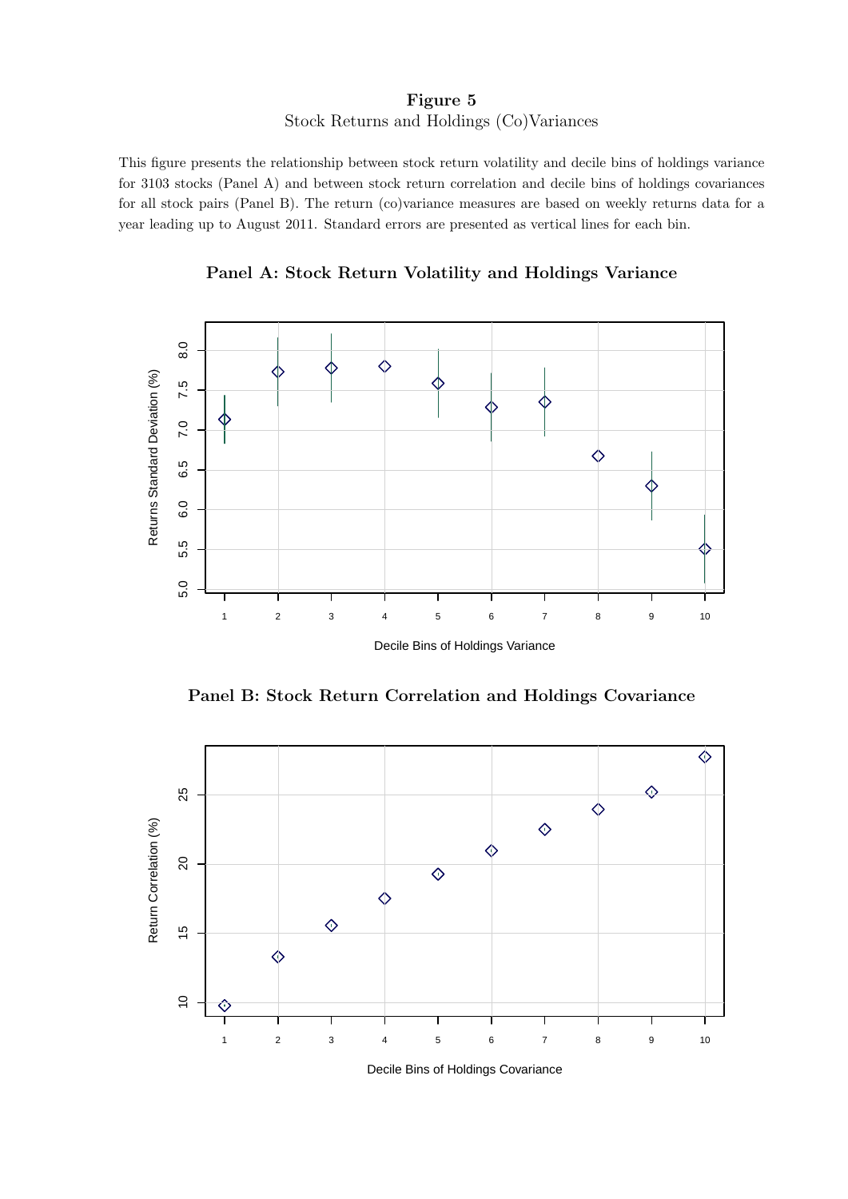**Figure 5**

Stock Returns and Holdings (Co)Variances

This figure presents the relationship between stock return volatility and decile bins of holdings variance for 3103 stocks (Panel A) and between stock return correlation and decile bins of holdings covariances for all stock pairs (Panel B). The return (co)variance measures are based on weekly returns data for a year leading up to August 2011. Standard errors are presented as vertical lines for each bin.

**Panel A: Stock Return Volatility and Holdings Variance**

**Panel B: Stock Return Correlation and Holdings Covariance**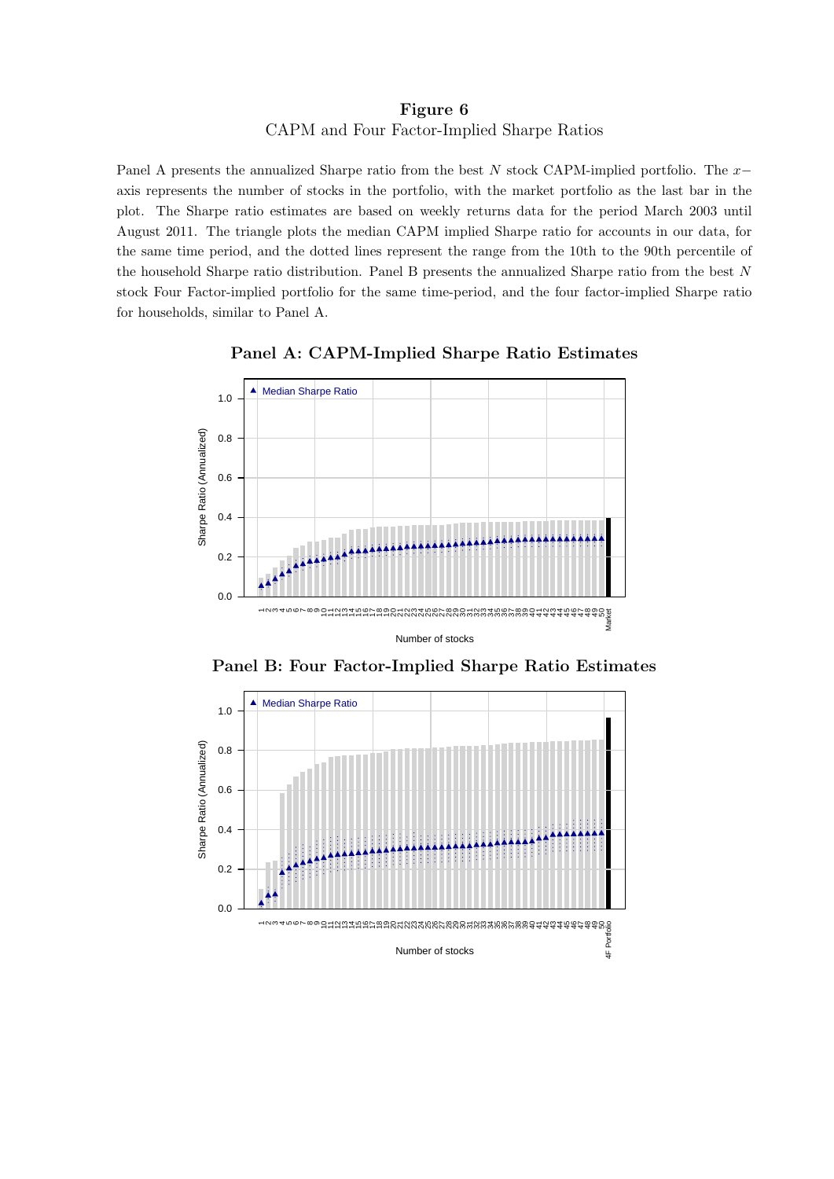**Figure 6**

CAPM and Four Factor-Implied Sharpe Ratios

Panel A presents the annualized Sharpe ratio from the best $N$ stock CAPM-implied portfolio. The $x-$ axis represents the number of stocks in the portfolio, with the market portfolio as the last bar in the plot. The Sharpe ratio estimates are based on weekly returns data for the period March 2003 until August 2011. The triangle plots the median CAPM implied Sharpe ratio for accounts in our data, for the same time period, and the dotted lines represent the range from the 10th to the 90th percentile of the household Sharpe ratio distribution. Panel B presents the annualized Sharpe ratio from the best $N$ stock Four Factor-implied portfolio for the same time-period, and the four factor-implied Sharpe ratio for households, similar to Panel A.

**Panel A: CAPM-Implied Sharpe Ratio Estimates**

Median Sharpe Ratio

Sharpe Ratio (Annualized)

1.0
0.8
0.6
0.4
0.2
0.0

1 2 3 4 5 6 7 8 9 10 11 12 13 14 15 16 17 18 19 20 21 22 23 24 25 26 27 28 29 30 31 32 33 34 35 36 37 38 39 40 41 42 43 44 45 46 47 48 49 50 Market

Number of stocks

**Panel B: Four Factor-Implied Sharpe Ratio Estimates**

Median Sharpe Ratio

Sharpe Ratio (Annualized)

1.0
0.8
0.6
0.4
0.2
0.0

1 2 3 4 5 6 7 8 9 10 11 12 13 14 15 16 17 18 19 20 21 22 23 24 25 26 27 28 29 30 31 32 33 34 35 36 37 38 39 40 41 42 43 44 45 46 47 48 49 50 4F Portfolio

Number of stocks